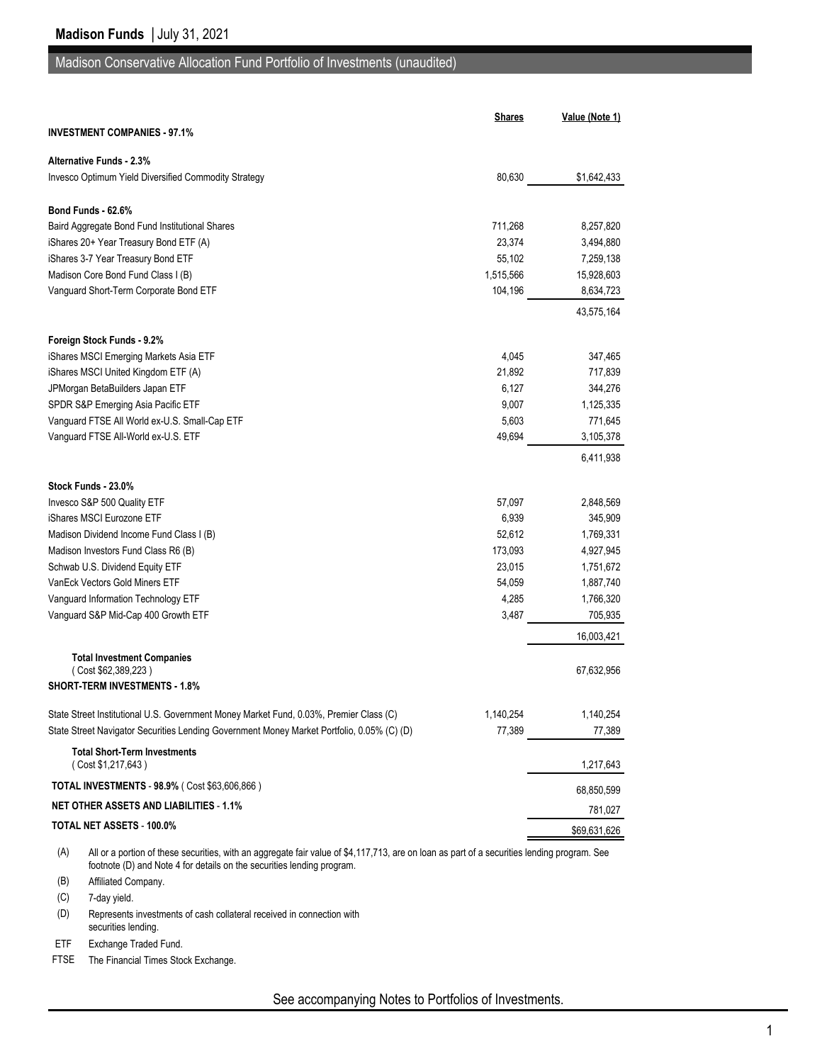Madison Funds | July 31, 2021

# Madison Conservative Allocation Fund Portfolio of Investments (unaudited)

| | Shares | Value (Note 1) |
|---|---|---|
| **INVESTMENT COMPANIES - 97.1%** | | |
| **Alternative Funds - 2.3%** | | |
| Invesco Optimum Yield Diversified Commodity Strategy | 80,630 | $1,642,433 |
| **Bond Funds - 62.6%** | | |
| Baird Aggregate Bond Fund Institutional Shares | 711,268 | 8,257,820 |
| iShares 20+ Year Treasury Bond ETF (A) | 23,374 | 3,494,880 |
| iShares 3-7 Year Treasury Bond ETF | 55,102 | 7,259,138 |
| Madison Core Bond Fund Class I (B) | 1,515,566 | 15,928,603 |
| Vanguard Short-Term Corporate Bond ETF | 104,196 | 8,634,723 |
| | | 43,575,164 |
| **Foreign Stock Funds - 9.2%** | | |
| iShares MSCI Emerging Markets Asia ETF | 4,045 | 347,465 |
| iShares MSCI United Kingdom ETF (A) | 21,892 | 717,839 |
| JPMorgan BetaBuilders Japan ETF | 6,127 | 344,276 |
| SPDR S&P Emerging Asia Pacific ETF | 9,007 | 1,125,335 |
| Vanguard FTSE All World ex-U.S. Small-Cap ETF | 5,603 | 771,645 |
| Vanguard FTSE All-World ex-U.S. ETF | 49,694 | 3,105,378 |
| | | 6,411,938 |
| **Stock Funds - 23.0%** | | |
| Invesco S&P 500 Quality ETF | 57,097 | 2,848,569 |
| iShares MSCI Eurozone ETF | 6,939 | 345,909 |
| Madison Dividend Income Fund Class I (B) | 52,612 | 1,769,331 |
| Madison Investors Fund Class R6 (B) | 173,093 | 4,927,945 |
| Schwab U.S. Dividend Equity ETF | 23,015 | 1,751,672 |
| VanEck Vectors Gold Miners ETF | 54,059 | 1,887,740 |
| Vanguard Information Technology ETF | 4,285 | 1,766,320 |
| Vanguard S&P Mid-Cap 400 Growth ETF | 3,487 | 705,935 |
| | | 16,003,421 |
| **Total Investment Companies** ( Cost $62,389,223 ) | | 67,632,956 |
| **SHORT-TERM INVESTMENTS - 1.8%** | | |
| State Street Institutional U.S. Government Money Market Fund, 0.03%, Premier Class (C) | 1,140,254 | 1,140,254 |
| State Street Navigator Securities Lending Government Money Market Portfolio, 0.05% (C) (D) | 77,389 | 77,389 |
| **Total Short-Term Investments** ( Cost $1,217,643 ) | | 1,217,643 |
| **TOTAL INVESTMENTS - 98.9%** ( Cost $63,606,866 ) | | 68,850,599 |
| **NET OTHER ASSETS AND LIABILITIES - 1.1%** | | 781,027 |
| **TOTAL NET ASSETS - 100.0%** | | $69,631,626 |

(A) All or a portion of these securities, with an aggregate fair value of $4,117,713, are on loan as part of a securities lending program. See footnote (D) and Note 4 for details on the securities lending program.

(B) Affiliated Company.

(C) 7-day yield.

(D) Represents investments of cash collateral received in connection with securities lending.

ETF Exchange Traded Fund.

FTSE The Financial Times Stock Exchange.

See accompanying Notes to Portfolios of Investments.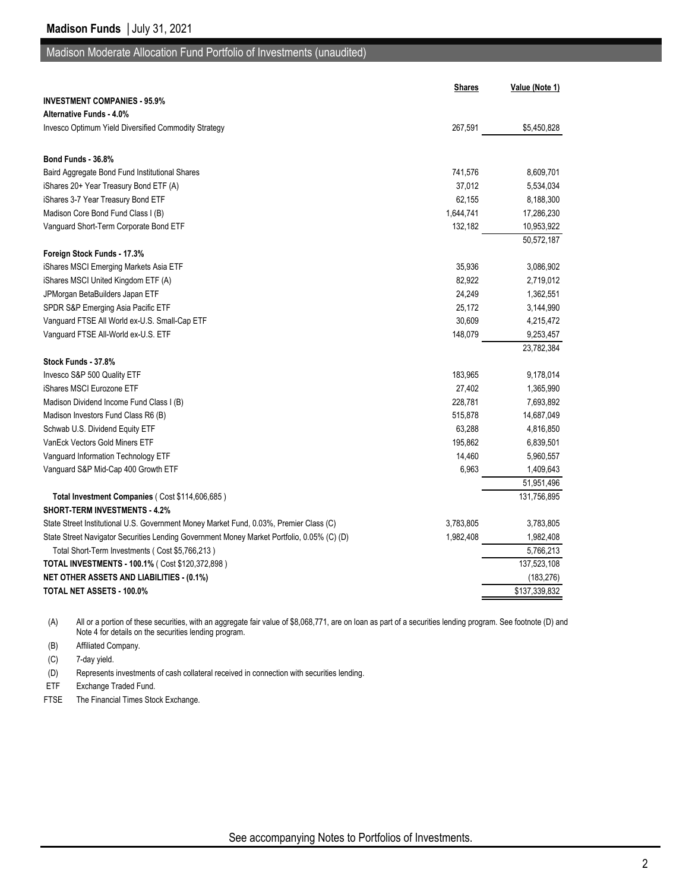## Madison Moderate Allocation Fund Portfolio of Investments (unaudited)

| | Shares | Value (Note 1) |
|---|---|---|
| **INVESTMENT COMPANIES - 95.9%** | | |
| **Alternative Funds - 4.0%** | | |
| Invesco Optimum Yield Diversified Commodity Strategy | 267,591 | $5,450,828 |
| **Bond Funds - 36.8%** | | |
| Baird Aggregate Bond Fund Institutional Shares | 741,576 | 8,609,701 |
| iShares 20+ Year Treasury Bond ETF (A) | 37,012 | 5,534,034 |
| iShares 3-7 Year Treasury Bond ETF | 62,155 | 8,188,300 |
| Madison Core Bond Fund Class I (B) | 1,644,741 | 17,286,230 |
| Vanguard Short-Term Corporate Bond ETF | 132,182 | 10,953,922 |
| | | 50,572,187 |
| **Foreign Stock Funds - 17.3%** | | |
| iShares MSCI Emerging Markets Asia ETF | 35,936 | 3,086,902 |
| iShares MSCI United Kingdom ETF (A) | 82,922 | 2,719,012 |
| JPMorgan BetaBuilders Japan ETF | 24,249 | 1,362,551 |
| SPDR S&P Emerging Asia Pacific ETF | 25,172 | 3,144,990 |
| Vanguard FTSE All World ex-U.S. Small-Cap ETF | 30,609 | 4,215,472 |
| Vanguard FTSE All-World ex-U.S. ETF | 148,079 | 9,253,457 |
| | | 23,782,384 |
| **Stock Funds - 37.8%** | | |
| Invesco S&P 500 Quality ETF | 183,965 | 9,178,014 |
| iShares MSCI Eurozone ETF | 27,402 | 1,365,990 |
| Madison Dividend Income Fund Class I (B) | 228,781 | 7,693,892 |
| Madison Investors Fund Class R6 (B) | 515,878 | 14,687,049 |
| Schwab U.S. Dividend Equity ETF | 63,288 | 4,816,850 |
| VanEck Vectors Gold Miners ETF | 195,862 | 6,839,501 |
| Vanguard Information Technology ETF | 14,460 | 5,960,557 |
| Vanguard S&P Mid-Cap 400 Growth ETF | 6,963 | 1,409,643 |
| | | 51,951,496 |
| **Total Investment Companies** ( Cost $114,606,685 ) | | 131,756,895 |
| **SHORT-TERM INVESTMENTS - 4.2%** | | |
| State Street Institutional U.S. Government Money Market Fund, 0.03%, Premier Class (C) | 3,783,805 | 3,783,805 |
| State Street Navigator Securities Lending Government Money Market Portfolio, 0.05% (C) (D) | 1,982,408 | 1,982,408 |
| Total Short-Term Investments ( Cost $5,766,213 ) | | 5,766,213 |
| **TOTAL INVESTMENTS - 100.1%** ( Cost $120,372,898 ) | | 137,523,108 |
| **NET OTHER ASSETS AND LIABILITIES - (0.1%)** | | (183,276) |
| **TOTAL NET ASSETS - 100.0%** | | $137,339,832 |

(A) All or a portion of these securities, with an aggregate fair value of $8,068,771, are on loan as part of a securities lending program. See footnote (D) and Note 4 for details on the securities lending program.

(B) Affiliated Company.

(C) 7-day yield.

(D) Represents investments of cash collateral received in connection with securities lending.

ETF Exchange Traded Fund.

FTSE The Financial Times Stock Exchange.

See accompanying Notes to Portfolios of Investments.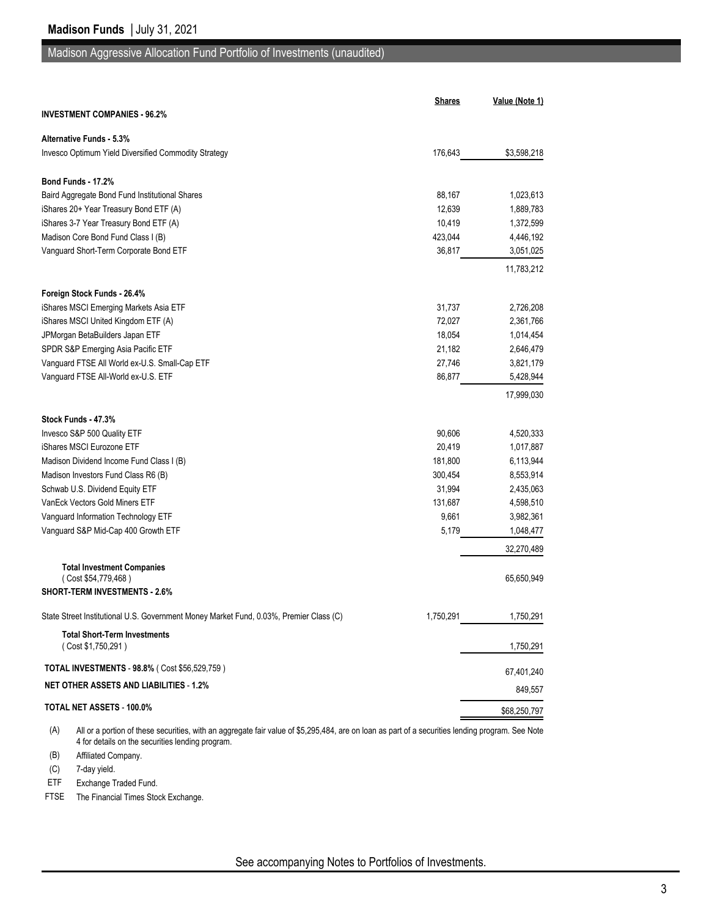# Madison Aggressive Allocation Fund Portfolio of Investments (unaudited)

| | Shares | Value (Note 1) |
|---|---|---|
| **INVESTMENT COMPANIES - 96.2%** | | |
| **Alternative Funds - 5.3%** | | |
| Invesco Optimum Yield Diversified Commodity Strategy | 176,643 | $3,598,218 |
| **Bond Funds - 17.2%** | | |
| Baird Aggregate Bond Fund Institutional Shares | 88,167 | 1,023,613 |
| iShares 20+ Year Treasury Bond ETF (A) | 12,639 | 1,889,783 |
| iShares 3-7 Year Treasury Bond ETF (A) | 10,419 | 1,372,599 |
| Madison Core Bond Fund Class I (B) | 423,044 | 4,446,192 |
| Vanguard Short-Term Corporate Bond ETF | 36,817 | 3,051,025 |
| | | 11,783,212 |
| **Foreign Stock Funds - 26.4%** | | |
| iShares MSCI Emerging Markets Asia ETF | 31,737 | 2,726,208 |
| iShares MSCI United Kingdom ETF (A) | 72,027 | 2,361,766 |
| JPMorgan BetaBuilders Japan ETF | 18,054 | 1,014,454 |
| SPDR S&P Emerging Asia Pacific ETF | 21,182 | 2,646,479 |
| Vanguard FTSE All World ex-U.S. Small-Cap ETF | 27,746 | 3,821,179 |
| Vanguard FTSE All-World ex-U.S. ETF | 86,877 | 5,428,944 |
| | | 17,999,030 |
| **Stock Funds - 47.3%** | | |
| Invesco S&P 500 Quality ETF | 90,606 | 4,520,333 |
| iShares MSCI Eurozone ETF | 20,419 | 1,017,887 |
| Madison Dividend Income Fund Class I (B) | 181,800 | 6,113,944 |
| Madison Investors Fund Class R6 (B) | 300,454 | 8,553,914 |
| Schwab U.S. Dividend Equity ETF | 31,994 | 2,435,063 |
| VanEck Vectors Gold Miners ETF | 131,687 | 4,598,510 |
| Vanguard Information Technology ETF | 9,661 | 3,982,361 |
| Vanguard S&P Mid-Cap 400 Growth ETF | 5,179 | 1,048,477 |
| | | 32,270,489 |
| **Total Investment Companies** ( Cost $54,779,468 ) | | 65,650,949 |
| **SHORT-TERM INVESTMENTS - 2.6%** | | |
| State Street Institutional U.S. Government Money Market Fund, 0.03%, Premier Class (C) | 1,750,291 | 1,750,291 |
| **Total Short-Term Investments** ( Cost $1,750,291 ) | | 1,750,291 |
| **TOTAL INVESTMENTS - 98.8%** ( Cost $56,529,759 ) | | 67,401,240 |
| **NET OTHER ASSETS AND LIABILITIES - 1.2%** | | 849,557 |
| **TOTAL NET ASSETS - 100.0%** | | $68,250,797 |

(A) All or a portion of these securities, with an aggregate fair value of $5,295,484, are on loan as part of a securities lending program. See Note 4 for details on the securities lending program.

(B) Affiliated Company.

(C) 7-day yield.

ETF Exchange Traded Fund.

FTSE The Financial Times Stock Exchange.

See accompanying Notes to Portfolios of Investments.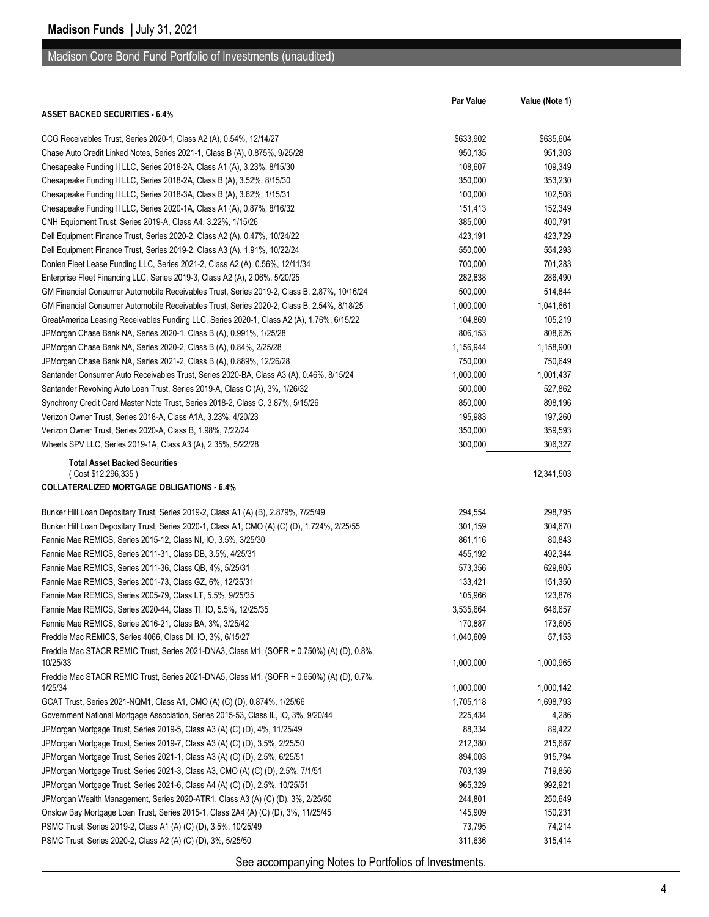## Madison Core Bond Fund Portfolio of Investments (unaudited)

| | Par Value | Value (Note 1) |
|---|---|---|
| **ASSET BACKED SECURITIES - 6.4%** | | |
| CCG Receivables Trust, Series 2020-1, Class A2 (A), 0.54%, 12/14/27 | $633,902 | $635,604 |
| Chase Auto Credit Linked Notes, Series 2021-1, Class B (A), 0.875%, 9/25/28 | 950,135 | 951,303 |
| Chesapeake Funding II LLC, Series 2018-2A, Class A1 (A), 3.23%, 8/15/30 | 108,607 | 109,349 |
| Chesapeake Funding II LLC, Series 2018-2A, Class B (A), 3.52%, 8/15/30 | 350,000 | 353,230 |
| Chesapeake Funding II LLC, Series 2018-3A, Class B (A), 3.62%, 1/15/31 | 100,000 | 102,508 |
| Chesapeake Funding II LLC, Series 2020-1A, Class A1 (A), 0.87%, 8/16/32 | 151,413 | 152,349 |
| CNH Equipment Trust, Series 2019-A, Class A4, 3.22%, 1/15/26 | 385,000 | 400,791 |
| Dell Equipment Finance Trust, Series 2020-2, Class A2 (A), 0.47%, 10/24/22 | 423,191 | 423,729 |
| Dell Equipment Finance Trust, Series 2019-2, Class A3 (A), 1.91%, 10/22/24 | 550,000 | 554,293 |
| Donlen Fleet Lease Funding LLC, Series 2021-2, Class A2 (A), 0.56%, 12/11/34 | 700,000 | 701,283 |
| Enterprise Fleet Financing LLC, Series 2019-3, Class A2 (A), 2.06%, 5/20/25 | 282,838 | 286,490 |
| GM Financial Consumer Automobile Receivables Trust, Series 2019-2, Class B, 2.87%, 10/16/24 | 500,000 | 514,844 |
| GM Financial Consumer Automobile Receivables Trust, Series 2020-2, Class B, 2.54%, 8/18/25 | 1,000,000 | 1,041,661 |
| GreatAmerica Leasing Receivables Funding LLC, Series 2020-1, Class A2 (A), 1.76%, 6/15/22 | 104,869 | 105,219 |
| JPMorgan Chase Bank NA, Series 2020-1, Class B (A), 0.991%, 1/25/28 | 806,153 | 808,626 |
| JPMorgan Chase Bank NA, Series 2020-2, Class B (A), 0.84%, 2/25/28 | 1,156,944 | 1,158,900 |
| JPMorgan Chase Bank NA, Series 2021-2, Class B (A), 0.889%, 12/26/28 | 750,000 | 750,649 |
| Santander Consumer Auto Receivables Trust, Series 2020-BA, Class A3 (A), 0.46%, 8/15/24 | 1,000,000 | 1,001,437 |
| Santander Revolving Auto Loan Trust, Series 2019-A, Class C (A), 3%, 1/26/32 | 500,000 | 527,862 |
| Synchrony Credit Card Master Note Trust, Series 2018-2, Class C, 3.87%, 5/15/26 | 850,000 | 898,196 |
| Verizon Owner Trust, Series 2018-A, Class A1A, 3.23%, 4/20/23 | 195,983 | 197,260 |
| Verizon Owner Trust, Series 2020-A, Class B, 1.98%, 7/22/24 | 350,000 | 359,593 |
| Wheels SPV LLC, Series 2019-1A, Class A3 (A), 2.35%, 5/22/28 | 300,000 | 306,327 |
| **Total Asset Backed Securities** ( Cost $12,296,335 ) | | 12,341,503 |
| **COLLATERALIZED MORTGAGE OBLIGATIONS - 6.4%** | | |
| Bunker Hill Loan Depositary Trust, Series 2019-2, Class A1 (A) (B), 2.879%, 7/25/49 | 294,554 | 298,795 |
| Bunker Hill Loan Depositary Trust, Series 2020-1, Class A1, CMO (A) (C) (D), 1.724%, 2/25/55 | 301,159 | 304,670 |
| Fannie Mae REMICS, Series 2015-12, Class NI, IO, 3.5%, 3/25/30 | 861,116 | 80,843 |
| Fannie Mae REMICS, Series 2011-31, Class DB, 3.5%, 4/25/31 | 455,192 | 492,344 |
| Fannie Mae REMICS, Series 2011-36, Class QB, 4%, 5/25/31 | 573,356 | 629,805 |
| Fannie Mae REMICS, Series 2001-73, Class GZ, 6%, 12/25/31 | 133,421 | 151,350 |
| Fannie Mae REMICS, Series 2005-79, Class LT, 5.5%, 9/25/35 | 105,966 | 123,876 |
| Fannie Mae REMICS, Series 2020-44, Class TI, IO, 5.5%, 12/25/35 | 3,535,664 | 646,657 |
| Fannie Mae REMICS, Series 2016-21, Class BA, 3%, 3/25/42 | 170,887 | 173,605 |
| Freddie Mac REMICS, Series 4066, Class DI, IO, 3%, 6/15/27 | 1,040,609 | 57,153 |
| Freddie Mac STACR REMIC Trust, Series 2021-DNA3, Class M1, (SOFR + 0.750%) (A) (D), 0.8%, 10/25/33 | 1,000,000 | 1,000,965 |
| Freddie Mac STACR REMIC Trust, Series 2021-DNA5, Class M1, (SOFR + 0.650%) (A) (D), 0.7%, 1/25/34 | 1,000,000 | 1,000,142 |
| GCAT Trust, Series 2021-NQM1, Class A1, CMO (A) (C) (D), 0.874%, 1/25/66 | 1,705,118 | 1,698,793 |
| Government National Mortgage Association, Series 2015-53, Class IL, IO, 3%, 9/20/44 | 225,434 | 4,286 |
| JPMorgan Mortgage Trust, Series 2019-5, Class A3 (A) (C) (D), 4%, 11/25/49 | 88,334 | 89,422 |
| JPMorgan Mortgage Trust, Series 2019-7, Class A3 (A) (C) (D), 3.5%, 2/25/50 | 212,380 | 215,687 |
| JPMorgan Mortgage Trust, Series 2021-1, Class A3 (A) (C) (D), 2.5%, 6/25/51 | 894,003 | 915,794 |
| JPMorgan Mortgage Trust, Series 2021-3, Class A3, CMO (A) (C) (D), 2.5%, 7/1/51 | 703,139 | 719,856 |
| JPMorgan Mortgage Trust, Series 2021-6, Class A4 (A) (C) (D), 2.5%, 10/25/51 | 965,329 | 992,921 |
| JPMorgan Wealth Management, Series 2020-ATR1, Class A3 (A) (C) (D), 3%, 2/25/50 | 244,801 | 250,649 |
| Onslow Bay Mortgage Loan Trust, Series 2015-1, Class 2A4 (A) (C) (D), 3%, 11/25/45 | 145,909 | 150,231 |
| PSMC Trust, Series 2019-2, Class A1 (A) (C) (D), 3.5%, 10/25/49 | 73,795 | 74,214 |
| PSMC Trust, Series 2020-2, Class A2 (A) (C) (D), 3%, 5/25/50 | 311,636 | 315,414 |

See accompanying Notes to Portfolios of Investments.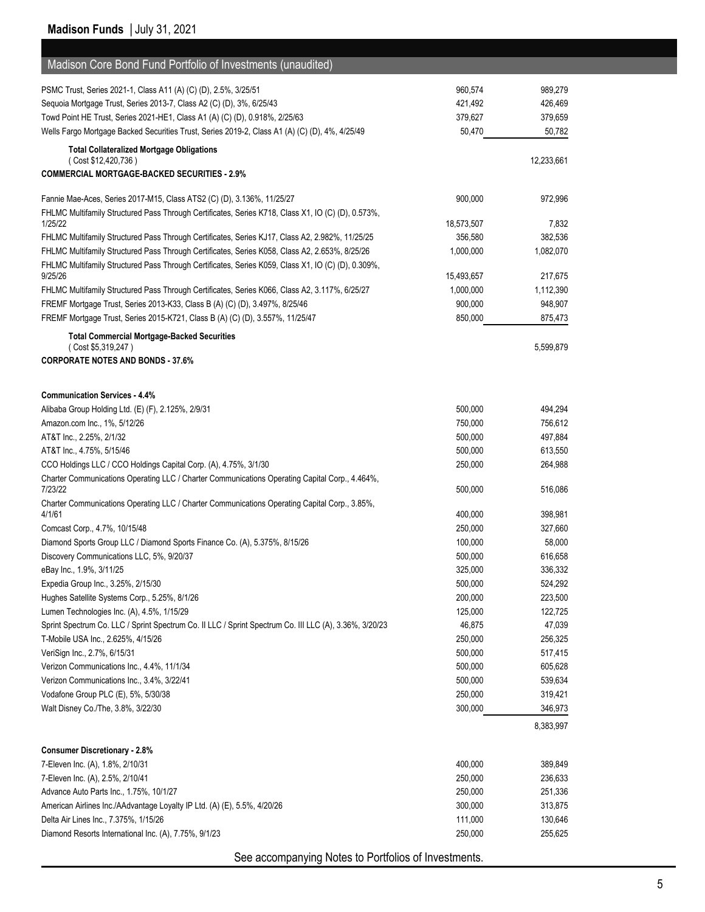## Madison Core Bond Fund Portfolio of Investments (unaudited)

| | Par Value | Value |
|---|---|---|
| PSMC Trust, Series 2021-1, Class A11 (A) (C) (D), 2.5%, 3/25/51 | 960,574 | 989,279 |
| Sequoia Mortgage Trust, Series 2013-7, Class A2 (C) (D), 3%, 6/25/43 | 421,492 | 426,469 |
| Towd Point HE Trust, Series 2021-HE1, Class A1 (A) (C) (D), 0.918%, 2/25/63 | 379,627 | 379,659 |
| Wells Fargo Mortgage Backed Securities Trust, Series 2019-2, Class A1 (A) (C) (D), 4%, 4/25/49 | 50,470 | 50,782 |
| **Total Collateralized Mortgage Obligations** ( Cost $12,420,736 ) | | 12,233,661 |
| **COMMERCIAL MORTGAGE-BACKED SECURITIES - 2.9%** | | |
| Fannie Mae-Aces, Series 2017-M15, Class ATS2 (C) (D), 3.136%, 11/25/27 | 900,000 | 972,996 |
| FHLMC Multifamily Structured Pass Through Certificates, Series K718, Class X1, IO (C) (D), 0.573%, 1/25/22 | 18,573,507 | 7,832 |
| FHLMC Multifamily Structured Pass Through Certificates, Series KJ17, Class A2, 2.982%, 11/25/25 | 356,580 | 382,536 |
| FHLMC Multifamily Structured Pass Through Certificates, Series K058, Class A2, 2.653%, 8/25/26 | 1,000,000 | 1,082,070 |
| FHLMC Multifamily Structured Pass Through Certificates, Series K059, Class X1, IO (C) (D), 0.309%, 9/25/26 | 15,493,657 | 217,675 |
| FHLMC Multifamily Structured Pass Through Certificates, Series K066, Class A2, 3.117%, 6/25/27 | 1,000,000 | 1,112,390 |
| FREMF Mortgage Trust, Series 2013-K33, Class B (A) (C) (D), 3.497%, 8/25/46 | 900,000 | 948,907 |
| FREMF Mortgage Trust, Series 2015-K721, Class B (A) (C) (D), 3.557%, 11/25/47 | 850,000 | 875,473 |
| **Total Commercial Mortgage-Backed Securities** ( Cost $5,319,247 ) | | 5,599,879 |
| **CORPORATE NOTES AND BONDS - 37.6%** | | |
| **Communication Services - 4.4%** | | |
| Alibaba Group Holding Ltd. (E) (F), 2.125%, 2/9/31 | 500,000 | 494,294 |
| Amazon.com Inc., 1%, 5/12/26 | 750,000 | 756,612 |
| AT&T Inc., 2.25%, 2/1/32 | 500,000 | 497,884 |
| AT&T Inc., 4.75%, 5/15/46 | 500,000 | 613,550 |
| CCO Holdings LLC / CCO Holdings Capital Corp. (A), 4.75%, 3/1/30 | 250,000 | 264,988 |
| Charter Communications Operating LLC / Charter Communications Operating Capital Corp., 4.464%, 7/23/22 | 500,000 | 516,086 |
| Charter Communications Operating LLC / Charter Communications Operating Capital Corp., 3.85%, 4/1/61 | 400,000 | 398,981 |
| Comcast Corp., 4.7%, 10/15/48 | 250,000 | 327,660 |
| Diamond Sports Group LLC / Diamond Sports Finance Co. (A), 5.375%, 8/15/26 | 100,000 | 58,000 |
| Discovery Communications LLC, 5%, 9/20/37 | 500,000 | 616,658 |
| eBay Inc., 1.9%, 3/11/25 | 325,000 | 336,332 |
| Expedia Group Inc., 3.25%, 2/15/30 | 500,000 | 524,292 |
| Hughes Satellite Systems Corp., 5.25%, 8/1/26 | 200,000 | 223,500 |
| Lumen Technologies Inc. (A), 4.5%, 1/15/29 | 125,000 | 122,725 |
| Sprint Spectrum Co. LLC / Sprint Spectrum Co. II LLC / Sprint Spectrum Co. III LLC (A), 3.36%, 3/20/23 | 46,875 | 47,039 |
| T-Mobile USA Inc., 2.625%, 4/15/26 | 250,000 | 256,325 |
| VeriSign Inc., 2.7%, 6/15/31 | 500,000 | 517,415 |
| Verizon Communications Inc., 4.4%, 11/1/34 | 500,000 | 605,628 |
| Verizon Communications Inc., 3.4%, 3/22/41 | 500,000 | 539,634 |
| Vodafone Group PLC (E), 5%, 5/30/38 | 250,000 | 319,421 |
| Walt Disney Co./The, 3.8%, 3/22/30 | 300,000 | 346,973 |
| | | 8,383,997 |
| **Consumer Discretionary - 2.8%** | | |
| 7-Eleven Inc. (A), 1.8%, 2/10/31 | 400,000 | 389,849 |
| 7-Eleven Inc. (A), 2.5%, 2/10/41 | 250,000 | 236,633 |
| Advance Auto Parts Inc., 1.75%, 10/1/27 | 250,000 | 251,336 |
| American Airlines Inc./AAdvantage Loyalty IP Ltd. (A) (E), 5.5%, 4/20/26 | 300,000 | 313,875 |
| Delta Air Lines Inc., 7.375%, 1/15/26 | 111,000 | 130,646 |
| Diamond Resorts International Inc. (A), 7.75%, 9/1/23 | 250,000 | 255,625 |

See accompanying Notes to Portfolios of Investments.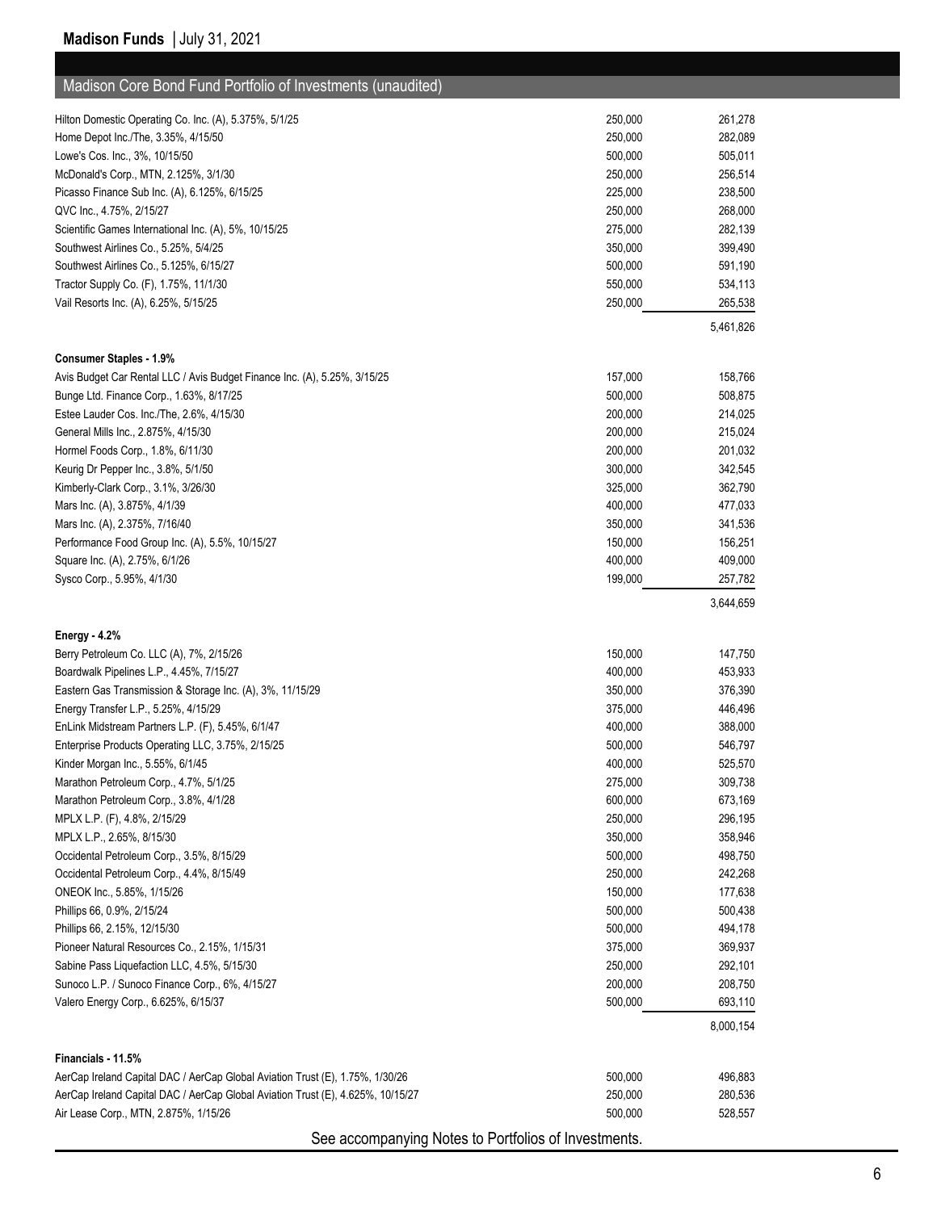## Madison Core Bond Fund Portfolio of Investments (unaudited)

| | | |
|---|---|---|
| Hilton Domestic Operating Co. Inc. (A), 5.375%, 5/1/25 | 250,000 | 261,278 |
| Home Depot Inc./The, 3.35%, 4/15/50 | 250,000 | 282,089 |
| Lowe's Cos. Inc., 3%, 10/15/50 | 500,000 | 505,011 |
| McDonald's Corp., MTN, 2.125%, 3/1/30 | 250,000 | 256,514 |
| Picasso Finance Sub Inc. (A), 6.125%, 6/15/25 | 225,000 | 238,500 |
| QVC Inc., 4.75%, 2/15/27 | 250,000 | 268,000 |
| Scientific Games International Inc. (A), 5%, 10/15/25 | 275,000 | 282,139 |
| Southwest Airlines Co., 5.25%, 5/4/25 | 350,000 | 399,490 |
| Southwest Airlines Co., 5.125%, 6/15/27 | 500,000 | 591,190 |
| Tractor Supply Co. (F), 1.75%, 11/1/30 | 550,000 | 534,113 |
| Vail Resorts Inc. (A), 6.25%, 5/15/25 | 250,000 | 265,538 |
| | | 5,461,826 |
| **Consumer Staples - 1.9%** | | |
| Avis Budget Car Rental LLC / Avis Budget Finance Inc. (A), 5.25%, 3/15/25 | 157,000 | 158,766 |
| Bunge Ltd. Finance Corp., 1.63%, 8/17/25 | 500,000 | 508,875 |
| Estee Lauder Cos. Inc./The, 2.6%, 4/15/30 | 200,000 | 214,025 |
| General Mills Inc., 2.875%, 4/15/30 | 200,000 | 215,024 |
| Hormel Foods Corp., 1.8%, 6/11/30 | 200,000 | 201,032 |
| Keurig Dr Pepper Inc., 3.8%, 5/1/50 | 300,000 | 342,545 |
| Kimberly-Clark Corp., 3.1%, 3/26/30 | 325,000 | 362,790 |
| Mars Inc. (A), 3.875%, 4/1/39 | 400,000 | 477,033 |
| Mars Inc. (A), 2.375%, 7/16/40 | 350,000 | 341,536 |
| Performance Food Group Inc. (A), 5.5%, 10/15/27 | 150,000 | 156,251 |
| Square Inc. (A), 2.75%, 6/1/26 | 400,000 | 409,000 |
| Sysco Corp., 5.95%, 4/1/30 | 199,000 | 257,782 |
| | | 3,644,659 |
| **Energy - 4.2%** | | |
| Berry Petroleum Co. LLC (A), 7%, 2/15/26 | 150,000 | 147,750 |
| Boardwalk Pipelines L.P., 4.45%, 7/15/27 | 400,000 | 453,933 |
| Eastern Gas Transmission & Storage Inc. (A), 3%, 11/15/29 | 350,000 | 376,390 |
| Energy Transfer L.P., 5.25%, 4/15/29 | 375,000 | 446,496 |
| EnLink Midstream Partners L.P. (F), 5.45%, 6/1/47 | 400,000 | 388,000 |
| Enterprise Products Operating LLC, 3.75%, 2/15/25 | 500,000 | 546,797 |
| Kinder Morgan Inc., 5.55%, 6/1/45 | 400,000 | 525,570 |
| Marathon Petroleum Corp., 4.7%, 5/1/25 | 275,000 | 309,738 |
| Marathon Petroleum Corp., 3.8%, 4/1/28 | 600,000 | 673,169 |
| MPLX L.P. (F), 4.8%, 2/15/29 | 250,000 | 296,195 |
| MPLX L.P., 2.65%, 8/15/30 | 350,000 | 358,946 |
| Occidental Petroleum Corp., 3.5%, 8/15/29 | 500,000 | 498,750 |
| Occidental Petroleum Corp., 4.4%, 8/15/49 | 250,000 | 242,268 |
| ONEOK Inc., 5.85%, 1/15/26 | 150,000 | 177,638 |
| Phillips 66, 0.9%, 2/15/24 | 500,000 | 500,438 |
| Phillips 66, 2.15%, 12/15/30 | 500,000 | 494,178 |
| Pioneer Natural Resources Co., 2.15%, 1/15/31 | 375,000 | 369,937 |
| Sabine Pass Liquefaction LLC, 4.5%, 5/15/30 | 250,000 | 292,101 |
| Sunoco L.P. / Sunoco Finance Corp., 6%, 4/15/27 | 200,000 | 208,750 |
| Valero Energy Corp., 6.625%, 6/15/37 | 500,000 | 693,110 |
| | | 8,000,154 |
| **Financials - 11.5%** | | |
| AerCap Ireland Capital DAC / AerCap Global Aviation Trust (E), 1.75%, 1/30/26 | 500,000 | 496,883 |
| AerCap Ireland Capital DAC / AerCap Global Aviation Trust (E), 4.625%, 10/15/27 | 250,000 | 280,536 |
| Air Lease Corp., MTN, 2.875%, 1/15/26 | 500,000 | 528,557 |

See accompanying Notes to Portfolios of Investments.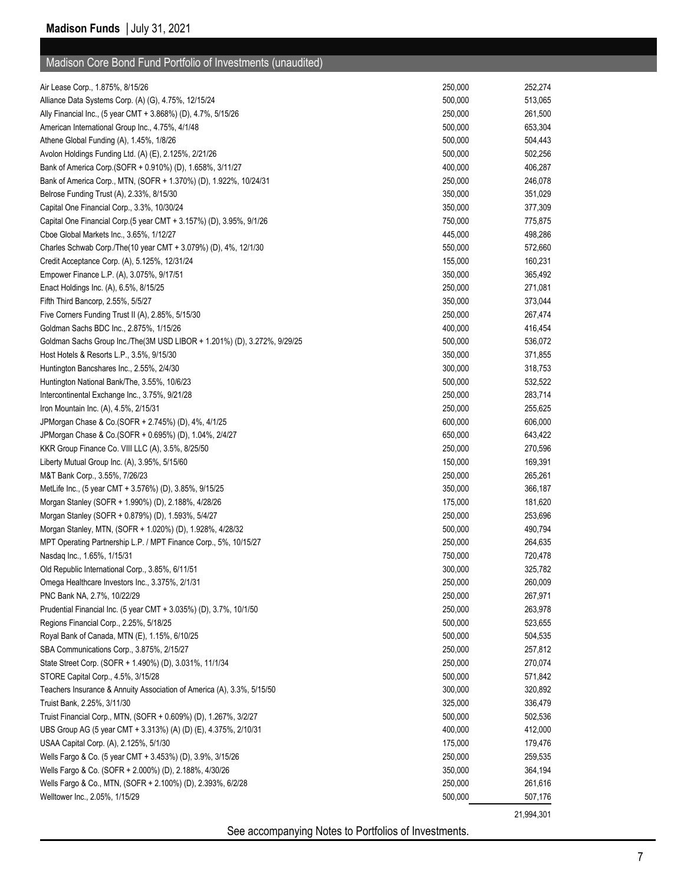## Madison Core Bond Fund Portfolio of Investments (unaudited)

| | | |
|---|---|---|
| Air Lease Corp., 1.875%, 8/15/26 | 250,000 | 252,274 |
| Alliance Data Systems Corp. (A) (G), 4.75%, 12/15/24 | 500,000 | 513,065 |
| Ally Financial Inc., (5 year CMT + 3.868%) (D), 4.7%, 5/15/26 | 250,000 | 261,500 |
| American International Group Inc., 4.75%, 4/1/48 | 500,000 | 653,304 |
| Athene Global Funding (A), 1.45%, 1/8/26 | 500,000 | 504,443 |
| Avolon Holdings Funding Ltd. (A) (E), 2.125%, 2/21/26 | 500,000 | 502,256 |
| Bank of America Corp.(SOFR + 0.910%) (D), 1.658%, 3/11/27 | 400,000 | 406,287 |
| Bank of America Corp., MTN, (SOFR + 1.370%) (D), 1.922%, 10/24/31 | 250,000 | 246,078 |
| Belrose Funding Trust (A), 2.33%, 8/15/30 | 350,000 | 351,029 |
| Capital One Financial Corp., 3.3%, 10/30/24 | 350,000 | 377,309 |
| Capital One Financial Corp.(5 year CMT + 3.157%) (D), 3.95%, 9/1/26 | 750,000 | 775,875 |
| Cboe Global Markets Inc., 3.65%, 1/12/27 | 445,000 | 498,286 |
| Charles Schwab Corp./The(10 year CMT + 3.079%) (D), 4%, 12/1/30 | 550,000 | 572,660 |
| Credit Acceptance Corp. (A), 5.125%, 12/31/24 | 155,000 | 160,231 |
| Empower Finance L.P. (A), 3.075%, 9/17/51 | 350,000 | 365,492 |
| Enact Holdings Inc. (A), 6.5%, 8/15/25 | 250,000 | 271,081 |
| Fifth Third Bancorp, 2.55%, 5/5/27 | 350,000 | 373,044 |
| Five Corners Funding Trust II (A), 2.85%, 5/15/30 | 250,000 | 267,474 |
| Goldman Sachs BDC Inc., 2.875%, 1/15/26 | 400,000 | 416,454 |
| Goldman Sachs Group Inc./The(3M USD LIBOR + 1.201%) (D), 3.272%, 9/29/25 | 500,000 | 536,072 |
| Host Hotels & Resorts L.P., 3.5%, 9/15/30 | 350,000 | 371,855 |
| Huntington Bancshares Inc., 2.55%, 2/4/30 | 300,000 | 318,753 |
| Huntington National Bank/The, 3.55%, 10/6/23 | 500,000 | 532,522 |
| Intercontinental Exchange Inc., 3.75%, 9/21/28 | 250,000 | 283,714 |
| Iron Mountain Inc. (A), 4.5%, 2/15/31 | 250,000 | 255,625 |
| JPMorgan Chase & Co.(SOFR + 2.745%) (D), 4%, 4/1/25 | 600,000 | 606,000 |
| JPMorgan Chase & Co.(SOFR + 0.695%) (D), 1.04%, 2/4/27 | 650,000 | 643,422 |
| KKR Group Finance Co. VIII LLC (A), 3.5%, 8/25/50 | 250,000 | 270,596 |
| Liberty Mutual Group Inc. (A), 3.95%, 5/15/60 | 150,000 | 169,391 |
| M&T Bank Corp., 3.55%, 7/26/23 | 250,000 | 265,261 |
| MetLife Inc., (5 year CMT + 3.576%) (D), 3.85%, 9/15/25 | 350,000 | 366,187 |
| Morgan Stanley (SOFR + 1.990%) (D), 2.188%, 4/28/26 | 175,000 | 181,620 |
| Morgan Stanley (SOFR + 0.879%) (D), 1.593%, 5/4/27 | 250,000 | 253,696 |
| Morgan Stanley, MTN, (SOFR + 1.020%) (D), 1.928%, 4/28/32 | 500,000 | 490,794 |
| MPT Operating Partnership L.P. / MPT Finance Corp., 5%, 10/15/27 | 250,000 | 264,635 |
| Nasdaq Inc., 1.65%, 1/15/31 | 750,000 | 720,478 |
| Old Republic International Corp., 3.85%, 6/11/51 | 300,000 | 325,782 |
| Omega Healthcare Investors Inc., 3.375%, 2/1/31 | 250,000 | 260,009 |
| PNC Bank NA, 2.7%, 10/22/29 | 250,000 | 267,971 |
| Prudential Financial Inc. (5 year CMT + 3.035%) (D), 3.7%, 10/1/50 | 250,000 | 263,978 |
| Regions Financial Corp., 2.25%, 5/18/25 | 500,000 | 523,655 |
| Royal Bank of Canada, MTN (E), 1.15%, 6/10/25 | 500,000 | 504,535 |
| SBA Communications Corp., 3.875%, 2/15/27 | 250,000 | 257,812 |
| State Street Corp. (SOFR + 1.490%) (D), 3.031%, 11/1/34 | 250,000 | 270,074 |
| STORE Capital Corp., 4.5%, 3/15/28 | 500,000 | 571,842 |
| Teachers Insurance & Annuity Association of America (A), 3.3%, 5/15/50 | 300,000 | 320,892 |
| Truist Bank, 2.25%, 3/11/30 | 325,000 | 336,479 |
| Truist Financial Corp., MTN, (SOFR + 0.609%) (D), 1.267%, 3/2/27 | 500,000 | 502,536 |
| UBS Group AG (5 year CMT + 3.313%) (A) (D) (E), 4.375%, 2/10/31 | 400,000 | 412,000 |
| USAA Capital Corp. (A), 2.125%, 5/1/30 | 175,000 | 179,476 |
| Wells Fargo & Co. (5 year CMT + 3.453%) (D), 3.9%, 3/15/26 | 250,000 | 259,535 |
| Wells Fargo & Co. (SOFR + 2.000%) (D), 2.188%, 4/30/26 | 350,000 | 364,194 |
| Wells Fargo & Co., MTN, (SOFR + 2.100%) (D), 2.393%, 6/2/28 | 250,000 | 261,616 |
| Welltower Inc., 2.05%, 1/15/29 | 500,000 | 507,176 |
| | | 21,994,301 |

See accompanying Notes to Portfolios of Investments.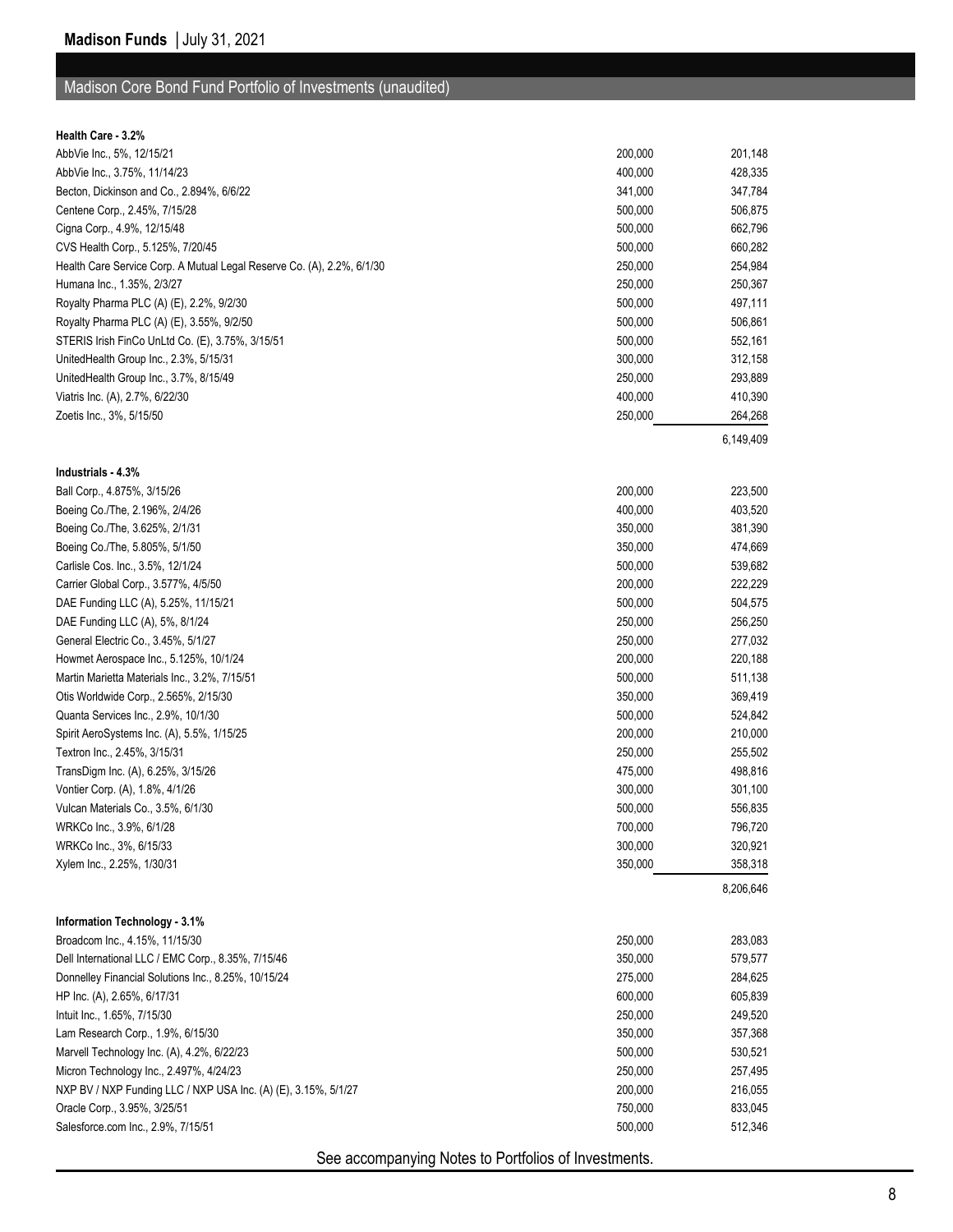## Madison Core Bond Fund Portfolio of Investments (unaudited)

| | Par Value | Value (Note 1) |
|---|---|---|
| **Health Care - 3.2%** | | |
| AbbVie Inc., 5%, 12/15/21 | 200,000 | 201,148 |
| AbbVie Inc., 3.75%, 11/14/23 | 400,000 | 428,335 |
| Becton, Dickinson and Co., 2.894%, 6/6/22 | 341,000 | 347,784 |
| Centene Corp., 2.45%, 7/15/28 | 500,000 | 506,875 |
| Cigna Corp., 4.9%, 12/15/48 | 500,000 | 662,796 |
| CVS Health Corp., 5.125%, 7/20/45 | 500,000 | 660,282 |
| Health Care Service Corp. A Mutual Legal Reserve Co. (A), 2.2%, 6/1/30 | 250,000 | 254,984 |
| Humana Inc., 1.35%, 2/3/27 | 250,000 | 250,367 |
| Royalty Pharma PLC (A) (E), 2.2%, 9/2/30 | 500,000 | 497,111 |
| Royalty Pharma PLC (A) (E), 3.55%, 9/2/50 | 500,000 | 506,861 |
| STERIS Irish FinCo UnLtd Co. (E), 3.75%, 3/15/51 | 500,000 | 552,161 |
| UnitedHealth Group Inc., 2.3%, 5/15/31 | 300,000 | 312,158 |
| UnitedHealth Group Inc., 3.7%, 8/15/49 | 250,000 | 293,889 |
| Viatris Inc. (A), 2.7%, 6/22/30 | 400,000 | 410,390 |
| Zoetis Inc., 3%, 5/15/50 | 250,000 | 264,268 |
| | | 6,149,409 |
| **Industrials - 4.3%** | | |
| Ball Corp., 4.875%, 3/15/26 | 200,000 | 223,500 |
| Boeing Co./The, 2.196%, 2/4/26 | 400,000 | 403,520 |
| Boeing Co./The, 3.625%, 2/1/31 | 350,000 | 381,390 |
| Boeing Co./The, 5.805%, 5/1/50 | 350,000 | 474,669 |
| Carlisle Cos. Inc., 3.5%, 12/1/24 | 500,000 | 539,682 |
| Carrier Global Corp., 3.577%, 4/5/50 | 200,000 | 222,229 |
| DAE Funding LLC (A), 5.25%, 11/15/21 | 500,000 | 504,575 |
| DAE Funding LLC (A), 5%, 8/1/24 | 250,000 | 256,250 |
| General Electric Co., 3.45%, 5/1/27 | 250,000 | 277,032 |
| Howmet Aerospace Inc., 5.125%, 10/1/24 | 200,000 | 220,188 |
| Martin Marietta Materials Inc., 3.2%, 7/15/51 | 500,000 | 511,138 |
| Otis Worldwide Corp., 2.565%, 2/15/30 | 350,000 | 369,419 |
| Quanta Services Inc., 2.9%, 10/1/30 | 500,000 | 524,842 |
| Spirit AeroSystems Inc. (A), 5.5%, 1/15/25 | 200,000 | 210,000 |
| Textron Inc., 2.45%, 3/15/31 | 250,000 | 255,502 |
| TransDigm Inc. (A), 6.25%, 3/15/26 | 475,000 | 498,816 |
| Vontier Corp. (A), 1.8%, 4/1/26 | 300,000 | 301,100 |
| Vulcan Materials Co., 3.5%, 6/1/30 | 500,000 | 556,835 |
| WRKCo Inc., 3.9%, 6/1/28 | 700,000 | 796,720 |
| WRKCo Inc., 3%, 6/15/33 | 300,000 | 320,921 |
| Xylem Inc., 2.25%, 1/30/31 | 350,000 | 358,318 |
| | | 8,206,646 |
| **Information Technology - 3.1%** | | |
| Broadcom Inc., 4.15%, 11/15/30 | 250,000 | 283,083 |
| Dell International LLC / EMC Corp., 8.35%, 7/15/46 | 350,000 | 579,577 |
| Donnelley Financial Solutions Inc., 8.25%, 10/15/24 | 275,000 | 284,625 |
| HP Inc. (A), 2.65%, 6/17/31 | 600,000 | 605,839 |
| Intuit Inc., 1.65%, 7/15/30 | 250,000 | 249,520 |
| Lam Research Corp., 1.9%, 6/15/30 | 350,000 | 357,368 |
| Marvell Technology Inc. (A), 4.2%, 6/22/23 | 500,000 | 530,521 |
| Micron Technology Inc., 2.497%, 4/24/23 | 250,000 | 257,495 |
| NXP BV / NXP Funding LLC / NXP USA Inc. (A) (E), 3.15%, 5/1/27 | 200,000 | 216,055 |
| Oracle Corp., 3.95%, 3/25/51 | 750,000 | 833,045 |
| Salesforce.com Inc., 2.9%, 7/15/51 | 500,000 | 512,346 |

See accompanying Notes to Portfolios of Investments.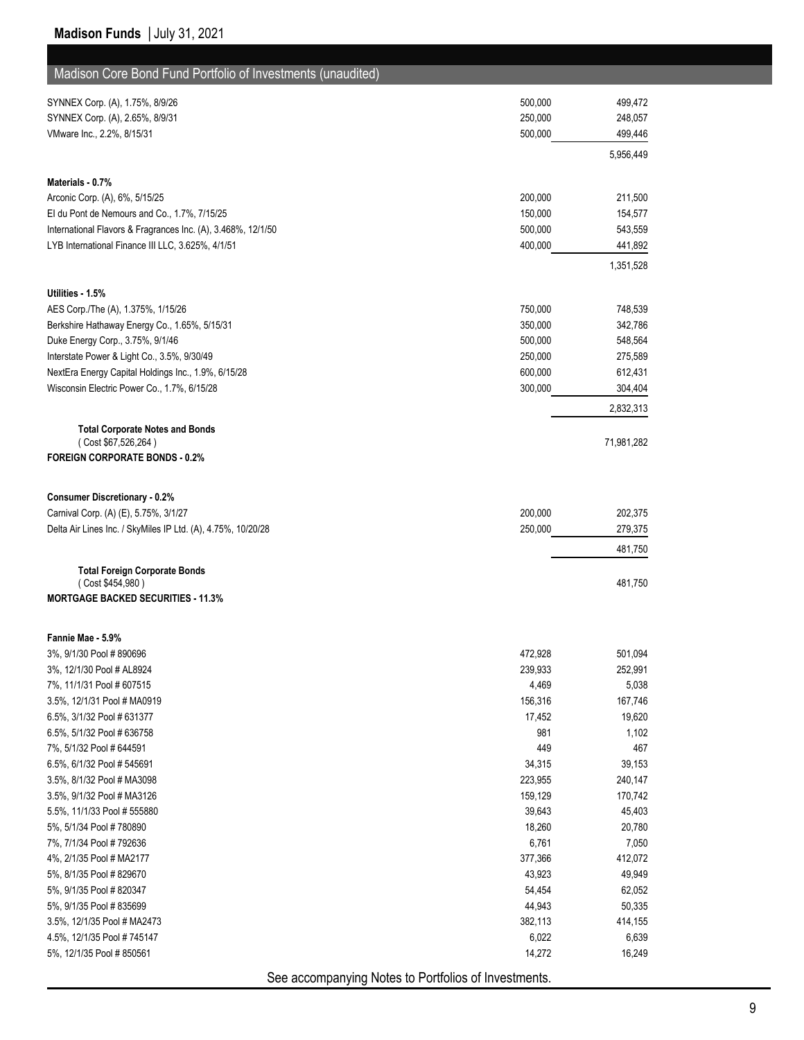## Madison Core Bond Fund Portfolio of Investments (unaudited)

| | | |
|---|---|---|
| SYNNEX Corp. (A), 1.75%, 8/9/26 | 500,000 | 499,472 |
| SYNNEX Corp. (A), 2.65%, 8/9/31 | 250,000 | 248,057 |
| VMware Inc., 2.2%, 8/15/31 | 500,000 | 499,446 |
| | | 5,956,449 |
| **Materials - 0.7%** | | |
| Arconic Corp. (A), 6%, 5/15/25 | 200,000 | 211,500 |
| EI du Pont de Nemours and Co., 1.7%, 7/15/25 | 150,000 | 154,577 |
| International Flavors & Fragrances Inc. (A), 3.468%, 12/1/50 | 500,000 | 543,559 |
| LYB International Finance III LLC, 3.625%, 4/1/51 | 400,000 | 441,892 |
| | | 1,351,528 |
| **Utilities - 1.5%** | | |
| AES Corp./The (A), 1.375%, 1/15/26 | 750,000 | 748,539 |
| Berkshire Hathaway Energy Co., 1.65%, 5/15/31 | 350,000 | 342,786 |
| Duke Energy Corp., 3.75%, 9/1/46 | 500,000 | 548,564 |
| Interstate Power & Light Co., 3.5%, 9/30/49 | 250,000 | 275,589 |
| NextEra Energy Capital Holdings Inc., 1.9%, 6/15/28 | 600,000 | 612,431 |
| Wisconsin Electric Power Co., 1.7%, 6/15/28 | 300,000 | 304,404 |
| | | 2,832,313 |
| **Total Corporate Notes and Bonds** ( Cost $67,526,264 ) | | 71,981,282 |
| **FOREIGN CORPORATE BONDS - 0.2%** | | |
| **Consumer Discretionary - 0.2%** | | |
| Carnival Corp. (A) (E), 5.75%, 3/1/27 | 200,000 | 202,375 |
| Delta Air Lines Inc. / SkyMiles IP Ltd. (A), 4.75%, 10/20/28 | 250,000 | 279,375 |
| | | 481,750 |
| **Total Foreign Corporate Bonds** ( Cost $454,980 ) | | 481,750 |
| **MORTGAGE BACKED SECURITIES - 11.3%** | | |
| **Fannie Mae - 5.9%** | | |
| 3%, 9/1/30 Pool # 890696 | 472,928 | 501,094 |
| 3%, 12/1/30 Pool # AL8924 | 239,933 | 252,991 |
| 7%, 11/1/31 Pool # 607515 | 4,469 | 5,038 |
| 3.5%, 12/1/31 Pool # MA0919 | 156,316 | 167,746 |
| 6.5%, 3/1/32 Pool # 631377 | 17,452 | 19,620 |
| 6.5%, 5/1/32 Pool # 636758 | 981 | 1,102 |
| 7%, 5/1/32 Pool # 644591 | 449 | 467 |
| 6.5%, 6/1/32 Pool # 545691 | 34,315 | 39,153 |
| 3.5%, 8/1/32 Pool # MA3098 | 223,955 | 240,147 |
| 3.5%, 9/1/32 Pool # MA3126 | 159,129 | 170,742 |
| 5.5%, 11/1/33 Pool # 555880 | 39,643 | 45,403 |
| 5%, 5/1/34 Pool # 780890 | 18,260 | 20,780 |
| 7%, 7/1/34 Pool # 792636 | 6,761 | 7,050 |
| 4%, 2/1/35 Pool # MA2177 | 377,366 | 412,072 |
| 5%, 8/1/35 Pool # 829670 | 43,923 | 49,949 |
| 5%, 9/1/35 Pool # 820347 | 54,454 | 62,052 |
| 5%, 9/1/35 Pool # 835699 | 44,943 | 50,335 |
| 3.5%, 12/1/35 Pool # MA2473 | 382,113 | 414,155 |
| 4.5%, 12/1/35 Pool # 745147 | 6,022 | 6,639 |
| 5%, 12/1/35 Pool # 850561 | 14,272 | 16,249 |

See accompanying Notes to Portfolios of Investments.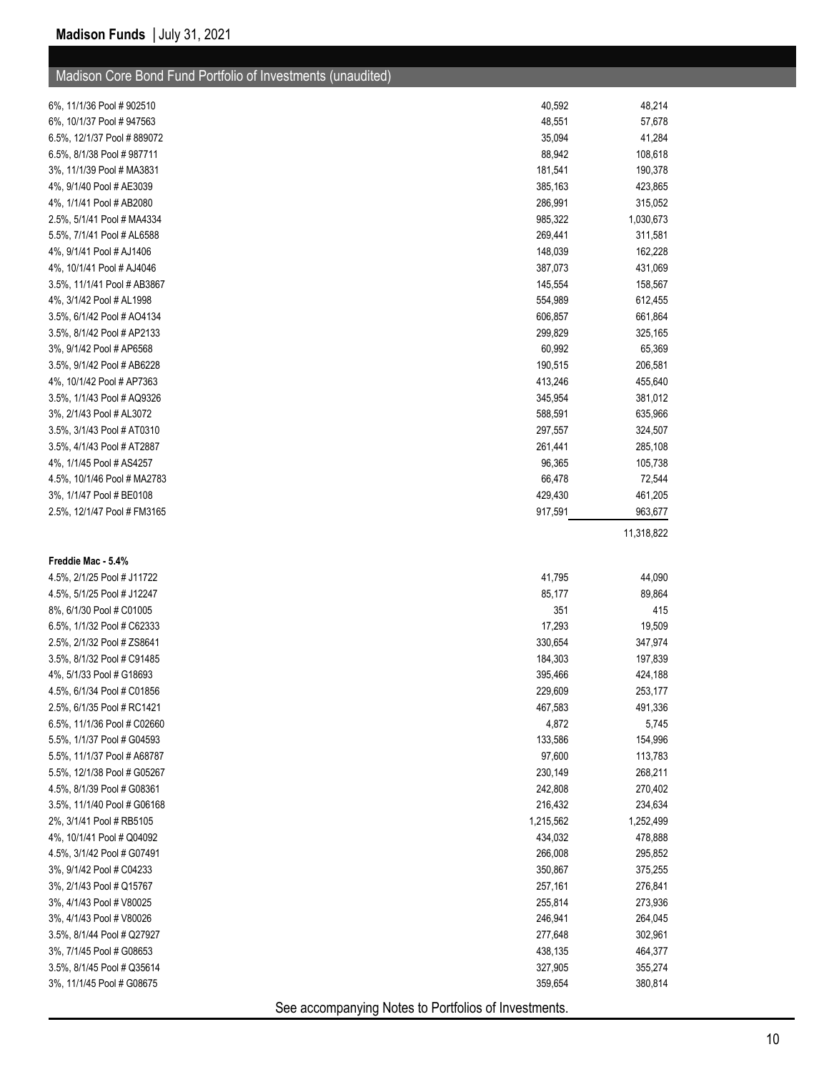## Madison Core Bond Fund Portfolio of Investments (unaudited)

| | | |
|---|---:|---:|
| 6%, 11/1/36 Pool # 902510 | 40,592 | 48,214 |
| 6%, 10/1/37 Pool # 947563 | 48,551 | 57,678 |
| 6.5%, 12/1/37 Pool # 889072 | 35,094 | 41,284 |
| 6.5%, 8/1/38 Pool # 987711 | 88,942 | 108,618 |
| 3%, 11/1/39 Pool # MA3831 | 181,541 | 190,378 |
| 4%, 9/1/40 Pool # AE3039 | 385,163 | 423,865 |
| 4%, 1/1/41 Pool # AB2080 | 286,991 | 315,052 |
| 2.5%, 5/1/41 Pool # MA4334 | 985,322 | 1,030,673 |
| 5.5%, 7/1/41 Pool # AL6588 | 269,441 | 311,581 |
| 4%, 9/1/41 Pool # AJ1406 | 148,039 | 162,228 |
| 4%, 10/1/41 Pool # AJ4046 | 387,073 | 431,069 |
| 3.5%, 11/1/41 Pool # AB3867 | 145,554 | 158,567 |
| 4%, 3/1/42 Pool # AL1998 | 554,989 | 612,455 |
| 3.5%, 6/1/42 Pool # AO4134 | 606,857 | 661,864 |
| 3.5%, 8/1/42 Pool # AP2133 | 299,829 | 325,165 |
| 3%, 9/1/42 Pool # AP6568 | 60,992 | 65,369 |
| 3.5%, 9/1/42 Pool # AB6228 | 190,515 | 206,581 |
| 4%, 10/1/42 Pool # AP7363 | 413,246 | 455,640 |
| 3.5%, 1/1/43 Pool # AQ9326 | 345,954 | 381,012 |
| 3%, 2/1/43 Pool # AL3072 | 588,591 | 635,966 |
| 3.5%, 3/1/43 Pool # AT0310 | 297,557 | 324,507 |
| 3.5%, 4/1/43 Pool # AT2887 | 261,441 | 285,108 |
| 4%, 1/1/45 Pool # AS4257 | 96,365 | 105,738 |
| 4.5%, 10/1/46 Pool # MA2783 | 66,478 | 72,544 |
| 3%, 1/1/47 Pool # BE0108 | 429,430 | 461,205 |
| 2.5%, 12/1/47 Pool # FM3165 | 917,591 | 963,677 |
| | | 11,318,822 |
| **Freddie Mac - 5.4%** | | |
| 4.5%, 2/1/25 Pool # J11722 | 41,795 | 44,090 |
| 4.5%, 5/1/25 Pool # J12247 | 85,177 | 89,864 |
| 8%, 6/1/30 Pool # C01005 | 351 | 415 |
| 6.5%, 1/1/32 Pool # C62333 | 17,293 | 19,509 |
| 2.5%, 2/1/32 Pool # ZS8641 | 330,654 | 347,974 |
| 3.5%, 8/1/32 Pool # C91485 | 184,303 | 197,839 |
| 4%, 5/1/33 Pool # G18693 | 395,466 | 424,188 |
| 4.5%, 6/1/34 Pool # C01856 | 229,609 | 253,177 |
| 2.5%, 6/1/35 Pool # RC1421 | 467,583 | 491,336 |
| 6.5%, 11/1/36 Pool # C02660 | 4,872 | 5,745 |
| 5.5%, 1/1/37 Pool # G04593 | 133,586 | 154,996 |
| 5.5%, 11/1/37 Pool # A68787 | 97,600 | 113,783 |
| 5.5%, 12/1/38 Pool # G05267 | 230,149 | 268,211 |
| 4.5%, 8/1/39 Pool # G08361 | 242,808 | 270,402 |
| 3.5%, 11/1/40 Pool # G06168 | 216,432 | 234,634 |
| 2%, 3/1/41 Pool # RB5105 | 1,215,562 | 1,252,499 |
| 4%, 10/1/41 Pool # Q04092 | 434,032 | 478,888 |
| 4.5%, 3/1/42 Pool # G07491 | 266,008 | 295,852 |
| 3%, 9/1/42 Pool # C04233 | 350,867 | 375,255 |
| 3%, 2/1/43 Pool # Q15767 | 257,161 | 276,841 |
| 3%, 4/1/43 Pool # V80025 | 255,814 | 273,936 |
| 3%, 4/1/43 Pool # V80026 | 246,941 | 264,045 |
| 3.5%, 8/1/44 Pool # Q27927 | 277,648 | 302,961 |
| 3%, 7/1/45 Pool # G08653 | 438,135 | 464,377 |
| 3.5%, 8/1/45 Pool # Q35614 | 327,905 | 355,274 |
| 3%, 11/1/45 Pool # G08675 | 359,654 | 380,814 |

See accompanying Notes to Portfolios of Investments.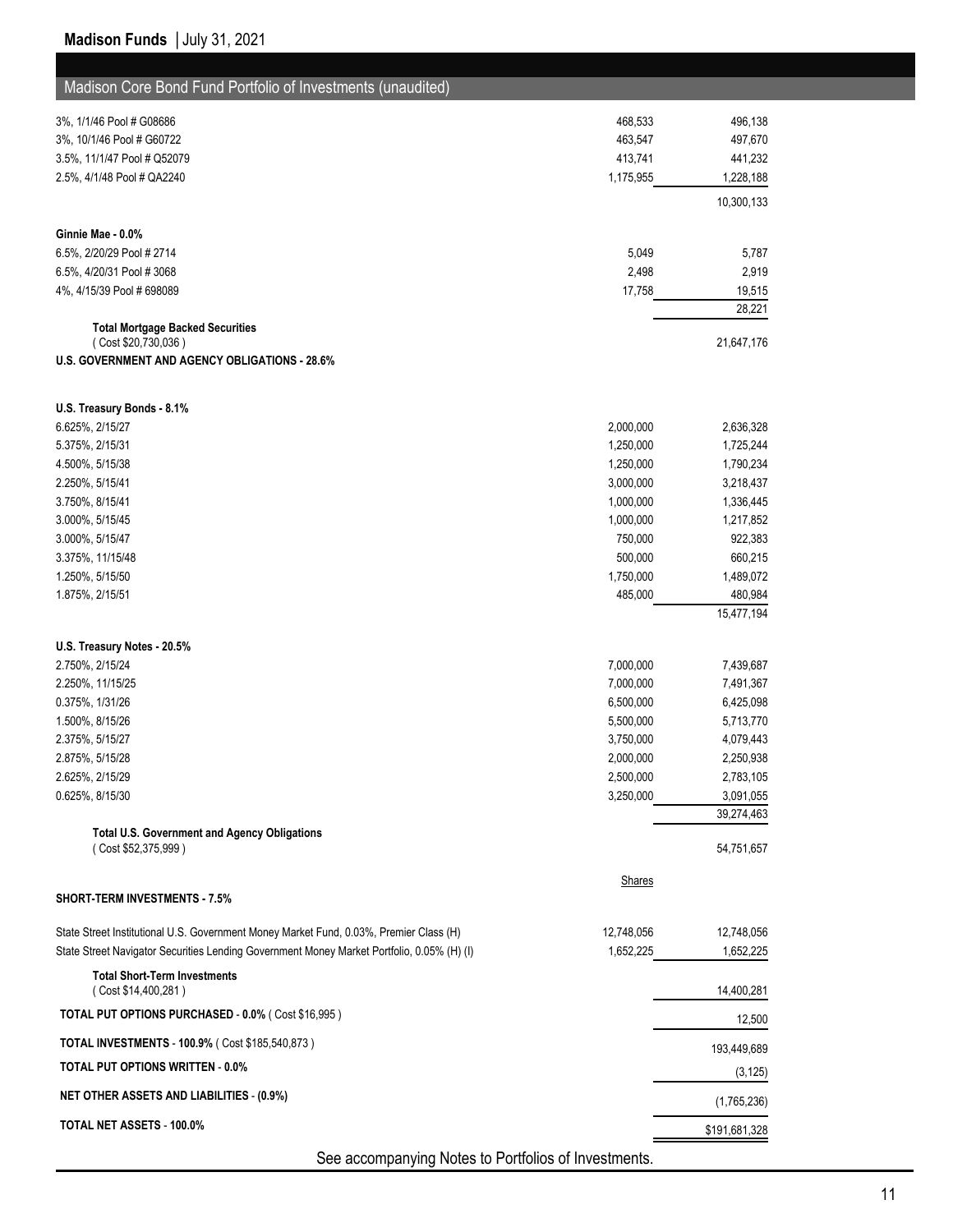## Madison Core Bond Fund Portfolio of Investments (unaudited)

| | | |
|---|---|---|
| 3%, 1/1/46 Pool # G08686 | 468,533 | 496,138 |
| 3%, 10/1/46 Pool # G60722 | 463,547 | 497,670 |
| 3.5%, 11/1/47 Pool # Q52079 | 413,741 | 441,232 |
| 2.5%, 4/1/48 Pool # QA2240 | 1,175,955 | 1,228,188 |
| | | 10,300,133 |
| **Ginnie Mae - 0.0%** | | |
| 6.5%, 2/20/29 Pool # 2714 | 5,049 | 5,787 |
| 6.5%, 4/20/31 Pool # 3068 | 2,498 | 2,919 |
| 4%, 4/15/39 Pool # 698089 | 17,758 | 19,515 |
| | | 28,221 |
| **Total Mortgage Backed Securities** ( Cost $20,730,036 ) | | 21,647,176 |
| **U.S. GOVERNMENT AND AGENCY OBLIGATIONS - 28.6%** | | |
| **U.S. Treasury Bonds - 8.1%** | | |
| 6.625%, 2/15/27 | 2,000,000 | 2,636,328 |
| 5.375%, 2/15/31 | 1,250,000 | 1,725,244 |
| 4.500%, 5/15/38 | 1,250,000 | 1,790,234 |
| 2.250%, 5/15/41 | 3,000,000 | 3,218,437 |
| 3.750%, 8/15/41 | 1,000,000 | 1,336,445 |
| 3.000%, 5/15/45 | 1,000,000 | 1,217,852 |
| 3.000%, 5/15/47 | 750,000 | 922,383 |
| 3.375%, 11/15/48 | 500,000 | 660,215 |
| 1.250%, 5/15/50 | 1,750,000 | 1,489,072 |
| 1.875%, 2/15/51 | 485,000 | 480,984 |
| | | 15,477,194 |
| **U.S. Treasury Notes - 20.5%** | | |
| 2.750%, 2/15/24 | 7,000,000 | 7,439,687 |
| 2.250%, 11/15/25 | 7,000,000 | 7,491,367 |
| 0.375%, 1/31/26 | 6,500,000 | 6,425,098 |
| 1.500%, 8/15/26 | 5,500,000 | 5,713,770 |
| 2.375%, 5/15/27 | 3,750,000 | 4,079,443 |
| 2.875%, 5/15/28 | 2,000,000 | 2,250,938 |
| 2.625%, 2/15/29 | 2,500,000 | 2,783,105 |
| 0.625%, 8/15/30 | 3,250,000 | 3,091,055 |
| | | 39,274,463 |
| **Total U.S. Government and Agency Obligations** ( Cost $52,375,999 ) | | 54,751,657 |
| | Shares | |
| **SHORT-TERM INVESTMENTS - 7.5%** | | |
| State Street Institutional U.S. Government Money Market Fund, 0.03%, Premier Class (H) | 12,748,056 | 12,748,056 |
| State Street Navigator Securities Lending Government Money Market Portfolio, 0.05% (H) (I) | 1,652,225 | 1,652,225 |
| **Total Short-Term Investments** ( Cost $14,400,281 ) | | 14,400,281 |
| **TOTAL PUT OPTIONS PURCHASED - 0.0%** ( Cost $16,995 ) | | 12,500 |
| **TOTAL INVESTMENTS - 100.9%** ( Cost $185,540,873 ) | | 193,449,689 |
| **TOTAL PUT OPTIONS WRITTEN - 0.0%** | | (3,125) |
| **NET OTHER ASSETS AND LIABILITIES - (0.9%)** | | (1,765,236) |
| **TOTAL NET ASSETS - 100.0%** | | $191,681,328 |

See accompanying Notes to Portfolios of Investments.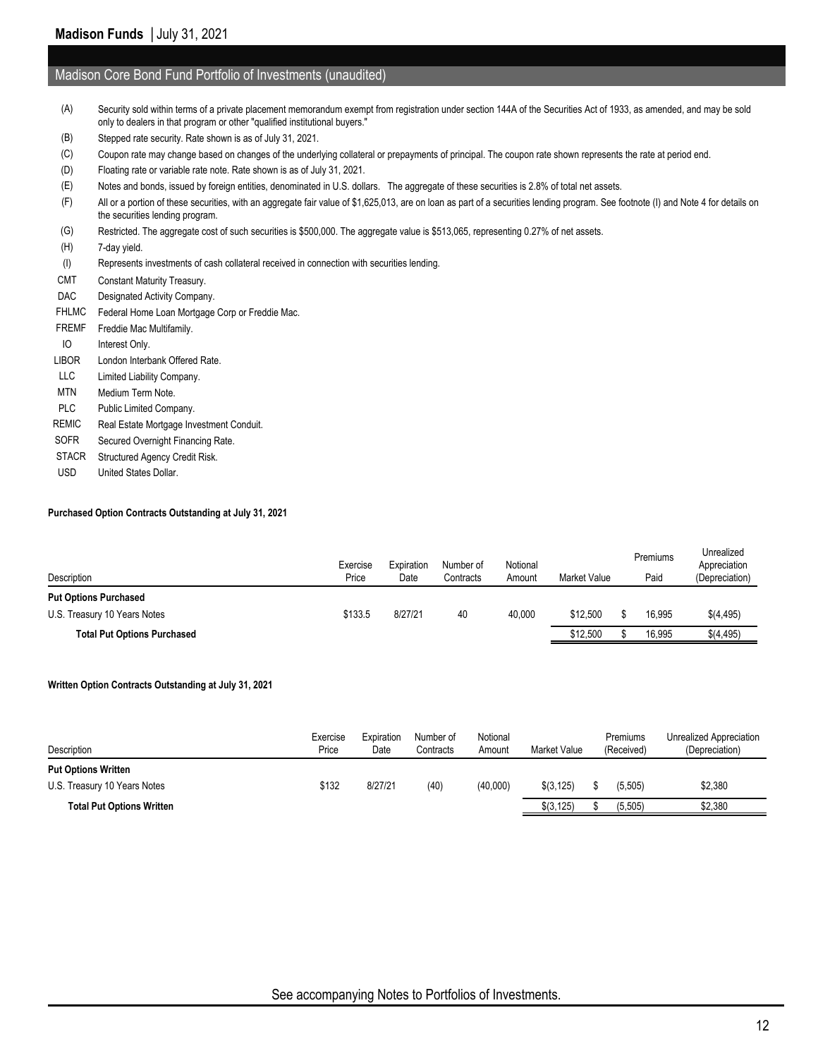## Madison Core Bond Fund Portfolio of Investments (unaudited)

(A) Security sold within terms of a private placement memorandum exempt from registration under section 144A of the Securities Act of 1933, as amended, and may be sold only to dealers in that program or other "qualified institutional buyers."

(B) Stepped rate security. Rate shown is as of July 31, 2021.

(C) Coupon rate may change based on changes of the underlying collateral or prepayments of principal. The coupon rate shown represents the rate at period end.

(D) Floating rate or variable rate note. Rate shown is as of July 31, 2021.

(E) Notes and bonds, issued by foreign entities, denominated in U.S. dollars. The aggregate of these securities is 2.8% of total net assets.

(F) All or a portion of these securities, with an aggregate fair value of $1,625,013, are on loan as part of a securities lending program. See footnote (I) and Note 4 for details on the securities lending program.

(G) Restricted. The aggregate cost of such securities is $500,000. The aggregate value is $513,065, representing 0.27% of net assets.

(H) 7-day yield.

(I) Represents investments of cash collateral received in connection with securities lending.

CMT Constant Maturity Treasury.

DAC Designated Activity Company.

FHLMC Federal Home Loan Mortgage Corp or Freddie Mac.

FREMF Freddie Mac Multifamily.

IO Interest Only.

LIBOR London Interbank Offered Rate.

LLC Limited Liability Company.

MTN Medium Term Note.

PLC Public Limited Company.

REMIC Real Estate Mortgage Investment Conduit.

SOFR Secured Overnight Financing Rate.

STACR Structured Agency Credit Risk.

USD United States Dollar.

**Purchased Option Contracts Outstanding at July 31, 2021**

| Description | Exercise Price | Expiration Date | Number of Contracts | Notional Amount | Market Value | Premiums Paid | Unrealized Appreciation (Depreciation) |
|---|---|---|---|---|---|---|---|
| **Put Options Purchased** | | | | | | | |
| U.S. Treasury 10 Years Notes | $133.5 | 8/27/21 | 40 | 40,000 | $12,500 | $ 16,995 | $(4,495) |
| **Total Put Options Purchased** | | | | | $12,500 | $ 16,995 | $(4,495) |

**Written Option Contracts Outstanding at July 31, 2021**

| Description | Exercise Price | Expiration Date | Number of Contracts | Notional Amount | Market Value | Premiums (Received) | Unrealized Appreciation (Depreciation) |
|---|---|---|---|---|---|---|---|
| **Put Options Written** | | | | | | | |
| U.S. Treasury 10 Years Notes | $132 | 8/27/21 | (40) | (40,000) | $(3,125) | $ (5,505) | $2,380 |
| **Total Put Options Written** | | | | | $(3,125) | $ (5,505) | $2,380 |

See accompanying Notes to Portfolios of Investments.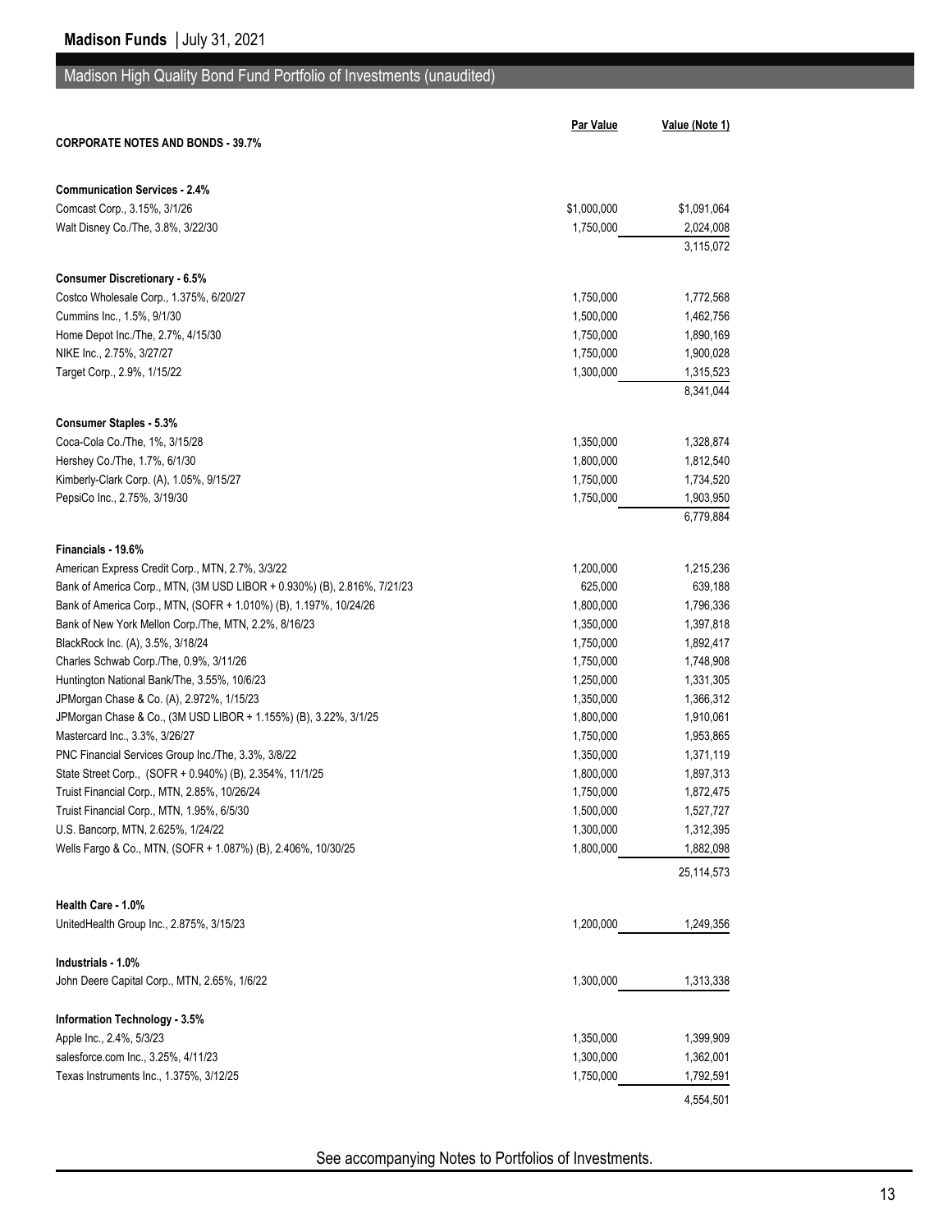## Madison High Quality Bond Fund Portfolio of Investments (unaudited)

| | Par Value | Value (Note 1) |
|---|---|---|
| **CORPORATE NOTES AND BONDS - 39.7%** | | |
| | | |
| **Communication Services - 2.4%** | | |
| Comcast Corp., 3.15%, 3/1/26 | $1,000,000 | $1,091,064 |
| Walt Disney Co./The, 3.8%, 3/22/30 | 1,750,000 | 2,024,008 |
| | | 3,115,072 |
| | | |
| **Consumer Discretionary - 6.5%** | | |
| Costco Wholesale Corp., 1.375%, 6/20/27 | 1,750,000 | 1,772,568 |
| Cummins Inc., 1.5%, 9/1/30 | 1,500,000 | 1,462,756 |
| Home Depot Inc./The, 2.7%, 4/15/30 | 1,750,000 | 1,890,169 |
| NIKE Inc., 2.75%, 3/27/27 | 1,750,000 | 1,900,028 |
| Target Corp., 2.9%, 1/15/22 | 1,300,000 | 1,315,523 |
| | | 8,341,044 |
| | | |
| **Consumer Staples - 5.3%** | | |
| Coca-Cola Co./The, 1%, 3/15/28 | 1,350,000 | 1,328,874 |
| Hershey Co./The, 1.7%, 6/1/30 | 1,800,000 | 1,812,540 |
| Kimberly-Clark Corp. (A), 1.05%, 9/15/27 | 1,750,000 | 1,734,520 |
| PepsiCo Inc., 2.75%, 3/19/30 | 1,750,000 | 1,903,950 |
| | | 6,779,884 |
| | | |
| **Financials - 19.6%** | | |
| American Express Credit Corp., MTN, 2.7%, 3/3/22 | 1,200,000 | 1,215,236 |
| Bank of America Corp., MTN, (3M USD LIBOR + 0.930%) (B), 2.816%, 7/21/23 | 625,000 | 639,188 |
| Bank of America Corp., MTN, (SOFR + 1.010%) (B), 1.197%, 10/24/26 | 1,800,000 | 1,796,336 |
| Bank of New York Mellon Corp./The, MTN, 2.2%, 8/16/23 | 1,350,000 | 1,397,818 |
| BlackRock Inc. (A), 3.5%, 3/18/24 | 1,750,000 | 1,892,417 |
| Charles Schwab Corp./The, 0.9%, 3/11/26 | 1,750,000 | 1,748,908 |
| Huntington National Bank/The, 3.55%, 10/6/23 | 1,250,000 | 1,331,305 |
| JPMorgan Chase & Co. (A), 2.972%, 1/15/23 | 1,350,000 | 1,366,312 |
| JPMorgan Chase & Co., (3M USD LIBOR + 1.155%) (B), 3.22%, 3/1/25 | 1,800,000 | 1,910,061 |
| Mastercard Inc., 3.3%, 3/26/27 | 1,750,000 | 1,953,865 |
| PNC Financial Services Group Inc./The, 3.3%, 3/8/22 | 1,350,000 | 1,371,119 |
| State Street Corp., (SOFR + 0.940%) (B), 2.354%, 11/1/25 | 1,800,000 | 1,897,313 |
| Truist Financial Corp., MTN, 2.85%, 10/26/24 | 1,750,000 | 1,872,475 |
| Truist Financial Corp., MTN, 1.95%, 6/5/30 | 1,500,000 | 1,527,727 |
| U.S. Bancorp, MTN, 2.625%, 1/24/22 | 1,300,000 | 1,312,395 |
| Wells Fargo & Co., MTN, (SOFR + 1.087%) (B), 2.406%, 10/30/25 | 1,800,000 | 1,882,098 |
| | | 25,114,573 |
| | | |
| **Health Care - 1.0%** | | |
| UnitedHealth Group Inc., 2.875%, 3/15/23 | 1,200,000 | 1,249,356 |
| | | |
| **Industrials - 1.0%** | | |
| John Deere Capital Corp., MTN, 2.65%, 1/6/22 | 1,300,000 | 1,313,338 |
| | | |
| **Information Technology - 3.5%** | | |
| Apple Inc., 2.4%, 5/3/23 | 1,350,000 | 1,399,909 |
| salesforce.com Inc., 3.25%, 4/11/23 | 1,300,000 | 1,362,001 |
| Texas Instruments Inc., 1.375%, 3/12/25 | 1,750,000 | 1,792,591 |
| | | 4,554,501 |

See accompanying Notes to Portfolios of Investments.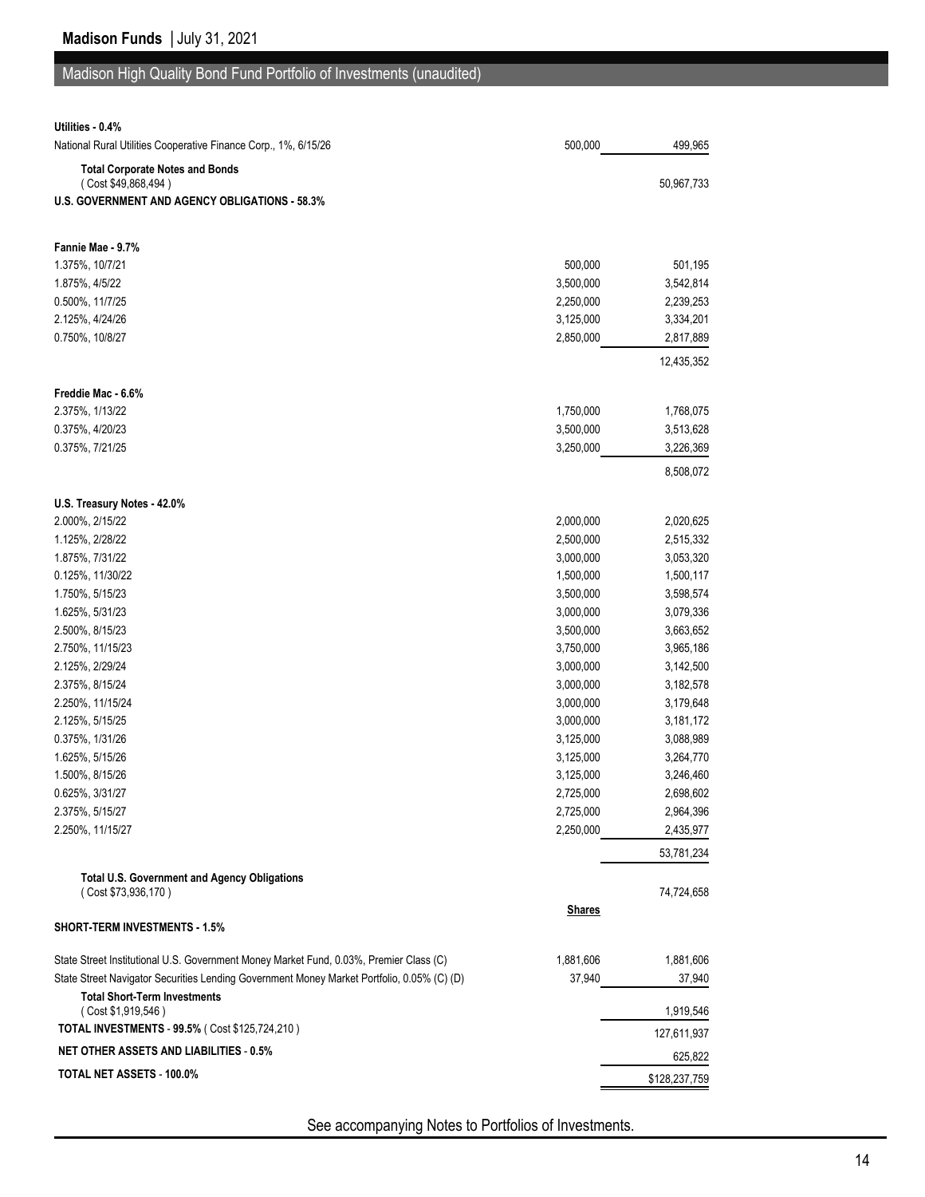## Madison High Quality Bond Fund Portfolio of Investments (unaudited)

| | | |
|---|---|---|
| **Utilities - 0.4%** | | |
| National Rural Utilities Cooperative Finance Corp., 1%, 6/15/26 | 500,000 | 499,965 |
| **Total Corporate Notes and Bonds** ( Cost $49,868,494 ) | | 50,967,733 |
| **U.S. GOVERNMENT AND AGENCY OBLIGATIONS - 58.3%** | | |
| **Fannie Mae - 9.7%** | | |
| 1.375%, 10/7/21 | 500,000 | 501,195 |
| 1.875%, 4/5/22 | 3,500,000 | 3,542,814 |
| 0.500%, 11/7/25 | 2,250,000 | 2,239,253 |
| 2.125%, 4/24/26 | 3,125,000 | 3,334,201 |
| 0.750%, 10/8/27 | 2,850,000 | 2,817,889 |
| | | 12,435,352 |
| **Freddie Mac - 6.6%** | | |
| 2.375%, 1/13/22 | 1,750,000 | 1,768,075 |
| 0.375%, 4/20/23 | 3,500,000 | 3,513,628 |
| 0.375%, 7/21/25 | 3,250,000 | 3,226,369 |
| | | 8,508,072 |
| **U.S. Treasury Notes - 42.0%** | | |
| 2.000%, 2/15/22 | 2,000,000 | 2,020,625 |
| 1.125%, 2/28/22 | 2,500,000 | 2,515,332 |
| 1.875%, 7/31/22 | 3,000,000 | 3,053,320 |
| 0.125%, 11/30/22 | 1,500,000 | 1,500,117 |
| 1.750%, 5/15/23 | 3,500,000 | 3,598,574 |
| 1.625%, 5/31/23 | 3,000,000 | 3,079,336 |
| 2.500%, 8/15/23 | 3,500,000 | 3,663,652 |
| 2.750%, 11/15/23 | 3,750,000 | 3,965,186 |
| 2.125%, 2/29/24 | 3,000,000 | 3,142,500 |
| 2.375%, 8/15/24 | 3,000,000 | 3,182,578 |
| 2.250%, 11/15/24 | 3,000,000 | 3,179,648 |
| 2.125%, 5/15/25 | 3,000,000 | 3,181,172 |
| 0.375%, 1/31/26 | 3,125,000 | 3,088,989 |
| 1.625%, 5/15/26 | 3,125,000 | 3,264,770 |
| 1.500%, 8/15/26 | 3,125,000 | 3,246,460 |
| 0.625%, 3/31/27 | 2,725,000 | 2,698,602 |
| 2.375%, 5/15/27 | 2,725,000 | 2,964,396 |
| 2.250%, 11/15/27 | 2,250,000 | 2,435,977 |
| | | 53,781,234 |
| **Total U.S. Government and Agency Obligations** ( Cost $73,936,170 ) | | 74,724,658 |
| | **Shares** | |
| **SHORT-TERM INVESTMENTS - 1.5%** | | |
| State Street Institutional U.S. Government Money Market Fund, 0.03%, Premier Class (C) | 1,881,606 | 1,881,606 |
| State Street Navigator Securities Lending Government Money Market Portfolio, 0.05% (C) (D) | 37,940 | 37,940 |
| **Total Short-Term Investments** ( Cost $1,919,546 ) | | 1,919,546 |
| **TOTAL INVESTMENTS - 99.5%** ( Cost $125,724,210 ) | | 127,611,937 |
| **NET OTHER ASSETS AND LIABILITIES - 0.5%** | | 625,822 |
| **TOTAL NET ASSETS - 100.0%** | | $128,237,759 |

See accompanying Notes to Portfolios of Investments.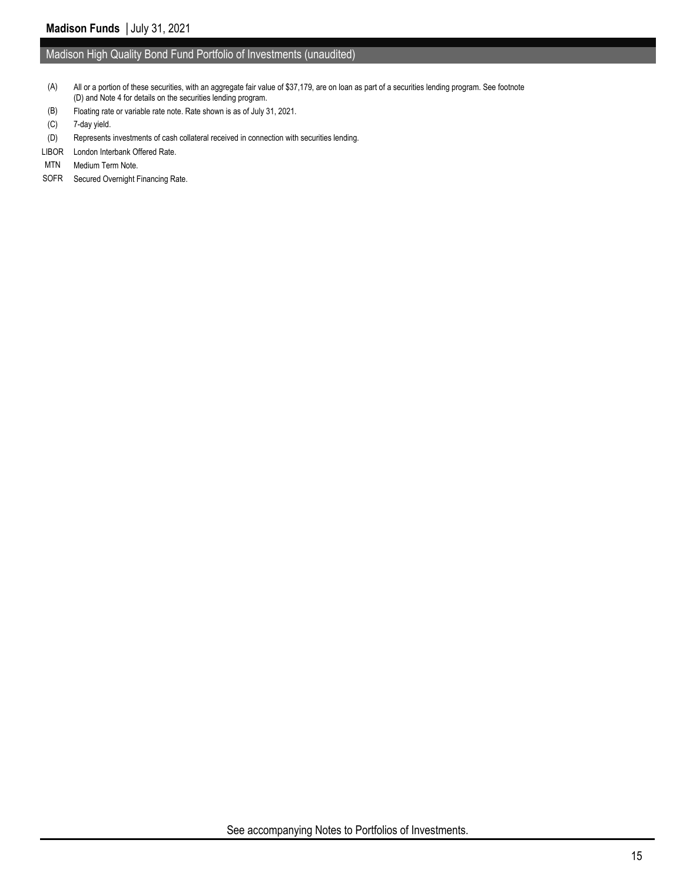## Madison High Quality Bond Fund Portfolio of Investments (unaudited)

(A) All or a portion of these securities, with an aggregate fair value of $37,179, are on loan as part of a securities lending program. See footnote (D) and Note 4 for details on the securities lending program.

(B) Floating rate or variable rate note. Rate shown is as of July 31, 2021.

(C) 7-day yield.

(D) Represents investments of cash collateral received in connection with securities lending.

LIBOR London Interbank Offered Rate.

MTN Medium Term Note.

SOFR Secured Overnight Financing Rate.

See accompanying Notes to Portfolios of Investments.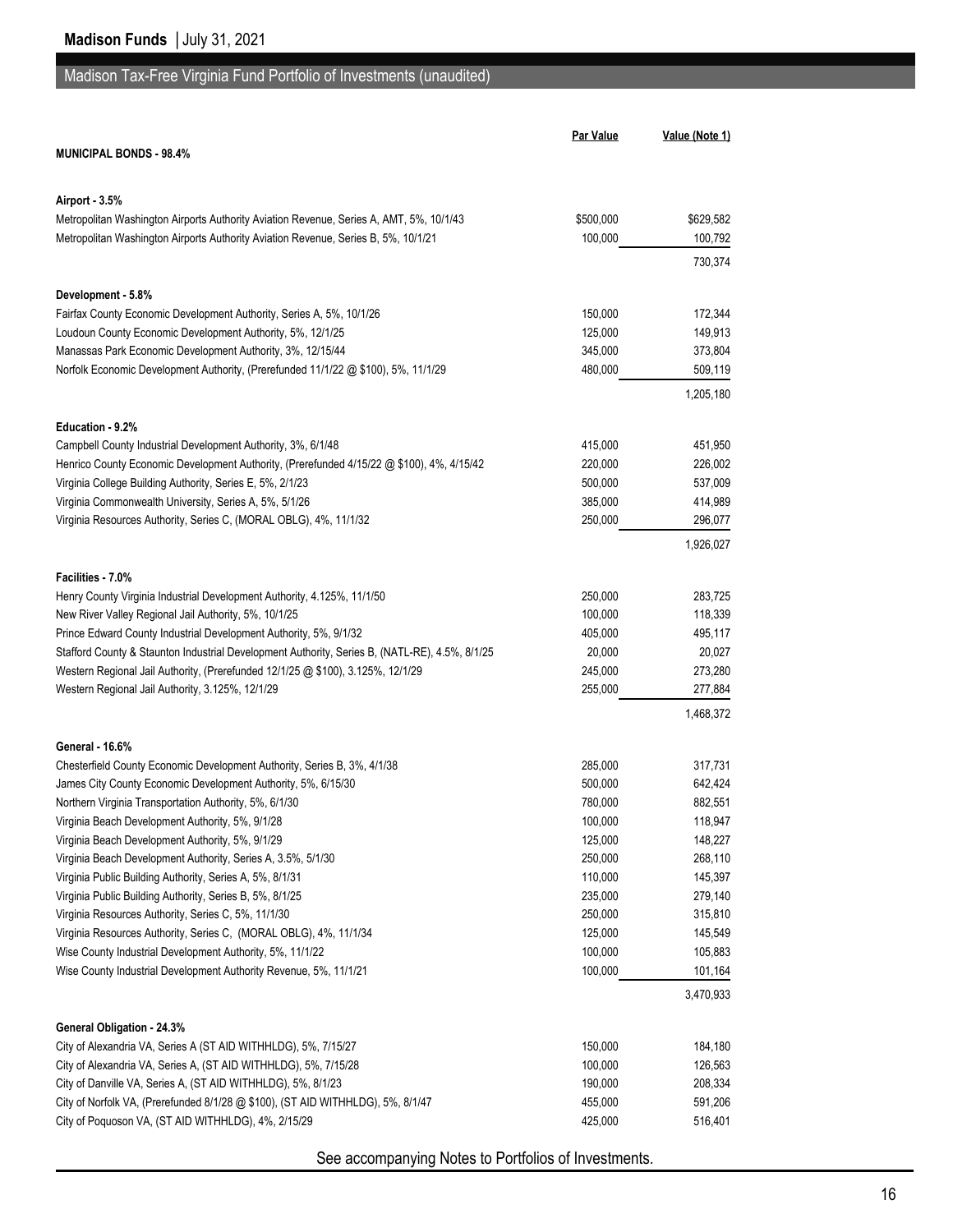## Madison Tax-Free Virginia Fund Portfolio of Investments (unaudited)

| | Par Value | Value (Note 1) |
|---|---|---|
| **MUNICIPAL BONDS - 98.4%** | | |
| **Airport - 3.5%** | | |
| Metropolitan Washington Airports Authority Aviation Revenue, Series A, AMT, 5%, 10/1/43 | $500,000 | $629,582 |
| Metropolitan Washington Airports Authority Aviation Revenue, Series B, 5%, 10/1/21 | 100,000 | 100,792 |
| | | 730,374 |
| **Development - 5.8%** | | |
| Fairfax County Economic Development Authority, Series A, 5%, 10/1/26 | 150,000 | 172,344 |
| Loudoun County Economic Development Authority, 5%, 12/1/25 | 125,000 | 149,913 |
| Manassas Park Economic Development Authority, 3%, 12/15/44 | 345,000 | 373,804 |
| Norfolk Economic Development Authority, (Prerefunded 11/1/22 @ $100), 5%, 11/1/29 | 480,000 | 509,119 |
| | | 1,205,180 |
| **Education - 9.2%** | | |
| Campbell County Industrial Development Authority, 3%, 6/1/48 | 415,000 | 451,950 |
| Henrico County Economic Development Authority, (Prerefunded 4/15/22 @ $100), 4%, 4/15/42 | 220,000 | 226,002 |
| Virginia College Building Authority, Series E, 5%, 2/1/23 | 500,000 | 537,009 |
| Virginia Commonwealth University, Series A, 5%, 5/1/26 | 385,000 | 414,989 |
| Virginia Resources Authority, Series C, (MORAL OBLG), 4%, 11/1/32 | 250,000 | 296,077 |
| | | 1,926,027 |
| **Facilities - 7.0%** | | |
| Henry County Virginia Industrial Development Authority, 4.125%, 11/1/50 | 250,000 | 283,725 |
| New River Valley Regional Jail Authority, 5%, 10/1/25 | 100,000 | 118,339 |
| Prince Edward County Industrial Development Authority, 5%, 9/1/32 | 405,000 | 495,117 |
| Stafford County & Staunton Industrial Development Authority, Series B, (NATL-RE), 4.5%, 8/1/25 | 20,000 | 20,027 |
| Western Regional Jail Authority, (Prerefunded 12/1/25 @ $100), 3.125%, 12/1/29 | 245,000 | 273,280 |
| Western Regional Jail Authority, 3.125%, 12/1/29 | 255,000 | 277,884 |
| | | 1,468,372 |
| **General - 16.6%** | | |
| Chesterfield County Economic Development Authority, Series B, 3%, 4/1/38 | 285,000 | 317,731 |
| James City County Economic Development Authority, 5%, 6/15/30 | 500,000 | 642,424 |
| Northern Virginia Transportation Authority, 5%, 6/1/30 | 780,000 | 882,551 |
| Virginia Beach Development Authority, 5%, 9/1/28 | 100,000 | 118,947 |
| Virginia Beach Development Authority, 5%, 9/1/29 | 125,000 | 148,227 |
| Virginia Beach Development Authority, Series A, 3.5%, 5/1/30 | 250,000 | 268,110 |
| Virginia Public Building Authority, Series A, 5%, 8/1/31 | 110,000 | 145,397 |
| Virginia Public Building Authority, Series B, 5%, 8/1/25 | 235,000 | 279,140 |
| Virginia Resources Authority, Series C, 5%, 11/1/30 | 250,000 | 315,810 |
| Virginia Resources Authority, Series C, (MORAL OBLG), 4%, 11/1/34 | 125,000 | 145,549 |
| Wise County Industrial Development Authority, 5%, 11/1/22 | 100,000 | 105,883 |
| Wise County Industrial Development Authority Revenue, 5%, 11/1/21 | 100,000 | 101,164 |
| | | 3,470,933 |
| **General Obligation - 24.3%** | | |
| City of Alexandria VA, Series A (ST AID WITHHLDG), 5%, 7/15/27 | 150,000 | 184,180 |
| City of Alexandria VA, Series A, (ST AID WITHHLDG), 5%, 7/15/28 | 100,000 | 126,563 |
| City of Danville VA, Series A, (ST AID WITHHLDG), 5%, 8/1/23 | 190,000 | 208,334 |
| City of Norfolk VA, (Prerefunded 8/1/28 @ $100), (ST AID WITHHLDG), 5%, 8/1/47 | 455,000 | 591,206 |
| City of Poquoson VA, (ST AID WITHHLDG), 4%, 2/15/29 | 425,000 | 516,401 |

See accompanying Notes to Portfolios of Investments.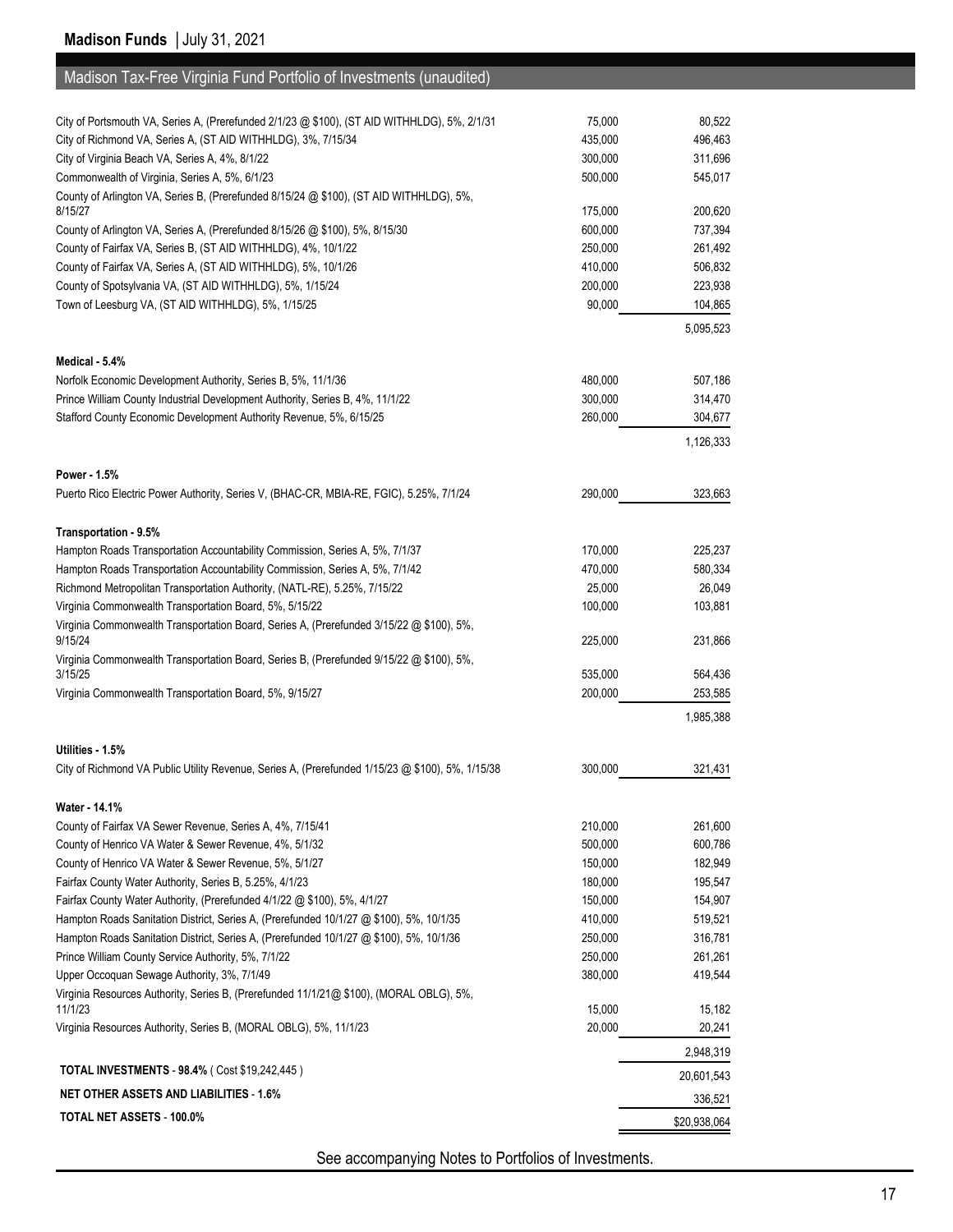## Madison Tax-Free Virginia Fund Portfolio of Investments (unaudited)

| | Par Value | Value |
|---|---|---|
| City of Portsmouth VA, Series A, (Prerefunded 2/1/23 @ $100), (ST AID WITHHLDG), 5%, 2/1/31 | 75,000 | 80,522 |
| City of Richmond VA, Series A, (ST AID WITHHLDG), 3%, 7/15/34 | 435,000 | 496,463 |
| City of Virginia Beach VA, Series A, 4%, 8/1/22 | 300,000 | 311,696 |
| Commonwealth of Virginia, Series A, 5%, 6/1/23 | 500,000 | 545,017 |
| County of Arlington VA, Series B, (Prerefunded 8/15/24 @ $100), (ST AID WITHHLDG), 5%, 8/15/27 | 175,000 | 200,620 |
| County of Arlington VA, Series A, (Prerefunded 8/15/26 @ $100), 5%, 8/15/30 | 600,000 | 737,394 |
| County of Fairfax VA, Series B, (ST AID WITHHLDG), 4%, 10/1/22 | 250,000 | 261,492 |
| County of Fairfax VA, Series A, (ST AID WITHHLDG), 5%, 10/1/26 | 410,000 | 506,832 |
| County of Spotsylvania VA, (ST AID WITHHLDG), 5%, 1/15/24 | 200,000 | 223,938 |
| Town of Leesburg VA, (ST AID WITHHLDG), 5%, 1/15/25 | 90,000 | 104,865 |
| | | 5,095,523 |
| **Medical - 5.4%** | | |
| Norfolk Economic Development Authority, Series B, 5%, 11/1/36 | 480,000 | 507,186 |
| Prince William County Industrial Development Authority, Series B, 4%, 11/1/22 | 300,000 | 314,470 |
| Stafford County Economic Development Authority Revenue, 5%, 6/15/25 | 260,000 | 304,677 |
| | | 1,126,333 |
| **Power - 1.5%** | | |
| Puerto Rico Electric Power Authority, Series V, (BHAC-CR, MBIA-RE, FGIC), 5.25%, 7/1/24 | 290,000 | 323,663 |
| **Transportation - 9.5%** | | |
| Hampton Roads Transportation Accountability Commission, Series A, 5%, 7/1/37 | 170,000 | 225,237 |
| Hampton Roads Transportation Accountability Commission, Series A, 5%, 7/1/42 | 470,000 | 580,334 |
| Richmond Metropolitan Transportation Authority, (NATL-RE), 5.25%, 7/15/22 | 25,000 | 26,049 |
| Virginia Commonwealth Transportation Board, 5%, 5/15/22 | 100,000 | 103,881 |
| Virginia Commonwealth Transportation Board, Series A, (Prerefunded 3/15/22 @ $100), 5%, 9/15/24 | 225,000 | 231,866 |
| Virginia Commonwealth Transportation Board, Series B, (Prerefunded 9/15/22 @ $100), 5%, 3/15/25 | 535,000 | 564,436 |
| Virginia Commonwealth Transportation Board, 5%, 9/15/27 | 200,000 | 253,585 |
| | | 1,985,388 |
| **Utilities - 1.5%** | | |
| City of Richmond VA Public Utility Revenue, Series A, (Prerefunded 1/15/23 @ $100), 5%, 1/15/38 | 300,000 | 321,431 |
| **Water - 14.1%** | | |
| County of Fairfax VA Sewer Revenue, Series A, 4%, 7/15/41 | 210,000 | 261,600 |
| County of Henrico VA Water & Sewer Revenue, 4%, 5/1/32 | 500,000 | 600,786 |
| County of Henrico VA Water & Sewer Revenue, 5%, 5/1/27 | 150,000 | 182,949 |
| Fairfax County Water Authority, Series B, 5.25%, 4/1/23 | 180,000 | 195,547 |
| Fairfax County Water Authority, (Prerefunded 4/1/22 @ $100), 5%, 4/1/27 | 150,000 | 154,907 |
| Hampton Roads Sanitation District, Series A, (Prerefunded 10/1/27 @ $100), 5%, 10/1/35 | 410,000 | 519,521 |
| Hampton Roads Sanitation District, Series A, (Prerefunded 10/1/27 @ $100), 5%, 10/1/36 | 250,000 | 316,781 |
| Prince William County Service Authority, 5%, 7/1/22 | 250,000 | 261,261 |
| Upper Occoquan Sewage Authority, 3%, 7/1/49 | 380,000 | 419,544 |
| Virginia Resources Authority, Series B, (Prerefunded 11/1/21@ $100), (MORAL OBLG), 5%, 11/1/23 | 15,000 | 15,182 |
| Virginia Resources Authority, Series B, (MORAL OBLG), 5%, 11/1/23 | 20,000 | 20,241 |
| | | 2,948,319 |
| **TOTAL INVESTMENTS - 98.4%** ( Cost $19,242,445 ) | | 20,601,543 |
| **NET OTHER ASSETS AND LIABILITIES - 1.6%** | | 336,521 |
| **TOTAL NET ASSETS - 100.0%** | | $20,938,064 |

See accompanying Notes to Portfolios of Investments.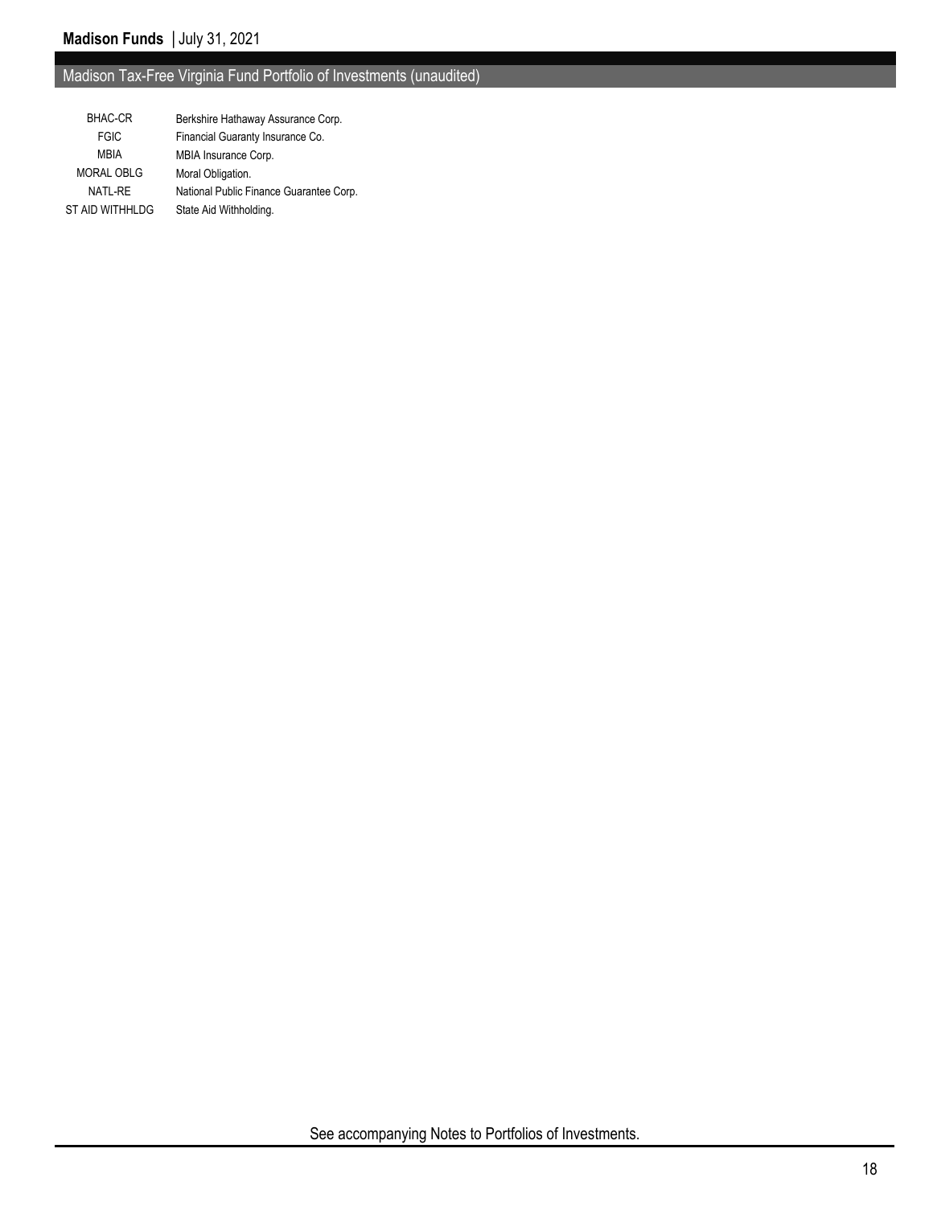## Madison Tax-Free Virginia Fund Portfolio of Investments (unaudited)

| | |
|---|---|
| BHAC-CR | Berkshire Hathaway Assurance Corp. |
| FGIC | Financial Guaranty Insurance Co. |
| MBIA | MBIA Insurance Corp. |
| MORAL OBLG | Moral Obligation. |
| NATL-RE | National Public Finance Guarantee Corp. |
| ST AID WITHHLDG | State Aid Withholding. |

See accompanying Notes to Portfolios of Investments.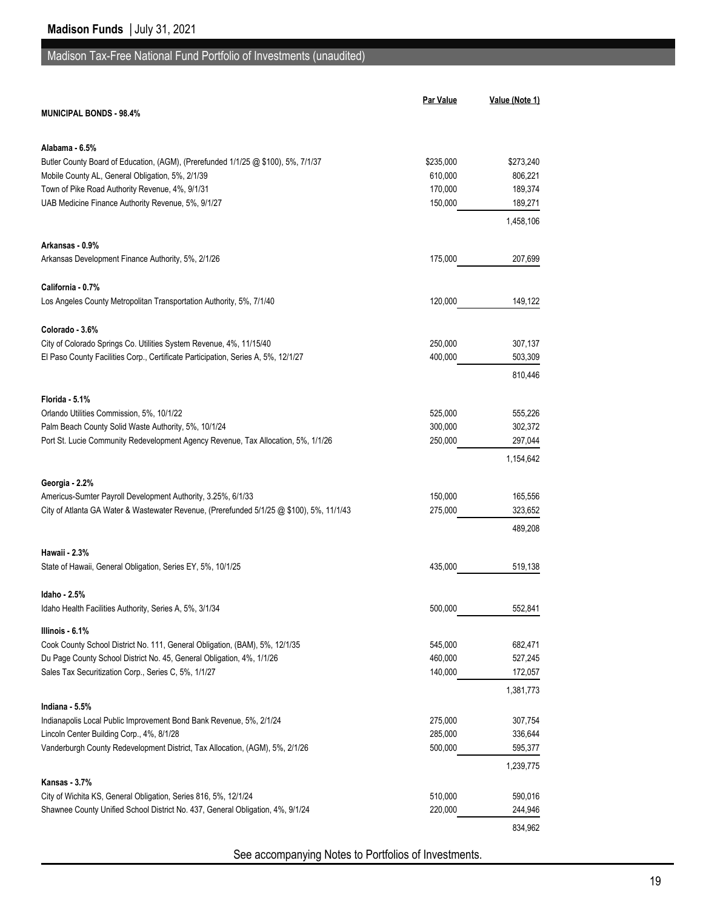## Madison Tax-Free National Fund Portfolio of Investments (unaudited)

| MUNICIPAL BONDS - 98.4% | Par Value | Value (Note 1) |
|---|---|---|
| **Alabama - 6.5%** | | |
| Butler County Board of Education, (AGM), (Prerefunded 1/1/25 @ $100), 5%, 7/1/37 | $235,000 | $273,240 |
| Mobile County AL, General Obligation, 5%, 2/1/39 | 610,000 | 806,221 |
| Town of Pike Road Authority Revenue, 4%, 9/1/31 | 170,000 | 189,374 |
| UAB Medicine Finance Authority Revenue, 5%, 9/1/27 | 150,000 | 189,271 |
| | | 1,458,106 |
| **Arkansas - 0.9%** | | |
| Arkansas Development Finance Authority, 5%, 2/1/26 | 175,000 | 207,699 |
| **California - 0.7%** | | |
| Los Angeles County Metropolitan Transportation Authority, 5%, 7/1/40 | 120,000 | 149,122 |
| **Colorado - 3.6%** | | |
| City of Colorado Springs Co. Utilities System Revenue, 4%, 11/15/40 | 250,000 | 307,137 |
| El Paso County Facilities Corp., Certificate Participation, Series A, 5%, 12/1/27 | 400,000 | 503,309 |
| | | 810,446 |
| **Florida - 5.1%** | | |
| Orlando Utilities Commission, 5%, 10/1/22 | 525,000 | 555,226 |
| Palm Beach County Solid Waste Authority, 5%, 10/1/24 | 300,000 | 302,372 |
| Port St. Lucie Community Redevelopment Agency Revenue, Tax Allocation, 5%, 1/1/26 | 250,000 | 297,044 |
| | | 1,154,642 |
| **Georgia - 2.2%** | | |
| Americus-Sumter Payroll Development Authority, 3.25%, 6/1/33 | 150,000 | 165,556 |
| City of Atlanta GA Water & Wastewater Revenue, (Prerefunded 5/1/25 @ $100), 5%, 11/1/43 | 275,000 | 323,652 |
| | | 489,208 |
| **Hawaii - 2.3%** | | |
| State of Hawaii, General Obligation, Series EY, 5%, 10/1/25 | 435,000 | 519,138 |
| **Idaho - 2.5%** | | |
| Idaho Health Facilities Authority, Series A, 5%, 3/1/34 | 500,000 | 552,841 |
| **Illinois - 6.1%** | | |
| Cook County School District No. 111, General Obligation, (BAM), 5%, 12/1/35 | 545,000 | 682,471 |
| Du Page County School District No. 45, General Obligation, 4%, 1/1/26 | 460,000 | 527,245 |
| Sales Tax Securitization Corp., Series C, 5%, 1/1/27 | 140,000 | 172,057 |
| | | 1,381,773 |
| **Indiana - 5.5%** | | |
| Indianapolis Local Public Improvement Bond Bank Revenue, 5%, 2/1/24 | 275,000 | 307,754 |
| Lincoln Center Building Corp., 4%, 8/1/28 | 285,000 | 336,644 |
| Vanderburgh County Redevelopment District, Tax Allocation, (AGM), 5%, 2/1/26 | 500,000 | 595,377 |
| | | 1,239,775 |
| **Kansas - 3.7%** | | |
| City of Wichita KS, General Obligation, Series 816, 5%, 12/1/24 | 510,000 | 590,016 |
| Shawnee County Unified School District No. 437, General Obligation, 4%, 9/1/24 | 220,000 | 244,946 |
| | | 834,962 |

See accompanying Notes to Portfolios of Investments.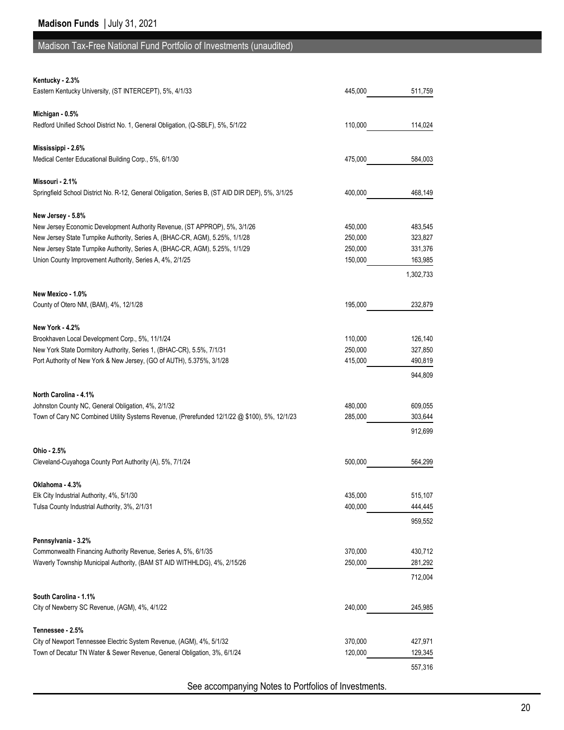## Madison Tax-Free National Fund Portfolio of Investments (unaudited)

| | Par Value | Value |
|---|---|---|
| **Kentucky - 2.3%** | | |
| Eastern Kentucky University, (ST INTERCEPT), 5%, 4/1/33 | 445,000 | 511,759 |
| **Michigan - 0.5%** | | |
| Redford Unified School District No. 1, General Obligation, (Q-SBLF), 5%, 5/1/22 | 110,000 | 114,024 |
| **Mississippi - 2.6%** | | |
| Medical Center Educational Building Corp., 5%, 6/1/30 | 475,000 | 584,003 |
| **Missouri - 2.1%** | | |
| Springfield School District No. R-12, General Obligation, Series B, (ST AID DIR DEP), 5%, 3/1/25 | 400,000 | 468,149 |
| **New Jersey - 5.8%** | | |
| New Jersey Economic Development Authority Revenue, (ST APPROP), 5%, 3/1/26 | 450,000 | 483,545 |
| New Jersey State Turnpike Authority, Series A, (BHAC-CR, AGM), 5.25%, 1/1/28 | 250,000 | 323,827 |
| New Jersey State Turnpike Authority, Series A, (BHAC-CR, AGM), 5.25%, 1/1/29 | 250,000 | 331,376 |
| Union County Improvement Authority, Series A, 4%, 2/1/25 | 150,000 | 163,985 |
| | | 1,302,733 |
| **New Mexico - 1.0%** | | |
| County of Otero NM, (BAM), 4%, 12/1/28 | 195,000 | 232,879 |
| **New York - 4.2%** | | |
| Brookhaven Local Development Corp., 5%, 11/1/24 | 110,000 | 126,140 |
| New York State Dormitory Authority, Series 1, (BHAC-CR), 5.5%, 7/1/31 | 250,000 | 327,850 |
| Port Authority of New York & New Jersey, (GO of AUTH), 5.375%, 3/1/28 | 415,000 | 490,819 |
| | | 944,809 |
| **North Carolina - 4.1%** | | |
| Johnston County NC, General Obligation, 4%, 2/1/32 | 480,000 | 609,055 |
| Town of Cary NC Combined Utility Systems Revenue, (Prerefunded 12/1/22 @ $100), 5%, 12/1/23 | 285,000 | 303,644 |
| | | 912,699 |
| **Ohio - 2.5%** | | |
| Cleveland-Cuyahoga County Port Authority (A), 5%, 7/1/24 | 500,000 | 564,299 |
| **Oklahoma - 4.3%** | | |
| Elk City Industrial Authority, 4%, 5/1/30 | 435,000 | 515,107 |
| Tulsa County Industrial Authority, 3%, 2/1/31 | 400,000 | 444,445 |
| | | 959,552 |
| **Pennsylvania - 3.2%** | | |
| Commonwealth Financing Authority Revenue, Series A, 5%, 6/1/35 | 370,000 | 430,712 |
| Waverly Township Municipal Authority, (BAM ST AID WITHHLDG), 4%, 2/15/26 | 250,000 | 281,292 |
| | | 712,004 |
| **South Carolina - 1.1%** | | |
| City of Newberry SC Revenue, (AGM), 4%, 4/1/22 | 240,000 | 245,985 |
| **Tennessee - 2.5%** | | |
| City of Newport Tennessee Electric System Revenue, (AGM), 4%, 5/1/32 | 370,000 | 427,971 |
| Town of Decatur TN Water & Sewer Revenue, General Obligation, 3%, 6/1/24 | 120,000 | 129,345 |
| | | 557,316 |

See accompanying Notes to Portfolios of Investments.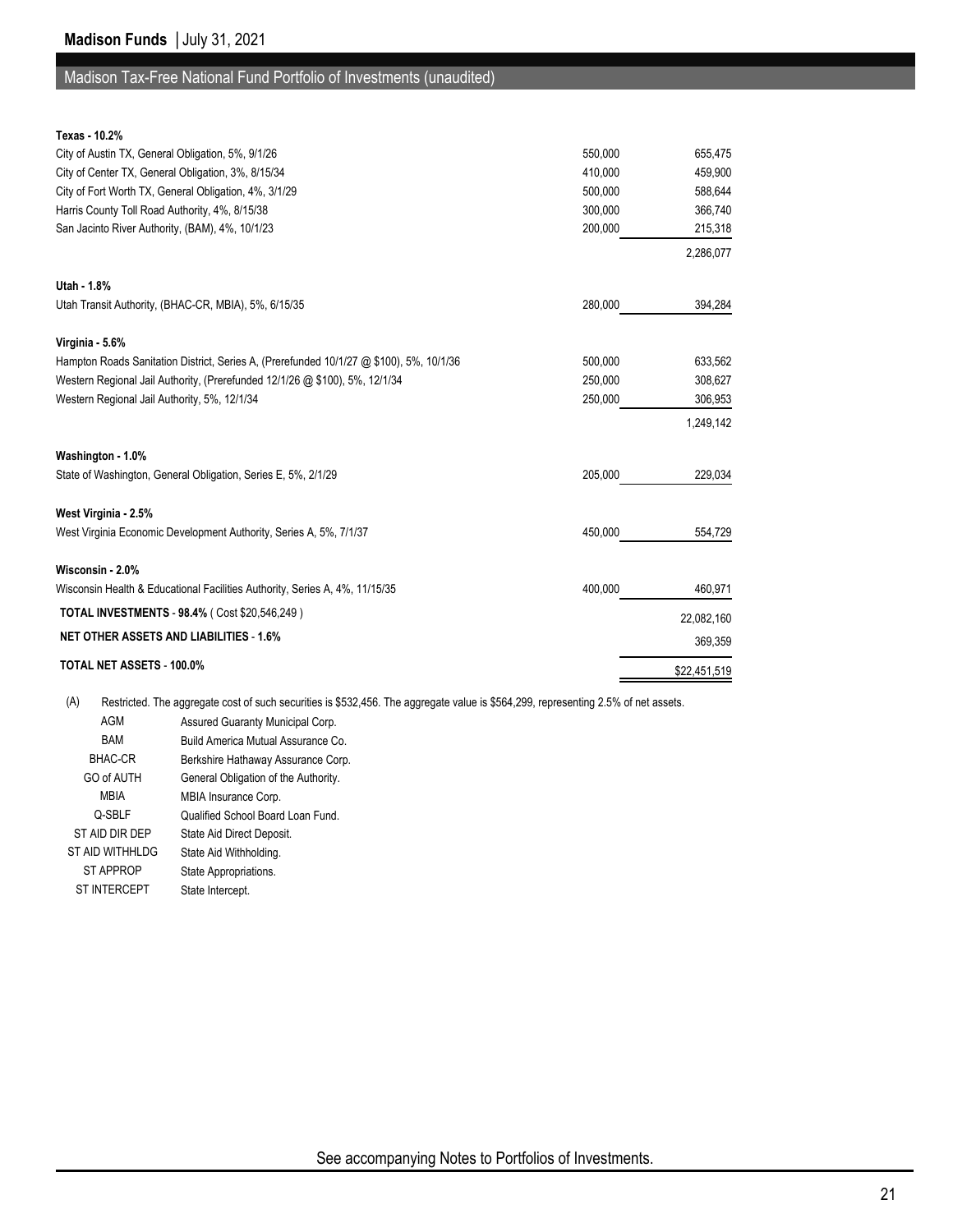## Madison Tax-Free National Fund Portfolio of Investments (unaudited)

| | Par Value | Value ($) |
|---|---|---|
| **Texas - 10.2%** | | |
| City of Austin TX, General Obligation, 5%, 9/1/26 | 550,000 | 655,475 |
| City of Center TX, General Obligation, 3%, 8/15/34 | 410,000 | 459,900 |
| City of Fort Worth TX, General Obligation, 4%, 3/1/29 | 500,000 | 588,644 |
| Harris County Toll Road Authority, 4%, 8/15/38 | 300,000 | 366,740 |
| San Jacinto River Authority, (BAM), 4%, 10/1/23 | 200,000 | 215,318 |
| | | 2,286,077 |
| **Utah - 1.8%** | | |
| Utah Transit Authority, (BHAC-CR, MBIA), 5%, 6/15/35 | 280,000 | 394,284 |
| **Virginia - 5.6%** | | |
| Hampton Roads Sanitation District, Series A, (Prerefunded 10/1/27 @ $100), 5%, 10/1/36 | 500,000 | 633,562 |
| Western Regional Jail Authority, (Prerefunded 12/1/26 @ $100), 5%, 12/1/34 | 250,000 | 308,627 |
| Western Regional Jail Authority, 5%, 12/1/34 | 250,000 | 306,953 |
| | | 1,249,142 |
| **Washington - 1.0%** | | |
| State of Washington, General Obligation, Series E, 5%, 2/1/29 | 205,000 | 229,034 |
| **West Virginia - 2.5%** | | |
| West Virginia Economic Development Authority, Series A, 5%, 7/1/37 | 450,000 | 554,729 |
| **Wisconsin - 2.0%** | | |
| Wisconsin Health & Educational Facilities Authority, Series A, 4%, 11/15/35 | 400,000 | 460,971 |
| **TOTAL INVESTMENTS - 98.4%** ( Cost $20,546,249 ) | | 22,082,160 |
| **NET OTHER ASSETS AND LIABILITIES - 1.6%** | | 369,359 |
| **TOTAL NET ASSETS - 100.0%** | | $22,451,519 |

(A) Restricted. The aggregate cost of such securities is $532,456. The aggregate value is $564,299, representing 2.5% of net assets.

| | |
|---|---|
| AGM | Assured Guaranty Municipal Corp. |
| BAM | Build America Mutual Assurance Co. |
| BHAC-CR | Berkshire Hathaway Assurance Corp. |
| GO of AUTH | General Obligation of the Authority. |
| MBIA | MBIA Insurance Corp. |
| Q-SBLF | Qualified School Board Loan Fund. |
| ST AID DIR DEP | State Aid Direct Deposit. |
| ST AID WITHHLDG | State Aid Withholding. |
| ST APPROP | State Appropriations. |
| ST INTERCEPT | State Intercept. |

See accompanying Notes to Portfolios of Investments.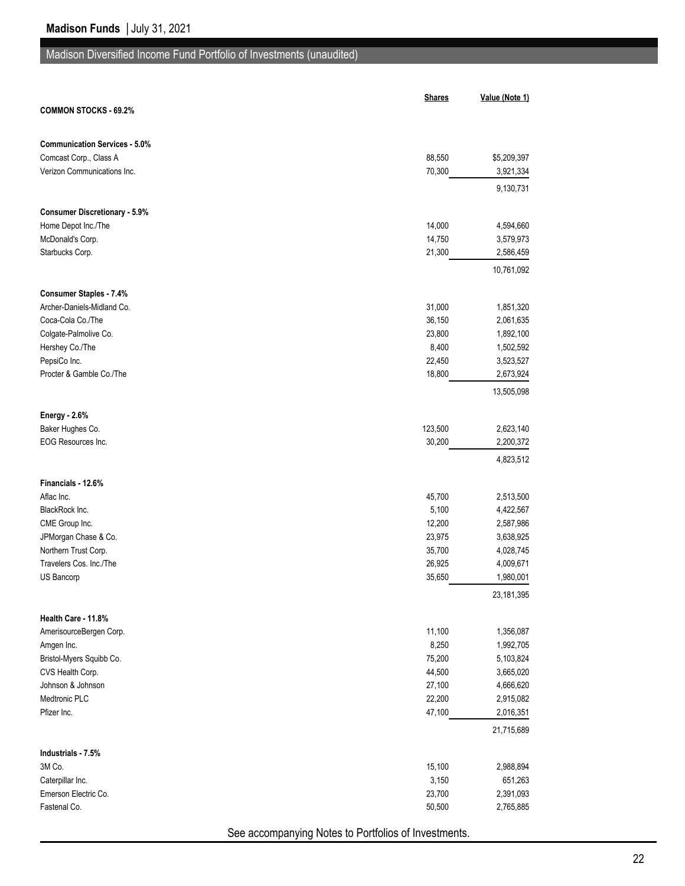## Madison Diversified Income Fund Portfolio of Investments (unaudited)

| | Shares | Value (Note 1) |
|---|---|---|
| **COMMON STOCKS - 69.2%** | | |
| **Communication Services - 5.0%** | | |
| Comcast Corp., Class A | 88,550 | $5,209,397 |
| Verizon Communications Inc. | 70,300 | 3,921,334 |
| | | 9,130,731 |
| **Consumer Discretionary - 5.9%** | | |
| Home Depot Inc./The | 14,000 | 4,594,660 |
| McDonald's Corp. | 14,750 | 3,579,973 |
| Starbucks Corp. | 21,300 | 2,586,459 |
| | | 10,761,092 |
| **Consumer Staples - 7.4%** | | |
| Archer-Daniels-Midland Co. | 31,000 | 1,851,320 |
| Coca-Cola Co./The | 36,150 | 2,061,635 |
| Colgate-Palmolive Co. | 23,800 | 1,892,100 |
| Hershey Co./The | 8,400 | 1,502,592 |
| PepsiCo Inc. | 22,450 | 3,523,527 |
| Procter & Gamble Co./The | 18,800 | 2,673,924 |
| | | 13,505,098 |
| **Energy - 2.6%** | | |
| Baker Hughes Co. | 123,500 | 2,623,140 |
| EOG Resources Inc. | 30,200 | 2,200,372 |
| | | 4,823,512 |
| **Financials - 12.6%** | | |
| Aflac Inc. | 45,700 | 2,513,500 |
| BlackRock Inc. | 5,100 | 4,422,567 |
| CME Group Inc. | 12,200 | 2,587,986 |
| JPMorgan Chase & Co. | 23,975 | 3,638,925 |
| Northern Trust Corp. | 35,700 | 4,028,745 |
| Travelers Cos. Inc./The | 26,925 | 4,009,671 |
| US Bancorp | 35,650 | 1,980,001 |
| | | 23,181,395 |
| **Health Care - 11.8%** | | |
| AmerisourceBergen Corp. | 11,100 | 1,356,087 |
| Amgen Inc. | 8,250 | 1,992,705 |
| Bristol-Myers Squibb Co. | 75,200 | 5,103,824 |
| CVS Health Corp. | 44,500 | 3,665,020 |
| Johnson & Johnson | 27,100 | 4,666,620 |
| Medtronic PLC | 22,200 | 2,915,082 |
| Pfizer Inc. | 47,100 | 2,016,351 |
| | | 21,715,689 |
| **Industrials - 7.5%** | | |
| 3M Co. | 15,100 | 2,988,894 |
| Caterpillar Inc. | 3,150 | 651,263 |
| Emerson Electric Co. | 23,700 | 2,391,093 |
| Fastenal Co. | 50,500 | 2,765,885 |

See accompanying Notes to Portfolios of Investments.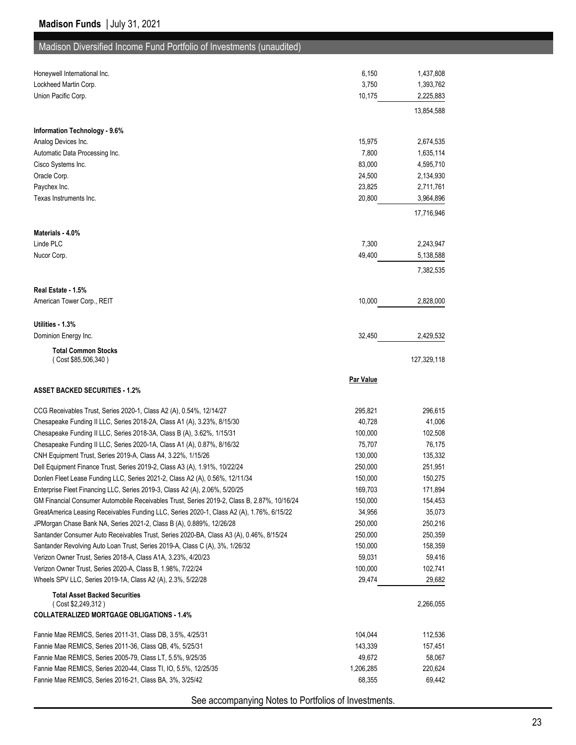## Madison Diversified Income Fund Portfolio of Investments (unaudited)

| | | |
|---|---|---|
| Honeywell International Inc. | 6,150 | 1,437,808 |
| Lockheed Martin Corp. | 3,750 | 1,393,762 |
| Union Pacific Corp. | 10,175 | 2,225,883 |
| | | 13,854,588 |
| **Information Technology - 9.6%** | | |
| Analog Devices Inc. | 15,975 | 2,674,535 |
| Automatic Data Processing Inc. | 7,800 | 1,635,114 |
| Cisco Systems Inc. | 83,000 | 4,595,710 |
| Oracle Corp. | 24,500 | 2,134,930 |
| Paychex Inc. | 23,825 | 2,711,761 |
| Texas Instruments Inc. | 20,800 | 3,964,896 |
| | | 17,716,946 |
| **Materials - 4.0%** | | |
| Linde PLC | 7,300 | 2,243,947 |
| Nucor Corp. | 49,400 | 5,138,588 |
| | | 7,382,535 |
| **Real Estate - 1.5%** | | |
| American Tower Corp., REIT | 10,000 | 2,828,000 |
| **Utilities - 1.3%** | | |
| Dominion Energy Inc. | 32,450 | 2,429,532 |
| **Total Common Stocks** ( Cost $85,506,340 ) | | 127,329,118 |
| | **Par Value** | |
| **ASSET BACKED SECURITIES - 1.2%** | | |
| CCG Receivables Trust, Series 2020-1, Class A2 (A), 0.54%, 12/14/27 | 295,821 | 296,615 |
| Chesapeake Funding II LLC, Series 2018-2A, Class A1 (A), 3.23%, 8/15/30 | 40,728 | 41,006 |
| Chesapeake Funding II LLC, Series 2018-3A, Class B (A), 3.62%, 1/15/31 | 100,000 | 102,508 |
| Chesapeake Funding II LLC, Series 2020-1A, Class A1 (A), 0.87%, 8/16/32 | 75,707 | 76,175 |
| CNH Equipment Trust, Series 2019-A, Class A4, 3.22%, 1/15/26 | 130,000 | 135,332 |
| Dell Equipment Finance Trust, Series 2019-2, Class A3 (A), 1.91%, 10/22/24 | 250,000 | 251,951 |
| Donlen Fleet Lease Funding LLC, Series 2021-2, Class A2 (A), 0.56%, 12/11/34 | 150,000 | 150,275 |
| Enterprise Fleet Financing LLC, Series 2019-3, Class A2 (A), 2.06%, 5/20/25 | 169,703 | 171,894 |
| GM Financial Consumer Automobile Receivables Trust, Series 2019-2, Class B, 2.87%, 10/16/24 | 150,000 | 154,453 |
| GreatAmerica Leasing Receivables Funding LLC, Series 2020-1, Class A2 (A), 1.76%, 6/15/22 | 34,956 | 35,073 |
| JPMorgan Chase Bank NA, Series 2021-2, Class B (A), 0.889%, 12/26/28 | 250,000 | 250,216 |
| Santander Consumer Auto Receivables Trust, Series 2020-BA, Class A3 (A), 0.46%, 8/15/24 | 250,000 | 250,359 |
| Santander Revolving Auto Loan Trust, Series 2019-A, Class C (A), 3%, 1/26/32 | 150,000 | 158,359 |
| Verizon Owner Trust, Series 2018-A, Class A1A, 3.23%, 4/20/23 | 59,031 | 59,416 |
| Verizon Owner Trust, Series 2020-A, Class B, 1.98%, 7/22/24 | 100,000 | 102,741 |
| Wheels SPV LLC, Series 2019-1A, Class A2 (A), 2.3%, 5/22/28 | 29,474 | 29,682 |
| **Total Asset Backed Securities** ( Cost $2,249,312 ) | | 2,266,055 |
| **COLLATERALIZED MORTGAGE OBLIGATIONS - 1.4%** | | |
| Fannie Mae REMICS, Series 2011-31, Class DB, 3.5%, 4/25/31 | 104,044 | 112,536 |
| Fannie Mae REMICS, Series 2011-36, Class QB, 4%, 5/25/31 | 143,339 | 157,451 |
| Fannie Mae REMICS, Series 2005-79, Class LT, 5.5%, 9/25/35 | 49,672 | 58,067 |
| Fannie Mae REMICS, Series 2020-44, Class TI, IO, 5.5%, 12/25/35 | 1,206,285 | 220,624 |
| Fannie Mae REMICS, Series 2016-21, Class BA, 3%, 3/25/42 | 68,355 | 69,442 |

See accompanying Notes to Portfolios of Investments.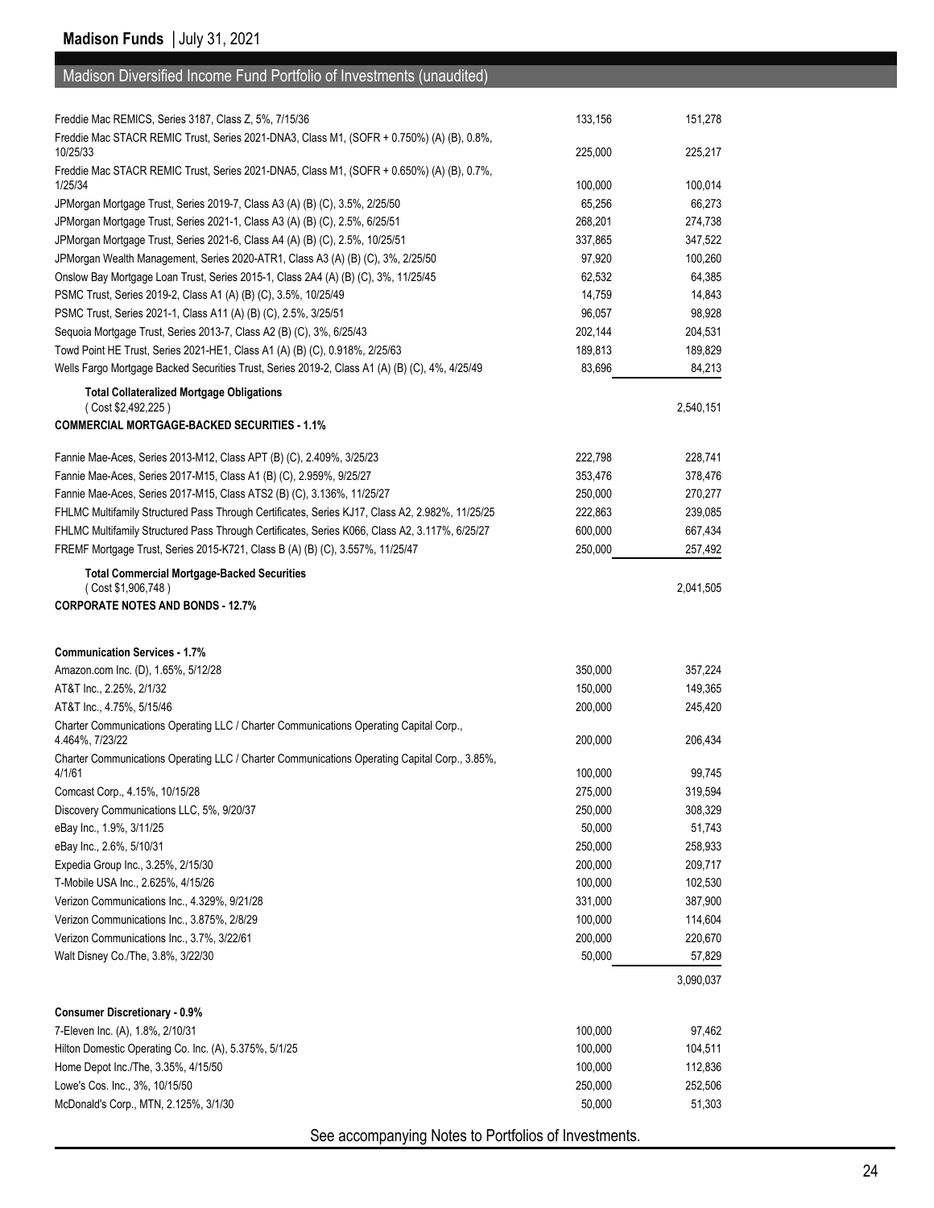## Madison Diversified Income Fund Portfolio of Investments (unaudited)

| | | |
|---|---|---|
| Freddie Mac REMICS, Series 3187, Class Z, 5%, 7/15/36 | 133,156 | 151,278 |
| Freddie Mac STACR REMIC Trust, Series 2021-DNA3, Class M1, (SOFR + 0.750%) (A) (B), 0.8%, 10/25/33 | 225,000 | 225,217 |
| Freddie Mac STACR REMIC Trust, Series 2021-DNA5, Class M1, (SOFR + 0.650%) (A) (B), 0.7%, 1/25/34 | 100,000 | 100,014 |
| JPMorgan Mortgage Trust, Series 2019-7, Class A3 (A) (B) (C), 3.5%, 2/25/50 | 65,256 | 66,273 |
| JPMorgan Mortgage Trust, Series 2021-1, Class A3 (A) (B) (C), 2.5%, 6/25/51 | 268,201 | 274,738 |
| JPMorgan Mortgage Trust, Series 2021-6, Class A4 (A) (B) (C), 2.5%, 10/25/51 | 337,865 | 347,522 |
| JPMorgan Wealth Management, Series 2020-ATR1, Class A3 (A) (B) (C), 3%, 2/25/50 | 97,920 | 100,260 |
| Onslow Bay Mortgage Loan Trust, Series 2015-1, Class 2A4 (A) (B) (C), 3%, 11/25/45 | 62,532 | 64,385 |
| PSMC Trust, Series 2019-2, Class A1 (A) (B) (C), 3.5%, 10/25/49 | 14,759 | 14,843 |
| PSMC Trust, Series 2021-1, Class A11 (A) (B) (C), 2.5%, 3/25/51 | 96,057 | 98,928 |
| Sequoia Mortgage Trust, Series 2013-7, Class A2 (B) (C), 3%, 6/25/43 | 202,144 | 204,531 |
| Towd Point HE Trust, Series 2021-HE1, Class A1 (A) (B) (C), 0.918%, 2/25/63 | 189,813 | 189,829 |
| Wells Fargo Mortgage Backed Securities Trust, Series 2019-2, Class A1 (A) (B) (C), 4%, 4/25/49 | 83,696 | 84,213 |
| **Total Collateralized Mortgage Obligations** ( Cost $2,492,225 ) | | 2,540,151 |
| **COMMERCIAL MORTGAGE-BACKED SECURITIES - 1.1%** | | |
| Fannie Mae-Aces, Series 2013-M12, Class APT (B) (C), 2.409%, 3/25/23 | 222,798 | 228,741 |
| Fannie Mae-Aces, Series 2017-M15, Class A1 (B) (C), 2.959%, 9/25/27 | 353,476 | 378,476 |
| Fannie Mae-Aces, Series 2017-M15, Class ATS2 (B) (C), 3.136%, 11/25/27 | 250,000 | 270,277 |
| FHLMC Multifamily Structured Pass Through Certificates, Series KJ17, Class A2, 2.982%, 11/25/25 | 222,863 | 239,085 |
| FHLMC Multifamily Structured Pass Through Certificates, Series K066, Class A2, 3.117%, 6/25/27 | 600,000 | 667,434 |
| FREMF Mortgage Trust, Series 2015-K721, Class B (A) (B) (C), 3.557%, 11/25/47 | 250,000 | 257,492 |
| **Total Commercial Mortgage-Backed Securities** ( Cost $1,906,748 ) | | 2,041,505 |
| **CORPORATE NOTES AND BONDS - 12.7%** | | |
| **Communication Services - 1.7%** | | |
| Amazon.com Inc. (D), 1.65%, 5/12/28 | 350,000 | 357,224 |
| AT&T Inc., 2.25%, 2/1/32 | 150,000 | 149,365 |
| AT&T Inc., 4.75%, 5/15/46 | 200,000 | 245,420 |
| Charter Communications Operating LLC / Charter Communications Operating Capital Corp., 4.464%, 7/23/22 | 200,000 | 206,434 |
| Charter Communications Operating LLC / Charter Communications Operating Capital Corp., 3.85%, 4/1/61 | 100,000 | 99,745 |
| Comcast Corp., 4.15%, 10/15/28 | 275,000 | 319,594 |
| Discovery Communications LLC, 5%, 9/20/37 | 250,000 | 308,329 |
| eBay Inc., 1.9%, 3/11/25 | 50,000 | 51,743 |
| eBay Inc., 2.6%, 5/10/31 | 250,000 | 258,933 |
| Expedia Group Inc., 3.25%, 2/15/30 | 200,000 | 209,717 |
| T-Mobile USA Inc., 2.625%, 4/15/26 | 100,000 | 102,530 |
| Verizon Communications Inc., 4.329%, 9/21/28 | 331,000 | 387,900 |
| Verizon Communications Inc., 3.875%, 2/8/29 | 100,000 | 114,604 |
| Verizon Communications Inc., 3.7%, 3/22/61 | 200,000 | 220,670 |
| Walt Disney Co./The, 3.8%, 3/22/30 | 50,000 | 57,829 |
| | | 3,090,037 |
| **Consumer Discretionary - 0.9%** | | |
| 7-Eleven Inc. (A), 1.8%, 2/10/31 | 100,000 | 97,462 |
| Hilton Domestic Operating Co. Inc. (A), 5.375%, 5/1/25 | 100,000 | 104,511 |
| Home Depot Inc./The, 3.35%, 4/15/50 | 100,000 | 112,836 |
| Lowe's Cos. Inc., 3%, 10/15/50 | 250,000 | 252,506 |
| McDonald's Corp., MTN, 2.125%, 3/1/30 | 50,000 | 51,303 |

See accompanying Notes to Portfolios of Investments.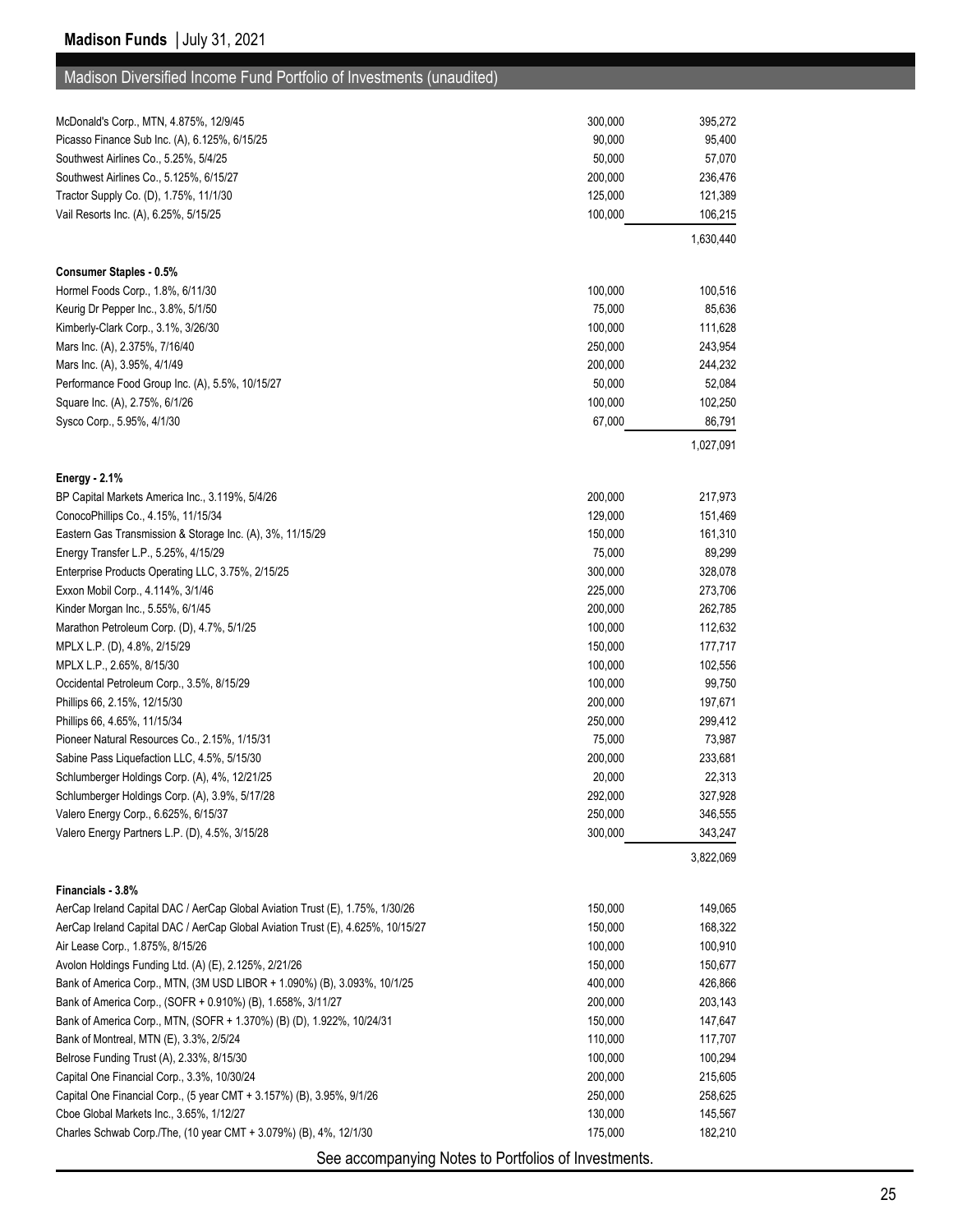## Madison Diversified Income Fund Portfolio of Investments (unaudited)

| | | |
|---|---|---|
| McDonald's Corp., MTN, 4.875%, 12/9/45 | 300,000 | 395,272 |
| Picasso Finance Sub Inc. (A), 6.125%, 6/15/25 | 90,000 | 95,400 |
| Southwest Airlines Co., 5.25%, 5/4/25 | 50,000 | 57,070 |
| Southwest Airlines Co., 5.125%, 6/15/27 | 200,000 | 236,476 |
| Tractor Supply Co. (D), 1.75%, 11/1/30 | 125,000 | 121,389 |
| Vail Resorts Inc. (A), 6.25%, 5/15/25 | 100,000 | 106,215 |
| | | 1,630,440 |
| **Consumer Staples - 0.5%** | | |
| Hormel Foods Corp., 1.8%, 6/11/30 | 100,000 | 100,516 |
| Keurig Dr Pepper Inc., 3.8%, 5/1/50 | 75,000 | 85,636 |
| Kimberly-Clark Corp., 3.1%, 3/26/30 | 100,000 | 111,628 |
| Mars Inc. (A), 2.375%, 7/16/40 | 250,000 | 243,954 |
| Mars Inc. (A), 3.95%, 4/1/49 | 200,000 | 244,232 |
| Performance Food Group Inc. (A), 5.5%, 10/15/27 | 50,000 | 52,084 |
| Square Inc. (A), 2.75%, 6/1/26 | 100,000 | 102,250 |
| Sysco Corp., 5.95%, 4/1/30 | 67,000 | 86,791 |
| | | 1,027,091 |
| **Energy - 2.1%** | | |
| BP Capital Markets America Inc., 3.119%, 5/4/26 | 200,000 | 217,973 |
| ConocoPhillips Co., 4.15%, 11/15/34 | 129,000 | 151,469 |
| Eastern Gas Transmission & Storage Inc. (A), 3%, 11/15/29 | 150,000 | 161,310 |
| Energy Transfer L.P., 5.25%, 4/15/29 | 75,000 | 89,299 |
| Enterprise Products Operating LLC, 3.75%, 2/15/25 | 300,000 | 328,078 |
| Exxon Mobil Corp., 4.114%, 3/1/46 | 225,000 | 273,706 |
| Kinder Morgan Inc., 5.55%, 6/1/45 | 200,000 | 262,785 |
| Marathon Petroleum Corp. (D), 4.7%, 5/1/25 | 100,000 | 112,632 |
| MPLX L.P. (D), 4.8%, 2/15/29 | 150,000 | 177,717 |
| MPLX L.P., 2.65%, 8/15/30 | 100,000 | 102,556 |
| Occidental Petroleum Corp., 3.5%, 8/15/29 | 100,000 | 99,750 |
| Phillips 66, 2.15%, 12/15/30 | 200,000 | 197,671 |
| Phillips 66, 4.65%, 11/15/34 | 250,000 | 299,412 |
| Pioneer Natural Resources Co., 2.15%, 1/15/31 | 75,000 | 73,987 |
| Sabine Pass Liquefaction LLC, 4.5%, 5/15/30 | 200,000 | 233,681 |
| Schlumberger Holdings Corp. (A), 4%, 12/21/25 | 20,000 | 22,313 |
| Schlumberger Holdings Corp. (A), 3.9%, 5/17/28 | 292,000 | 327,928 |
| Valero Energy Corp., 6.625%, 6/15/37 | 250,000 | 346,555 |
| Valero Energy Partners L.P. (D), 4.5%, 3/15/28 | 300,000 | 343,247 |
| | | 3,822,069 |
| **Financials - 3.8%** | | |
| AerCap Ireland Capital DAC / AerCap Global Aviation Trust (E), 1.75%, 1/30/26 | 150,000 | 149,065 |
| AerCap Ireland Capital DAC / AerCap Global Aviation Trust (E), 4.625%, 10/15/27 | 150,000 | 168,322 |
| Air Lease Corp., 1.875%, 8/15/26 | 100,000 | 100,910 |
| Avolon Holdings Funding Ltd. (A) (E), 2.125%, 2/21/26 | 150,000 | 150,677 |
| Bank of America Corp., MTN, (3M USD LIBOR + 1.090%) (B), 3.093%, 10/1/25 | 400,000 | 426,866 |
| Bank of America Corp., (SOFR + 0.910%) (B), 1.658%, 3/11/27 | 200,000 | 203,143 |
| Bank of America Corp., MTN, (SOFR + 1.370%) (B) (D), 1.922%, 10/24/31 | 150,000 | 147,647 |
| Bank of Montreal, MTN (E), 3.3%, 2/5/24 | 110,000 | 117,707 |
| Belrose Funding Trust (A), 2.33%, 8/15/30 | 100,000 | 100,294 |
| Capital One Financial Corp., 3.3%, 10/30/24 | 200,000 | 215,605 |
| Capital One Financial Corp., (5 year CMT + 3.157%) (B), 3.95%, 9/1/26 | 250,000 | 258,625 |
| Cboe Global Markets Inc., 3.65%, 1/12/27 | 130,000 | 145,567 |
| Charles Schwab Corp./The, (10 year CMT + 3.079%) (B), 4%, 12/1/30 | 175,000 | 182,210 |

See accompanying Notes to Portfolios of Investments.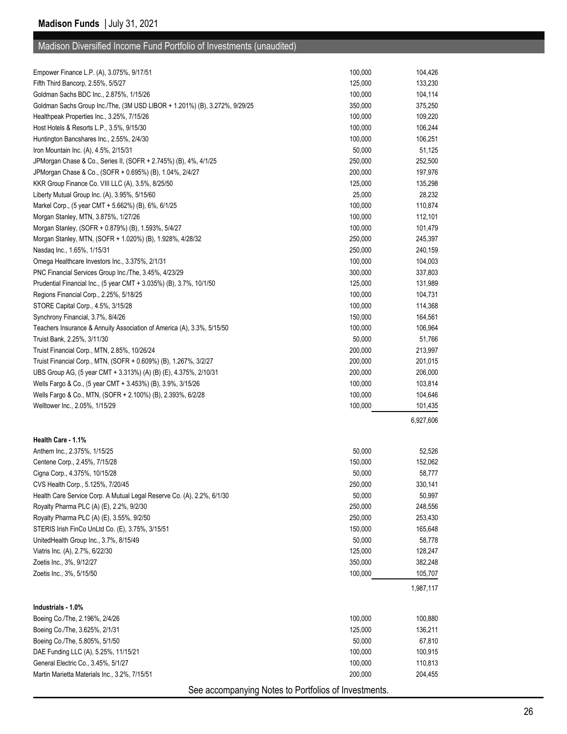## Madison Diversified Income Fund Portfolio of Investments (unaudited)

| | | |
|---|---|---|
| Empower Finance L.P. (A), 3.075%, 9/17/51 | 100,000 | 104,426 |
| Fifth Third Bancorp, 2.55%, 5/5/27 | 125,000 | 133,230 |
| Goldman Sachs BDC Inc., 2.875%, 1/15/26 | 100,000 | 104,114 |
| Goldman Sachs Group Inc./The, (3M USD LIBOR + 1.201%) (B), 3.272%, 9/29/25 | 350,000 | 375,250 |
| Healthpeak Properties Inc., 3.25%, 7/15/26 | 100,000 | 109,220 |
| Host Hotels & Resorts L.P., 3.5%, 9/15/30 | 100,000 | 106,244 |
| Huntington Bancshares Inc., 2.55%, 2/4/30 | 100,000 | 106,251 |
| Iron Mountain Inc. (A), 4.5%, 2/15/31 | 50,000 | 51,125 |
| JPMorgan Chase & Co., Series II, (SOFR + 2.745%) (B), 4%, 4/1/25 | 250,000 | 252,500 |
| JPMorgan Chase & Co., (SOFR + 0.695%) (B), 1.04%, 2/4/27 | 200,000 | 197,976 |
| KKR Group Finance Co. VIII LLC (A), 3.5%, 8/25/50 | 125,000 | 135,298 |
| Liberty Mutual Group Inc. (A), 3.95%, 5/15/60 | 25,000 | 28,232 |
| Markel Corp., (5 year CMT + 5.662%) (B), 6%, 6/1/25 | 100,000 | 110,874 |
| Morgan Stanley, MTN, 3.875%, 1/27/26 | 100,000 | 112,101 |
| Morgan Stanley, (SOFR + 0.879%) (B), 1.593%, 5/4/27 | 100,000 | 101,479 |
| Morgan Stanley, MTN, (SOFR + 1.020%) (B), 1.928%, 4/28/32 | 250,000 | 245,397 |
| Nasdaq Inc., 1.65%, 1/15/31 | 250,000 | 240,159 |
| Omega Healthcare Investors Inc., 3.375%, 2/1/31 | 100,000 | 104,003 |
| PNC Financial Services Group Inc./The, 3.45%, 4/23/29 | 300,000 | 337,803 |
| Prudential Financial Inc., (5 year CMT + 3.035%) (B), 3.7%, 10/1/50 | 125,000 | 131,989 |
| Regions Financial Corp., 2.25%, 5/18/25 | 100,000 | 104,731 |
| STORE Capital Corp., 4.5%, 3/15/28 | 100,000 | 114,368 |
| Synchrony Financial, 3.7%, 8/4/26 | 150,000 | 164,561 |
| Teachers Insurance & Annuity Association of America (A), 3.3%, 5/15/50 | 100,000 | 106,964 |
| Truist Bank, 2.25%, 3/11/30 | 50,000 | 51,766 |
| Truist Financial Corp., MTN, 2.85%, 10/26/24 | 200,000 | 213,997 |
| Truist Financial Corp., MTN, (SOFR + 0.609%) (B), 1.267%, 3/2/27 | 200,000 | 201,015 |
| UBS Group AG, (5 year CMT + 3.313%) (A) (B) (E), 4.375%, 2/10/31 | 200,000 | 206,000 |
| Wells Fargo & Co., (5 year CMT + 3.453%) (B), 3.9%, 3/15/26 | 100,000 | 103,814 |
| Wells Fargo & Co., MTN, (SOFR + 2.100%) (B), 2.393%, 6/2/28 | 100,000 | 104,646 |
| Welltower Inc., 2.05%, 1/15/29 | 100,000 | 101,435 |
| | | 6,927,606 |
| **Health Care - 1.1%** | | |
| Anthem Inc., 2.375%, 1/15/25 | 50,000 | 52,526 |
| Centene Corp., 2.45%, 7/15/28 | 150,000 | 152,062 |
| Cigna Corp., 4.375%, 10/15/28 | 50,000 | 58,777 |
| CVS Health Corp., 5.125%, 7/20/45 | 250,000 | 330,141 |
| Health Care Service Corp. A Mutual Legal Reserve Co. (A), 2.2%, 6/1/30 | 50,000 | 50,997 |
| Royalty Pharma PLC (A) (E), 2.2%, 9/2/30 | 250,000 | 248,556 |
| Royalty Pharma PLC (A) (E), 3.55%, 9/2/50 | 250,000 | 253,430 |
| STERIS Irish FinCo UnLtd Co. (E), 3.75%, 3/15/51 | 150,000 | 165,648 |
| UnitedHealth Group Inc., 3.7%, 8/15/49 | 50,000 | 58,778 |
| Viatris Inc. (A), 2.7%, 6/22/30 | 125,000 | 128,247 |
| Zoetis Inc., 3%, 9/12/27 | 350,000 | 382,248 |
| Zoetis Inc., 3%, 5/15/50 | 100,000 | 105,707 |
| | | 1,987,117 |
| **Industrials - 1.0%** | | |
| Boeing Co./The, 2.196%, 2/4/26 | 100,000 | 100,880 |
| Boeing Co./The, 3.625%, 2/1/31 | 125,000 | 136,211 |
| Boeing Co./The, 5.805%, 5/1/50 | 50,000 | 67,810 |
| DAE Funding LLC (A), 5.25%, 11/15/21 | 100,000 | 100,915 |
| General Electric Co., 3.45%, 5/1/27 | 100,000 | 110,813 |
| Martin Marietta Materials Inc., 3.2%, 7/15/51 | 200,000 | 204,455 |

See accompanying Notes to Portfolios of Investments.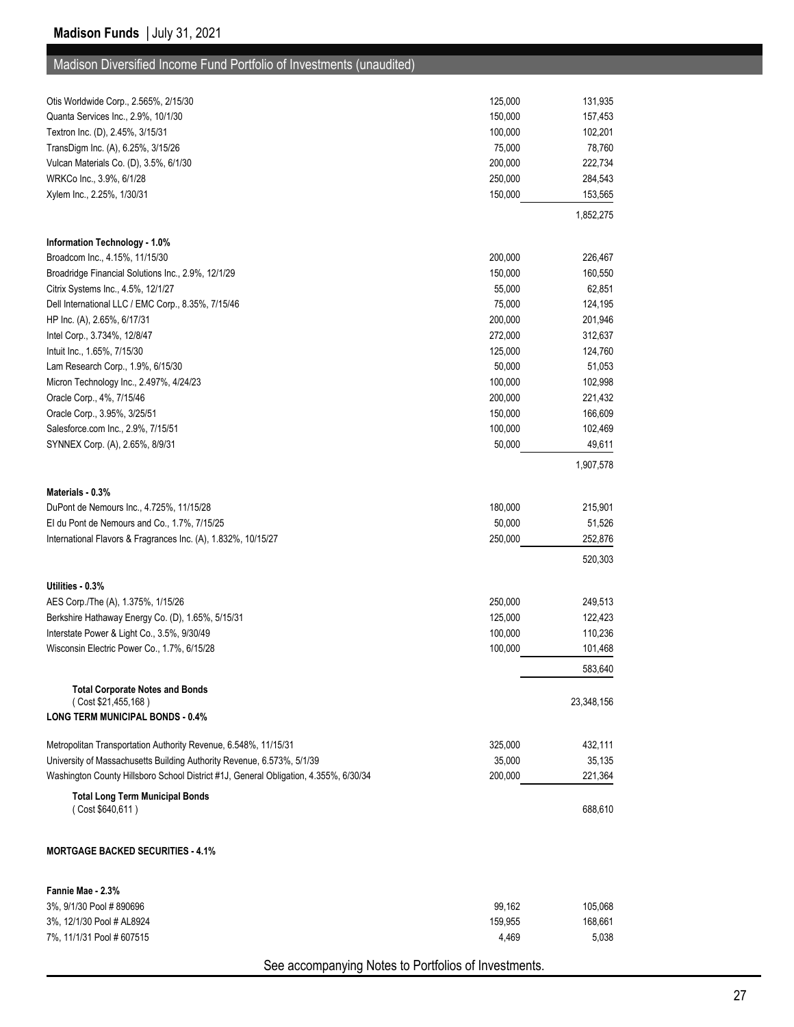## Madison Diversified Income Fund Portfolio of Investments (unaudited)

| | | |
|---|---|---|
| Otis Worldwide Corp., 2.565%, 2/15/30 | 125,000 | 131,935 |
| Quanta Services Inc., 2.9%, 10/1/30 | 150,000 | 157,453 |
| Textron Inc. (D), 2.45%, 3/15/31 | 100,000 | 102,201 |
| TransDigm Inc. (A), 6.25%, 3/15/26 | 75,000 | 78,760 |
| Vulcan Materials Co. (D), 3.5%, 6/1/30 | 200,000 | 222,734 |
| WRKCo Inc., 3.9%, 6/1/28 | 250,000 | 284,543 |
| Xylem Inc., 2.25%, 1/30/31 | 150,000 | 153,565 |
| | | 1,852,275 |
| **Information Technology - 1.0%** | | |
| Broadcom Inc., 4.15%, 11/15/30 | 200,000 | 226,467 |
| Broadridge Financial Solutions Inc., 2.9%, 12/1/29 | 150,000 | 160,550 |
| Citrix Systems Inc., 4.5%, 12/1/27 | 55,000 | 62,851 |
| Dell International LLC / EMC Corp., 8.35%, 7/15/46 | 75,000 | 124,195 |
| HP Inc. (A), 2.65%, 6/17/31 | 200,000 | 201,946 |
| Intel Corp., 3.734%, 12/8/47 | 272,000 | 312,637 |
| Intuit Inc., 1.65%, 7/15/30 | 125,000 | 124,760 |
| Lam Research Corp., 1.9%, 6/15/30 | 50,000 | 51,053 |
| Micron Technology Inc., 2.497%, 4/24/23 | 100,000 | 102,998 |
| Oracle Corp., 4%, 7/15/46 | 200,000 | 221,432 |
| Oracle Corp., 3.95%, 3/25/51 | 150,000 | 166,609 |
| Salesforce.com Inc., 2.9%, 7/15/51 | 100,000 | 102,469 |
| SYNNEX Corp. (A), 2.65%, 8/9/31 | 50,000 | 49,611 |
| | | 1,907,578 |
| **Materials - 0.3%** | | |
| DuPont de Nemours Inc., 4.725%, 11/15/28 | 180,000 | 215,901 |
| EI du Pont de Nemours and Co., 1.7%, 7/15/25 | 50,000 | 51,526 |
| International Flavors & Fragrances Inc. (A), 1.832%, 10/15/27 | 250,000 | 252,876 |
| | | 520,303 |
| **Utilities - 0.3%** | | |
| AES Corp./The (A), 1.375%, 1/15/26 | 250,000 | 249,513 |
| Berkshire Hathaway Energy Co. (D), 1.65%, 5/15/31 | 125,000 | 122,423 |
| Interstate Power & Light Co., 3.5%, 9/30/49 | 100,000 | 110,236 |
| Wisconsin Electric Power Co., 1.7%, 6/15/28 | 100,000 | 101,468 |
| | | 583,640 |
| **Total Corporate Notes and Bonds** ( Cost $21,455,168 ) | | 23,348,156 |
| **LONG TERM MUNICIPAL BONDS - 0.4%** | | |
| Metropolitan Transportation Authority Revenue, 6.548%, 11/15/31 | 325,000 | 432,111 |
| University of Massachusetts Building Authority Revenue, 6.573%, 5/1/39 | 35,000 | 35,135 |
| Washington County Hillsboro School District #1J, General Obligation, 4.355%, 6/30/34 | 200,000 | 221,364 |
| **Total Long Term Municipal Bonds** ( Cost $640,611 ) | | 688,610 |
| **MORTGAGE BACKED SECURITIES - 4.1%** | | |
| **Fannie Mae - 2.3%** | | |
| 3%, 9/1/30 Pool # 890696 | 99,162 | 105,068 |
| 3%, 12/1/30 Pool # AL8924 | 159,955 | 168,661 |
| 7%, 11/1/31 Pool # 607515 | 4,469 | 5,038 |

See accompanying Notes to Portfolios of Investments.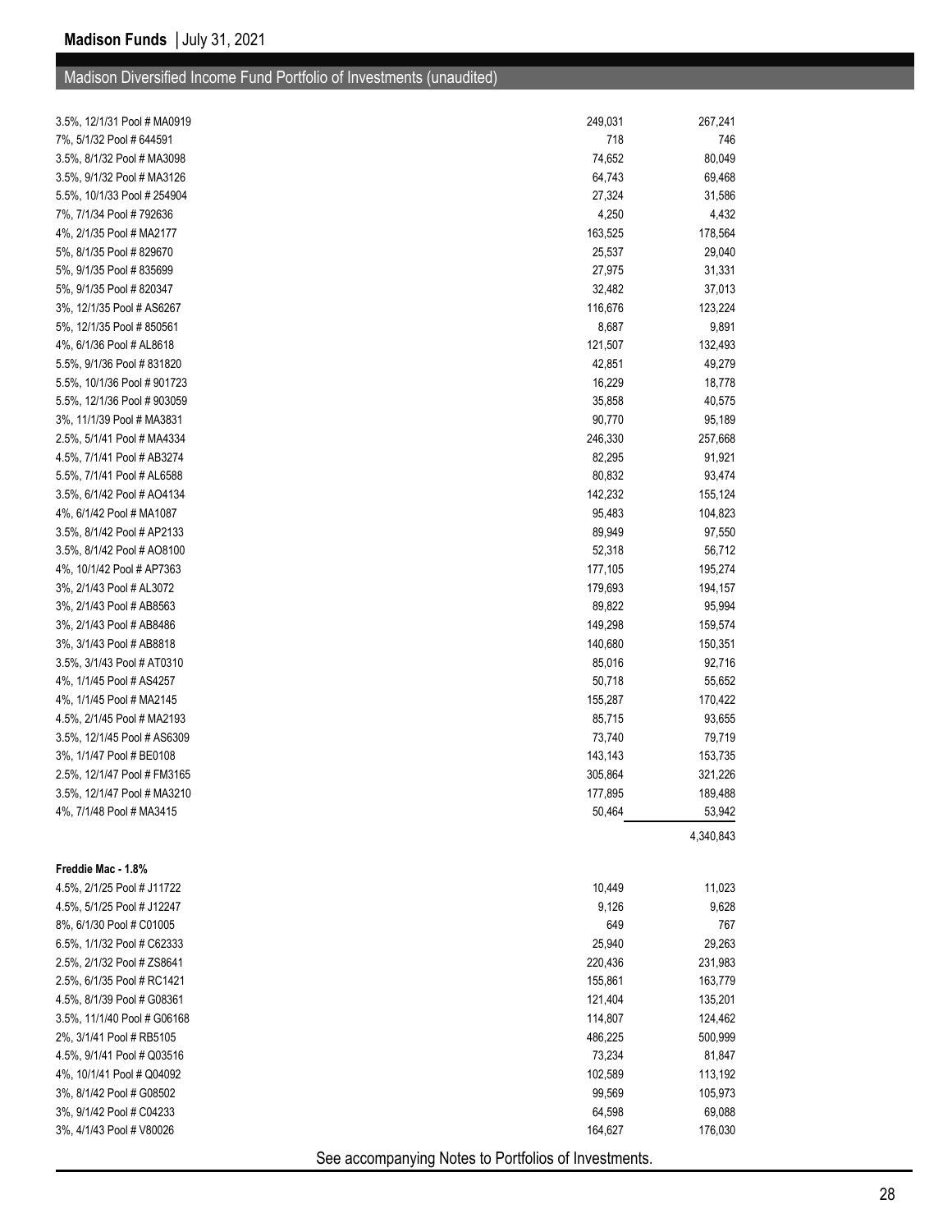## Madison Diversified Income Fund Portfolio of Investments (unaudited)

| | | |
|---|---|---|
| 3.5%, 12/1/31 Pool # MA0919 | 249,031 | 267,241 |
| 7%, 5/1/32 Pool # 644591 | 718 | 746 |
| 3.5%, 8/1/32 Pool # MA3098 | 74,652 | 80,049 |
| 3.5%, 9/1/32 Pool # MA3126 | 64,743 | 69,468 |
| 5.5%, 10/1/33 Pool # 254904 | 27,324 | 31,586 |
| 7%, 7/1/34 Pool # 792636 | 4,250 | 4,432 |
| 4%, 2/1/35 Pool # MA2177 | 163,525 | 178,564 |
| 5%, 8/1/35 Pool # 829670 | 25,537 | 29,040 |
| 5%, 9/1/35 Pool # 835699 | 27,975 | 31,331 |
| 5%, 9/1/35 Pool # 820347 | 32,482 | 37,013 |
| 3%, 12/1/35 Pool # AS6267 | 116,676 | 123,224 |
| 5%, 12/1/35 Pool # 850561 | 8,687 | 9,891 |
| 4%, 6/1/36 Pool # AL8618 | 121,507 | 132,493 |
| 5.5%, 9/1/36 Pool # 831820 | 42,851 | 49,279 |
| 5.5%, 10/1/36 Pool # 901723 | 16,229 | 18,778 |
| 5.5%, 12/1/36 Pool # 903059 | 35,858 | 40,575 |
| 3%, 11/1/39 Pool # MA3831 | 90,770 | 95,189 |
| 2.5%, 5/1/41 Pool # MA4334 | 246,330 | 257,668 |
| 4.5%, 7/1/41 Pool # AB3274 | 82,295 | 91,921 |
| 5.5%, 7/1/41 Pool # AL6588 | 80,832 | 93,474 |
| 3.5%, 6/1/42 Pool # AO4134 | 142,232 | 155,124 |
| 4%, 6/1/42 Pool # MA1087 | 95,483 | 104,823 |
| 3.5%, 8/1/42 Pool # AP2133 | 89,949 | 97,550 |
| 3.5%, 8/1/42 Pool # AO8100 | 52,318 | 56,712 |
| 4%, 10/1/42 Pool # AP7363 | 177,105 | 195,274 |
| 3%, 2/1/43 Pool # AL3072 | 179,693 | 194,157 |
| 3%, 2/1/43 Pool # AB8563 | 89,822 | 95,994 |
| 3%, 2/1/43 Pool # AB8486 | 149,298 | 159,574 |
| 3%, 3/1/43 Pool # AB8818 | 140,680 | 150,351 |
| 3.5%, 3/1/43 Pool # AT0310 | 85,016 | 92,716 |
| 4%, 1/1/45 Pool # AS4257 | 50,718 | 55,652 |
| 4%, 1/1/45 Pool # MA2145 | 155,287 | 170,422 |
| 4.5%, 2/1/45 Pool # MA2193 | 85,715 | 93,655 |
| 3.5%, 12/1/45 Pool # AS6309 | 73,740 | 79,719 |
| 3%, 1/1/47 Pool # BE0108 | 143,143 | 153,735 |
| 2.5%, 12/1/47 Pool # FM3165 | 305,864 | 321,226 |
| 3.5%, 12/1/47 Pool # MA3210 | 177,895 | 189,488 |
| 4%, 7/1/48 Pool # MA3415 | 50,464 | 53,942 |
| | | 4,340,843 |
| **Freddie Mac - 1.8%** | | |
| 4.5%, 2/1/25 Pool # J11722 | 10,449 | 11,023 |
| 4.5%, 5/1/25 Pool # J12247 | 9,126 | 9,628 |
| 8%, 6/1/30 Pool # C01005 | 649 | 767 |
| 6.5%, 1/1/32 Pool # C62333 | 25,940 | 29,263 |
| 2.5%, 2/1/32 Pool # ZS8641 | 220,436 | 231,983 |
| 2.5%, 6/1/35 Pool # RC1421 | 155,861 | 163,779 |
| 4.5%, 8/1/39 Pool # G08361 | 121,404 | 135,201 |
| 3.5%, 11/1/40 Pool # G06168 | 114,807 | 124,462 |
| 2%, 3/1/41 Pool # RB5105 | 486,225 | 500,999 |
| 4.5%, 9/1/41 Pool # Q03516 | 73,234 | 81,847 |
| 4%, 10/1/41 Pool # Q04092 | 102,589 | 113,192 |
| 3%, 8/1/42 Pool # G08502 | 99,569 | 105,973 |
| 3%, 9/1/42 Pool # C04233 | 64,598 | 69,088 |
| 3%, 4/1/43 Pool # V80026 | 164,627 | 176,030 |

See accompanying Notes to Portfolios of Investments.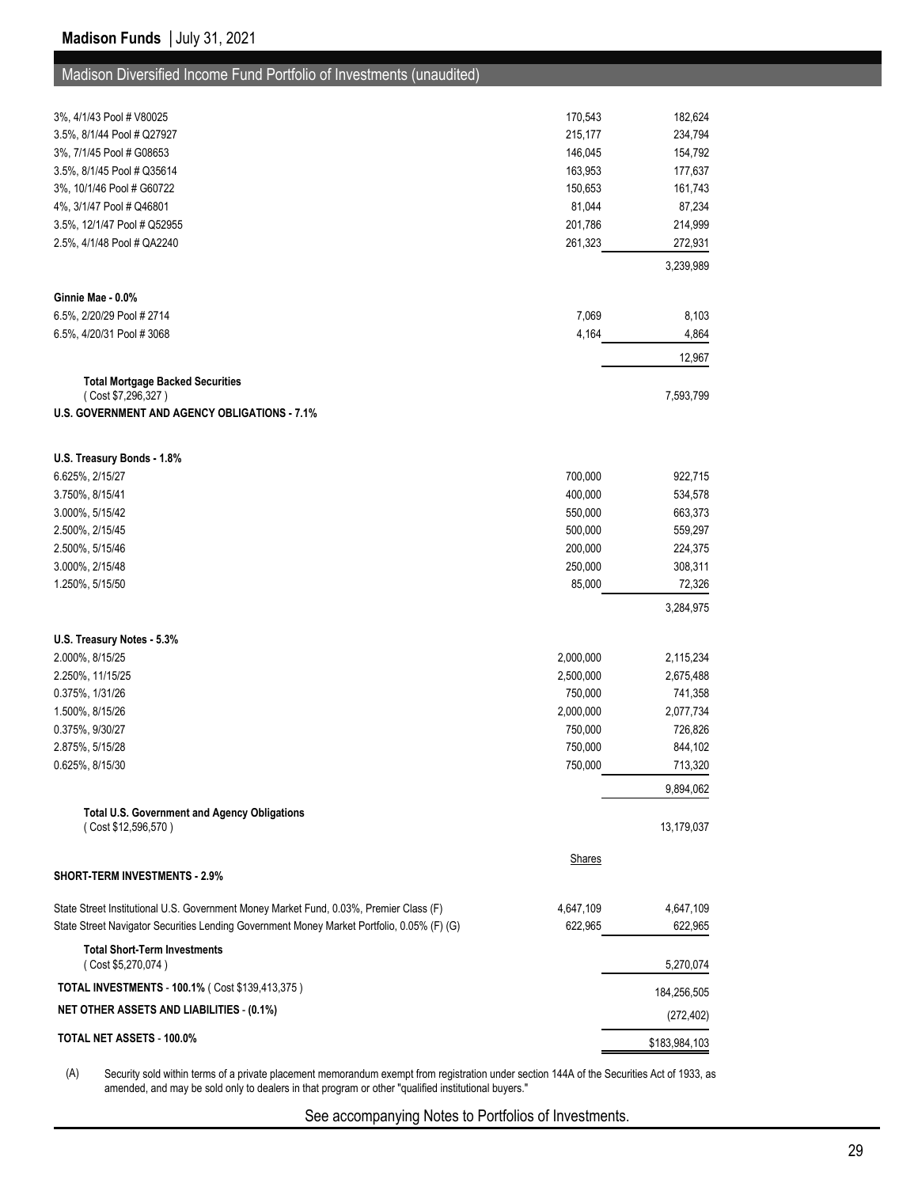## Madison Diversified Income Fund Portfolio of Investments (unaudited)

| | | |
|---|---|---|
| 3%, 4/1/43 Pool # V80025 | 170,543 | 182,624 |
| 3.5%, 8/1/44 Pool # Q27927 | 215,177 | 234,794 |
| 3%, 7/1/45 Pool # G08653 | 146,045 | 154,792 |
| 3.5%, 8/1/45 Pool # Q35614 | 163,953 | 177,637 |
| 3%, 10/1/46 Pool # G60722 | 150,653 | 161,743 |
| 4%, 3/1/47 Pool # Q46801 | 81,044 | 87,234 |
| 3.5%, 12/1/47 Pool # Q52955 | 201,786 | 214,999 |
| 2.5%, 4/1/48 Pool # QA2240 | 261,323 | 272,931 |
| | | 3,239,989 |
| **Ginnie Mae - 0.0%** | | |
| 6.5%, 2/20/29 Pool # 2714 | 7,069 | 8,103 |
| 6.5%, 4/20/31 Pool # 3068 | 4,164 | 4,864 |
| | | 12,967 |
| **Total Mortgage Backed Securities** ( Cost $7,296,327 ) | | 7,593,799 |
| **U.S. GOVERNMENT AND AGENCY OBLIGATIONS - 7.1%** | | |
| **U.S. Treasury Bonds - 1.8%** | | |
| 6.625%, 2/15/27 | 700,000 | 922,715 |
| 3.750%, 8/15/41 | 400,000 | 534,578 |
| 3.000%, 5/15/42 | 550,000 | 663,373 |
| 2.500%, 2/15/45 | 500,000 | 559,297 |
| 2.500%, 5/15/46 | 200,000 | 224,375 |
| 3.000%, 2/15/48 | 250,000 | 308,311 |
| 1.250%, 5/15/50 | 85,000 | 72,326 |
| | | 3,284,975 |
| **U.S. Treasury Notes - 5.3%** | | |
| 2.000%, 8/15/25 | 2,000,000 | 2,115,234 |
| 2.250%, 11/15/25 | 2,500,000 | 2,675,488 |
| 0.375%, 1/31/26 | 750,000 | 741,358 |
| 1.500%, 8/15/26 | 2,000,000 | 2,077,734 |
| 0.375%, 9/30/27 | 750,000 | 726,826 |
| 2.875%, 5/15/28 | 750,000 | 844,102 |
| 0.625%, 8/15/30 | 750,000 | 713,320 |
| | | 9,894,062 |
| **Total U.S. Government and Agency Obligations** ( Cost $12,596,570 ) | | 13,179,037 |
| | Shares | |
| **SHORT-TERM INVESTMENTS - 2.9%** | | |
| State Street Institutional U.S. Government Money Market Fund, 0.03%, Premier Class (F) | 4,647,109 | 4,647,109 |
| State Street Navigator Securities Lending Government Money Market Portfolio, 0.05% (F) (G) | 622,965 | 622,965 |
| **Total Short-Term Investments** ( Cost $5,270,074 ) | | 5,270,074 |
| **TOTAL INVESTMENTS - 100.1%** ( Cost $139,413,375 ) | | 184,256,505 |
| **NET OTHER ASSETS AND LIABILITIES - (0.1%)** | | (272,402) |
| **TOTAL NET ASSETS - 100.0%** | | $183,984,103 |

(A) Security sold within terms of a private placement memorandum exempt from registration under section 144A of the Securities Act of 1933, as amended, and may be sold only to dealers in that program or other "qualified institutional buyers."

See accompanying Notes to Portfolios of Investments.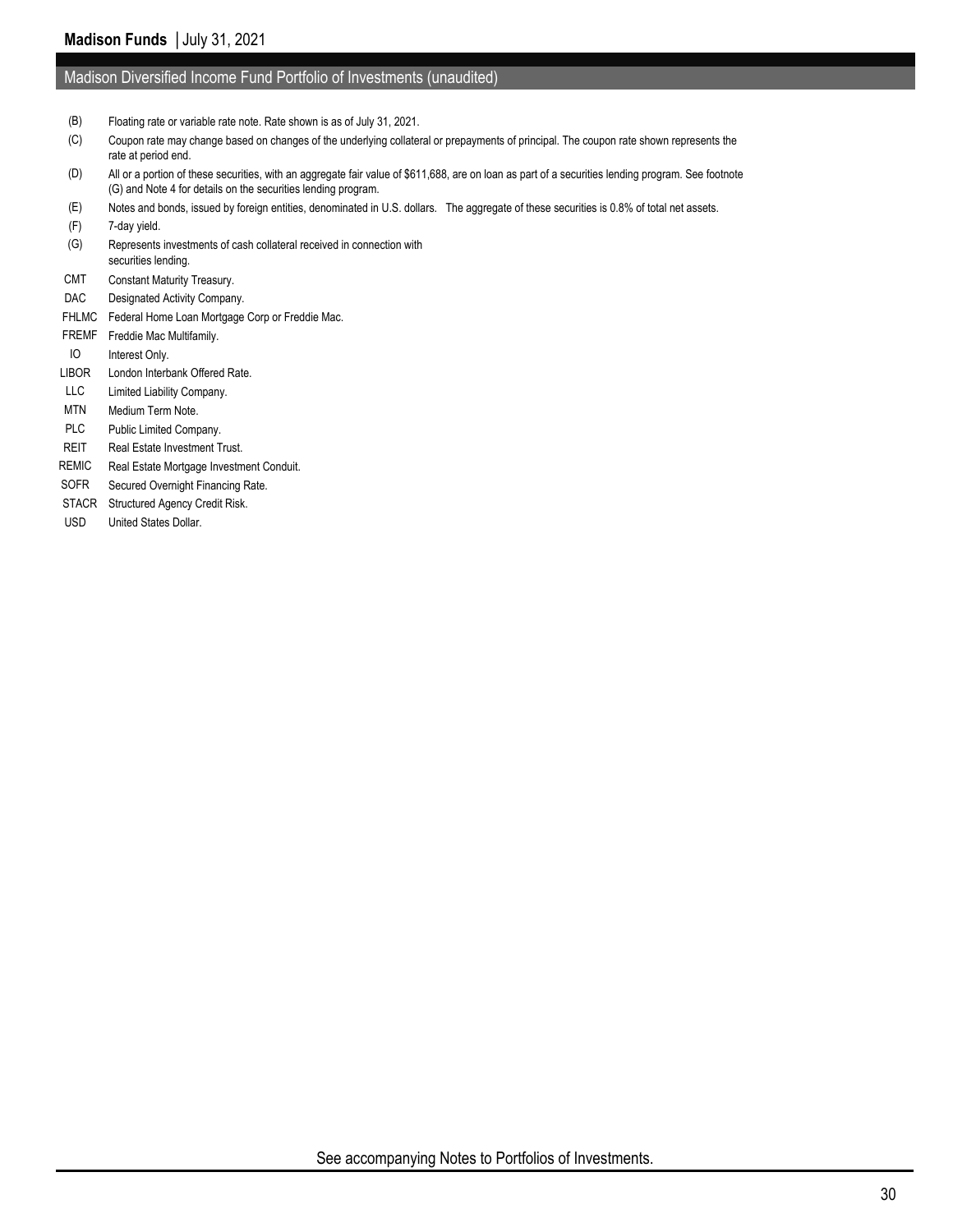## Madison Diversified Income Fund Portfolio of Investments (unaudited)

(B) Floating rate or variable rate note. Rate shown is as of July 31, 2021.

(C) Coupon rate may change based on changes of the underlying collateral or prepayments of principal. The coupon rate shown represents the rate at period end.

(D) All or a portion of these securities, with an aggregate fair value of $611,688, are on loan as part of a securities lending program. See footnote (G) and Note 4 for details on the securities lending program.

(E) Notes and bonds, issued by foreign entities, denominated in U.S. dollars. The aggregate of these securities is 0.8% of total net assets.

(F) 7-day yield.

(G) Represents investments of cash collateral received in connection with securities lending.

CMT Constant Maturity Treasury.

DAC Designated Activity Company.

FHLMC Federal Home Loan Mortgage Corp or Freddie Mac.

FREMF Freddie Mac Multifamily.

IO Interest Only.

LIBOR London Interbank Offered Rate.

LLC Limited Liability Company.

MTN Medium Term Note.

PLC Public Limited Company.

REIT Real Estate Investment Trust.

REMIC Real Estate Mortgage Investment Conduit.

SOFR Secured Overnight Financing Rate.

STACR Structured Agency Credit Risk.

USD United States Dollar.

See accompanying Notes to Portfolios of Investments.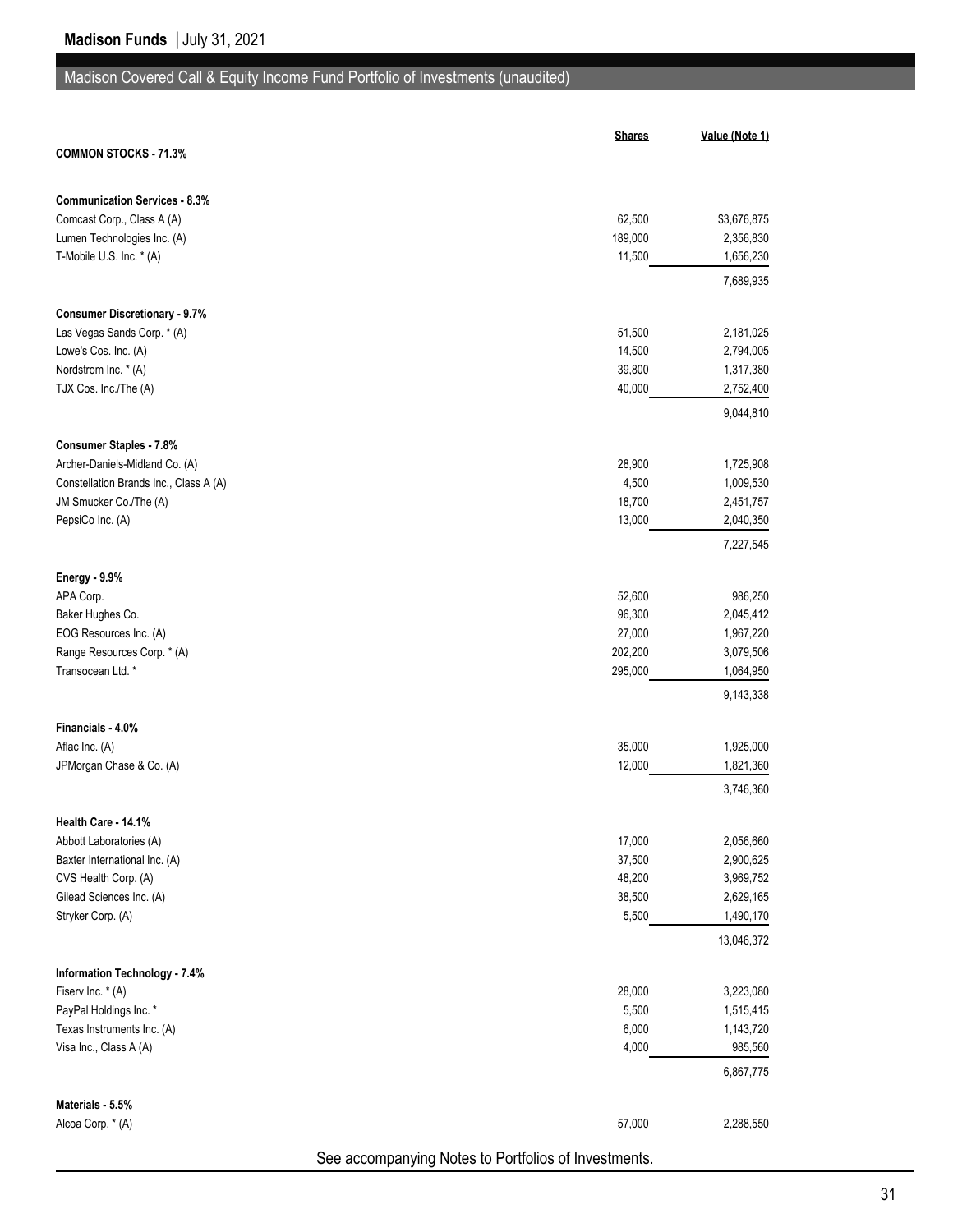## Madison Covered Call & Equity Income Fund Portfolio of Investments (unaudited)

| | Shares | Value (Note 1) |
|---|---|---|
| **COMMON STOCKS - 71.3%** | | |
| **Communication Services - 8.3%** | | |
| Comcast Corp., Class A (A) | 62,500 | $3,676,875 |
| Lumen Technologies Inc. (A) | 189,000 | 2,356,830 |
| T-Mobile U.S. Inc. * (A) | 11,500 | 1,656,230 |
| | | 7,689,935 |
| **Consumer Discretionary - 9.7%** | | |
| Las Vegas Sands Corp. * (A) | 51,500 | 2,181,025 |
| Lowe's Cos. Inc. (A) | 14,500 | 2,794,005 |
| Nordstrom Inc. * (A) | 39,800 | 1,317,380 |
| TJX Cos. Inc./The (A) | 40,000 | 2,752,400 |
| | | 9,044,810 |
| **Consumer Staples - 7.8%** | | |
| Archer-Daniels-Midland Co. (A) | 28,900 | 1,725,908 |
| Constellation Brands Inc., Class A (A) | 4,500 | 1,009,530 |
| JM Smucker Co./The (A) | 18,700 | 2,451,757 |
| PepsiCo Inc. (A) | 13,000 | 2,040,350 |
| | | 7,227,545 |
| **Energy - 9.9%** | | |
| APA Corp. | 52,600 | 986,250 |
| Baker Hughes Co. | 96,300 | 2,045,412 |
| EOG Resources Inc. (A) | 27,000 | 1,967,220 |
| Range Resources Corp. * (A) | 202,200 | 3,079,506 |
| Transocean Ltd. * | 295,000 | 1,064,950 |
| | | 9,143,338 |
| **Financials - 4.0%** | | |
| Aflac Inc. (A) | 35,000 | 1,925,000 |
| JPMorgan Chase & Co. (A) | 12,000 | 1,821,360 |
| | | 3,746,360 |
| **Health Care - 14.1%** | | |
| Abbott Laboratories (A) | 17,000 | 2,056,660 |
| Baxter International Inc. (A) | 37,500 | 2,900,625 |
| CVS Health Corp. (A) | 48,200 | 3,969,752 |
| Gilead Sciences Inc. (A) | 38,500 | 2,629,165 |
| Stryker Corp. (A) | 5,500 | 1,490,170 |
| | | 13,046,372 |
| **Information Technology - 7.4%** | | |
| Fiserv Inc. * (A) | 28,000 | 3,223,080 |
| PayPal Holdings Inc. * | 5,500 | 1,515,415 |
| Texas Instruments Inc. (A) | 6,000 | 1,143,720 |
| Visa Inc., Class A (A) | 4,000 | 985,560 |
| | | 6,867,775 |
| **Materials - 5.5%** | | |
| Alcoa Corp. * (A) | 57,000 | 2,288,550 |

See accompanying Notes to Portfolios of Investments.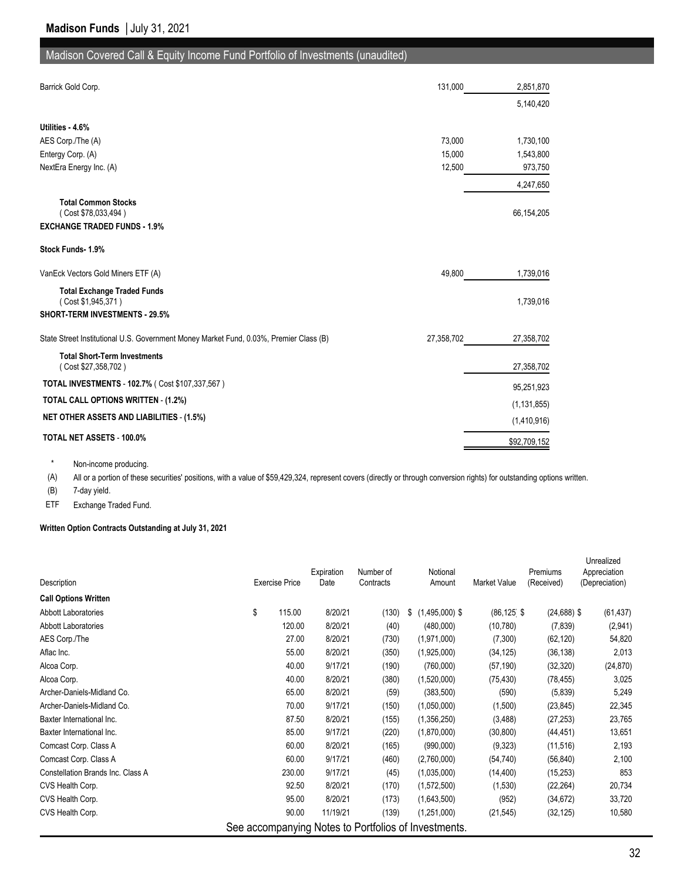## Madison Covered Call & Equity Income Fund Portfolio of Investments (unaudited)

| | Shares | Value |
|---|---|---|
| Barrick Gold Corp. | 131,000 | 2,851,870 |
| | | 5,140,420 |
| **Utilities - 4.6%** | | |
| AES Corp./The (A) | 73,000 | 1,730,100 |
| Entergy Corp. (A) | 15,000 | 1,543,800 |
| NextEra Energy Inc. (A) | 12,500 | 973,750 |
| | | 4,247,650 |
| **Total Common Stocks** ( Cost $78,033,494 ) | | 66,154,205 |
| **EXCHANGE TRADED FUNDS - 1.9%** | | |
| **Stock Funds- 1.9%** | | |
| VanEck Vectors Gold Miners ETF (A) | 49,800 | 1,739,016 |
| **Total Exchange Traded Funds** ( Cost $1,945,371 ) | | 1,739,016 |
| **SHORT-TERM INVESTMENTS - 29.5%** | | |
| State Street Institutional U.S. Government Money Market Fund, 0.03%, Premier Class (B) | 27,358,702 | 27,358,702 |
| **Total Short-Term Investments** ( Cost $27,358,702 ) | | 27,358,702 |
| **TOTAL INVESTMENTS - 102.7%** ( Cost $107,337,567 ) | | 95,251,923 |
| **TOTAL CALL OPTIONS WRITTEN - (1.2%)** | | (1,131,855) |
| **NET OTHER ASSETS AND LIABILITIES - (1.5%)** | | (1,410,916) |
| **TOTAL NET ASSETS - 100.0%** | | $92,709,152 |

\* Non-income producing.

(A) All or a portion of these securities' positions, with a value of $59,429,324, represent covers (directly or through conversion rights) for outstanding options written.

(B) 7-day yield.

ETF Exchange Traded Fund.

**Written Option Contracts Outstanding at July 31, 2021**

| Description | Exercise Price | Expiration Date | Number of Contracts | Notional Amount | Market Value | Premiums (Received) | Unrealized Appreciation (Depreciation) |
|---|---|---|---|---|---|---|---|
| **Call Options Written** | | | | | | | |
| Abbott Laboratories | $ 115.00 | 8/20/21 | (130) | $ (1,495,000) $ | (86,125) $ | (24,688) $ | (61,437) |
| Abbott Laboratories | 120.00 | 8/20/21 | (40) | (480,000) | (10,780) | (7,839) | (2,941) |
| AES Corp./The | 27.00 | 8/20/21 | (730) | (1,971,000) | (7,300) | (62,120) | 54,820 |
| Aflac Inc. | 55.00 | 8/20/21 | (350) | (1,925,000) | (34,125) | (36,138) | 2,013 |
| Alcoa Corp. | 40.00 | 9/17/21 | (190) | (760,000) | (57,190) | (32,320) | (24,870) |
| Alcoa Corp. | 40.00 | 8/20/21 | (380) | (1,520,000) | (75,430) | (78,455) | 3,025 |
| Archer-Daniels-Midland Co. | 65.00 | 8/20/21 | (59) | (383,500) | (590) | (5,839) | 5,249 |
| Archer-Daniels-Midland Co. | 70.00 | 9/17/21 | (150) | (1,050,000) | (1,500) | (23,845) | 22,345 |
| Baxter International Inc. | 87.50 | 8/20/21 | (155) | (1,356,250) | (3,488) | (27,253) | 23,765 |
| Baxter International Inc. | 85.00 | 9/17/21 | (220) | (1,870,000) | (30,800) | (44,451) | 13,651 |
| Comcast Corp. Class A | 60.00 | 8/20/21 | (165) | (990,000) | (9,323) | (11,516) | 2,193 |
| Comcast Corp. Class A | 60.00 | 9/17/21 | (460) | (2,760,000) | (54,740) | (56,840) | 2,100 |
| Constellation Brands Inc. Class A | 230.00 | 9/17/21 | (45) | (1,035,000) | (14,400) | (15,253) | 853 |
| CVS Health Corp. | 92.50 | 8/20/21 | (170) | (1,572,500) | (1,530) | (22,264) | 20,734 |
| CVS Health Corp. | 95.00 | 8/20/21 | (173) | (1,643,500) | (952) | (34,672) | 33,720 |
| CVS Health Corp. | 90.00 | 11/19/21 | (139) | (1,251,000) | (21,545) | (32,125) | 10,580 |

See accompanying Notes to Portfolios of Investments.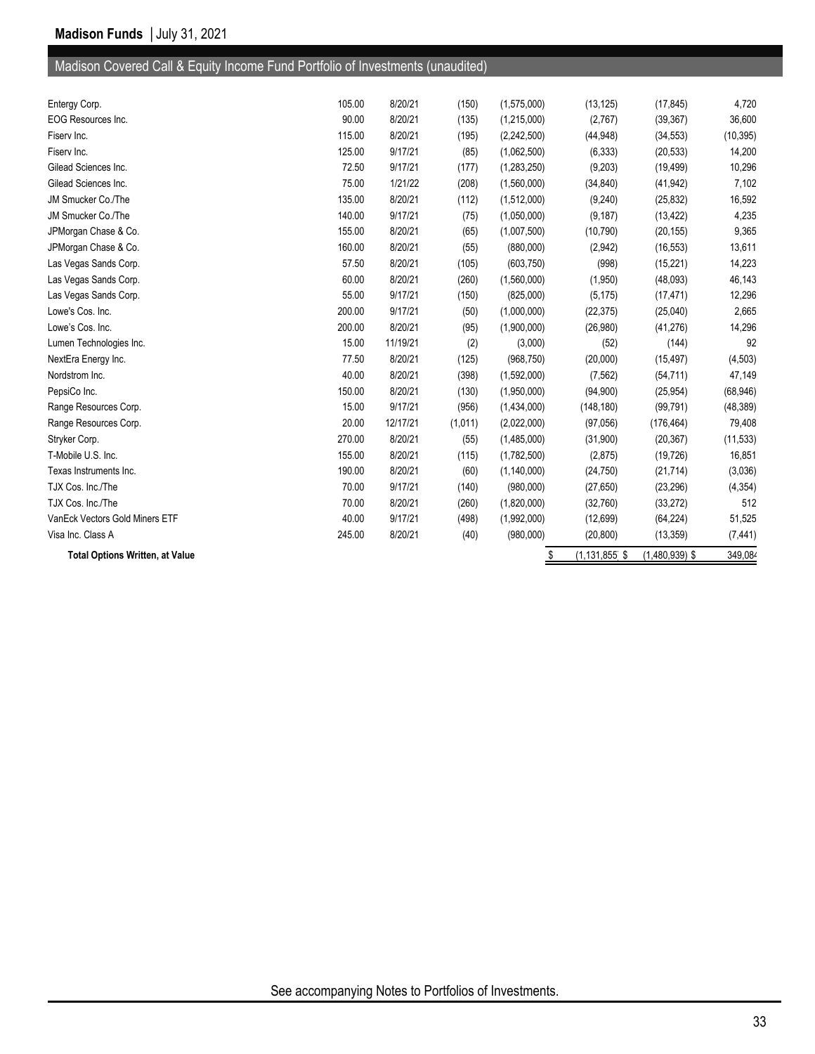## Madison Covered Call & Equity Income Fund Portfolio of Investments (unaudited)

| | | | | | | | |
|---|---|---|---|---|---|---|---|
| Entergy Corp. | 105.00 | 8/20/21 | (150) | (1,575,000) | (13,125) | (17,845) | 4,720 |
| EOG Resources Inc. | 90.00 | 8/20/21 | (135) | (1,215,000) | (2,767) | (39,367) | 36,600 |
| Fiserv Inc. | 115.00 | 8/20/21 | (195) | (2,242,500) | (44,948) | (34,553) | (10,395) |
| Fiserv Inc. | 125.00 | 9/17/21 | (85) | (1,062,500) | (6,333) | (20,533) | 14,200 |
| Gilead Sciences Inc. | 72.50 | 9/17/21 | (177) | (1,283,250) | (9,203) | (19,499) | 10,296 |
| Gilead Sciences Inc. | 75.00 | 1/21/22 | (208) | (1,560,000) | (34,840) | (41,942) | 7,102 |
| JM Smucker Co./The | 135.00 | 8/20/21 | (112) | (1,512,000) | (9,240) | (25,832) | 16,592 |
| JM Smucker Co./The | 140.00 | 9/17/21 | (75) | (1,050,000) | (9,187) | (13,422) | 4,235 |
| JPMorgan Chase & Co. | 155.00 | 8/20/21 | (65) | (1,007,500) | (10,790) | (20,155) | 9,365 |
| JPMorgan Chase & Co. | 160.00 | 8/20/21 | (55) | (880,000) | (2,942) | (16,553) | 13,611 |
| Las Vegas Sands Corp. | 57.50 | 8/20/21 | (105) | (603,750) | (998) | (15,221) | 14,223 |
| Las Vegas Sands Corp. | 60.00 | 8/20/21 | (260) | (1,560,000) | (1,950) | (48,093) | 46,143 |
| Las Vegas Sands Corp. | 55.00 | 9/17/21 | (150) | (825,000) | (5,175) | (17,471) | 12,296 |
| Lowe's Cos. Inc. | 200.00 | 9/17/21 | (50) | (1,000,000) | (22,375) | (25,040) | 2,665 |
| Lowe's Cos. Inc. | 200.00 | 8/20/21 | (95) | (1,900,000) | (26,980) | (41,276) | 14,296 |
| Lumen Technologies Inc. | 15.00 | 11/19/21 | (2) | (3,000) | (52) | (144) | 92 |
| NextEra Energy Inc. | 77.50 | 8/20/21 | (125) | (968,750) | (20,000) | (15,497) | (4,503) |
| Nordstrom Inc. | 40.00 | 8/20/21 | (398) | (1,592,000) | (7,562) | (54,711) | 47,149 |
| PepsiCo Inc. | 150.00 | 8/20/21 | (130) | (1,950,000) | (94,900) | (25,954) | (68,946) |
| Range Resources Corp. | 15.00 | 9/17/21 | (956) | (1,434,000) | (148,180) | (99,791) | (48,389) |
| Range Resources Corp. | 20.00 | 12/17/21 | (1,011) | (2,022,000) | (97,056) | (176,464) | 79,408 |
| Stryker Corp. | 270.00 | 8/20/21 | (55) | (1,485,000) | (31,900) | (20,367) | (11,533) |
| T-Mobile U.S. Inc. | 155.00 | 8/20/21 | (115) | (1,782,500) | (2,875) | (19,726) | 16,851 |
| Texas Instruments Inc. | 190.00 | 8/20/21 | (60) | (1,140,000) | (24,750) | (21,714) | (3,036) |
| TJX Cos. Inc./The | 70.00 | 9/17/21 | (140) | (980,000) | (27,650) | (23,296) | (4,354) |
| TJX Cos. Inc./The | 70.00 | 8/20/21 | (260) | (1,820,000) | (32,760) | (33,272) | 512 |
| VanEck Vectors Gold Miners ETF | 40.00 | 9/17/21 | (498) | (1,992,000) | (12,699) | (64,224) | 51,525 |
| Visa Inc. Class A | 245.00 | 8/20/21 | (40) | (980,000) | (20,800) | (13,359) | (7,441) |
| **Total Options Written, at Value** | | | | | $ (1,131,855) | $ (1,480,939) | $ 349,084 |

See accompanying Notes to Portfolios of Investments.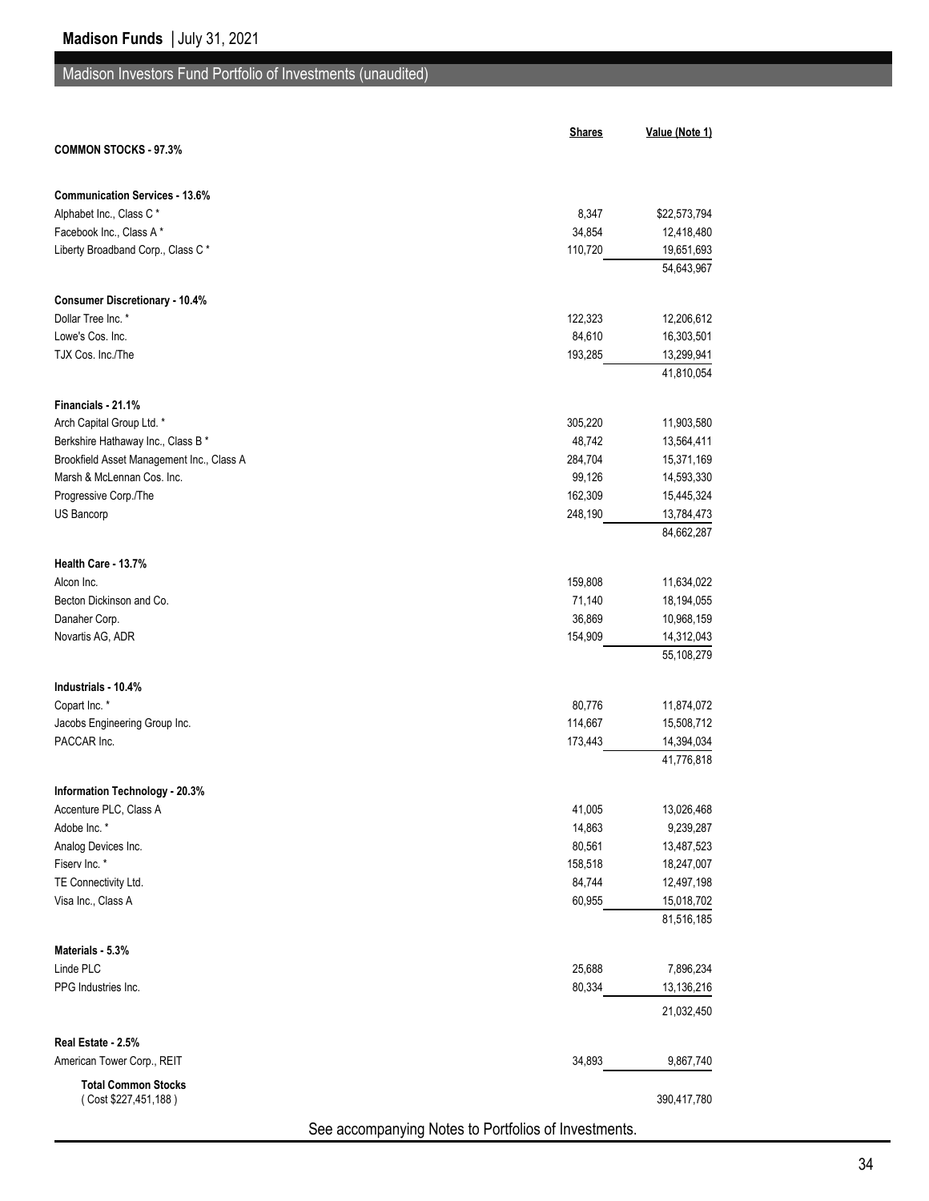## Madison Investors Fund Portfolio of Investments (unaudited)

| | Shares | Value (Note 1) |
|---|---|---|
| **COMMON STOCKS - 97.3%** | | |
| **Communication Services - 13.6%** | | |
| Alphabet Inc., Class C * | 8,347 | $22,573,794 |
| Facebook Inc., Class A * | 34,854 | 12,418,480 |
| Liberty Broadband Corp., Class C * | 110,720 | 19,651,693 |
| | | 54,643,967 |
| **Consumer Discretionary - 10.4%** | | |
| Dollar Tree Inc. * | 122,323 | 12,206,612 |
| Lowe's Cos. Inc. | 84,610 | 16,303,501 |
| TJX Cos. Inc./The | 193,285 | 13,299,941 |
| | | 41,810,054 |
| **Financials - 21.1%** | | |
| Arch Capital Group Ltd. * | 305,220 | 11,903,580 |
| Berkshire Hathaway Inc., Class B * | 48,742 | 13,564,411 |
| Brookfield Asset Management Inc., Class A | 284,704 | 15,371,169 |
| Marsh & McLennan Cos. Inc. | 99,126 | 14,593,330 |
| Progressive Corp./The | 162,309 | 15,445,324 |
| US Bancorp | 248,190 | 13,784,473 |
| | | 84,662,287 |
| **Health Care - 13.7%** | | |
| Alcon Inc. | 159,808 | 11,634,022 |
| Becton Dickinson and Co. | 71,140 | 18,194,055 |
| Danaher Corp. | 36,869 | 10,968,159 |
| Novartis AG, ADR | 154,909 | 14,312,043 |
| | | 55,108,279 |
| **Industrials - 10.4%** | | |
| Copart Inc. * | 80,776 | 11,874,072 |
| Jacobs Engineering Group Inc. | 114,667 | 15,508,712 |
| PACCAR Inc. | 173,443 | 14,394,034 |
| | | 41,776,818 |
| **Information Technology - 20.3%** | | |
| Accenture PLC, Class A | 41,005 | 13,026,468 |
| Adobe Inc. * | 14,863 | 9,239,287 |
| Analog Devices Inc. | 80,561 | 13,487,523 |
| Fiserv Inc. * | 158,518 | 18,247,007 |
| TE Connectivity Ltd. | 84,744 | 12,497,198 |
| Visa Inc., Class A | 60,955 | 15,018,702 |
| | | 81,516,185 |
| **Materials - 5.3%** | | |
| Linde PLC | 25,688 | 7,896,234 |
| PPG Industries Inc. | 80,334 | 13,136,216 |
| | | 21,032,450 |
| **Real Estate - 2.5%** | | |
| American Tower Corp., REIT | 34,893 | 9,867,740 |
| **Total Common Stocks** ( Cost $227,451,188 ) | | 390,417,780 |

See accompanying Notes to Portfolios of Investments.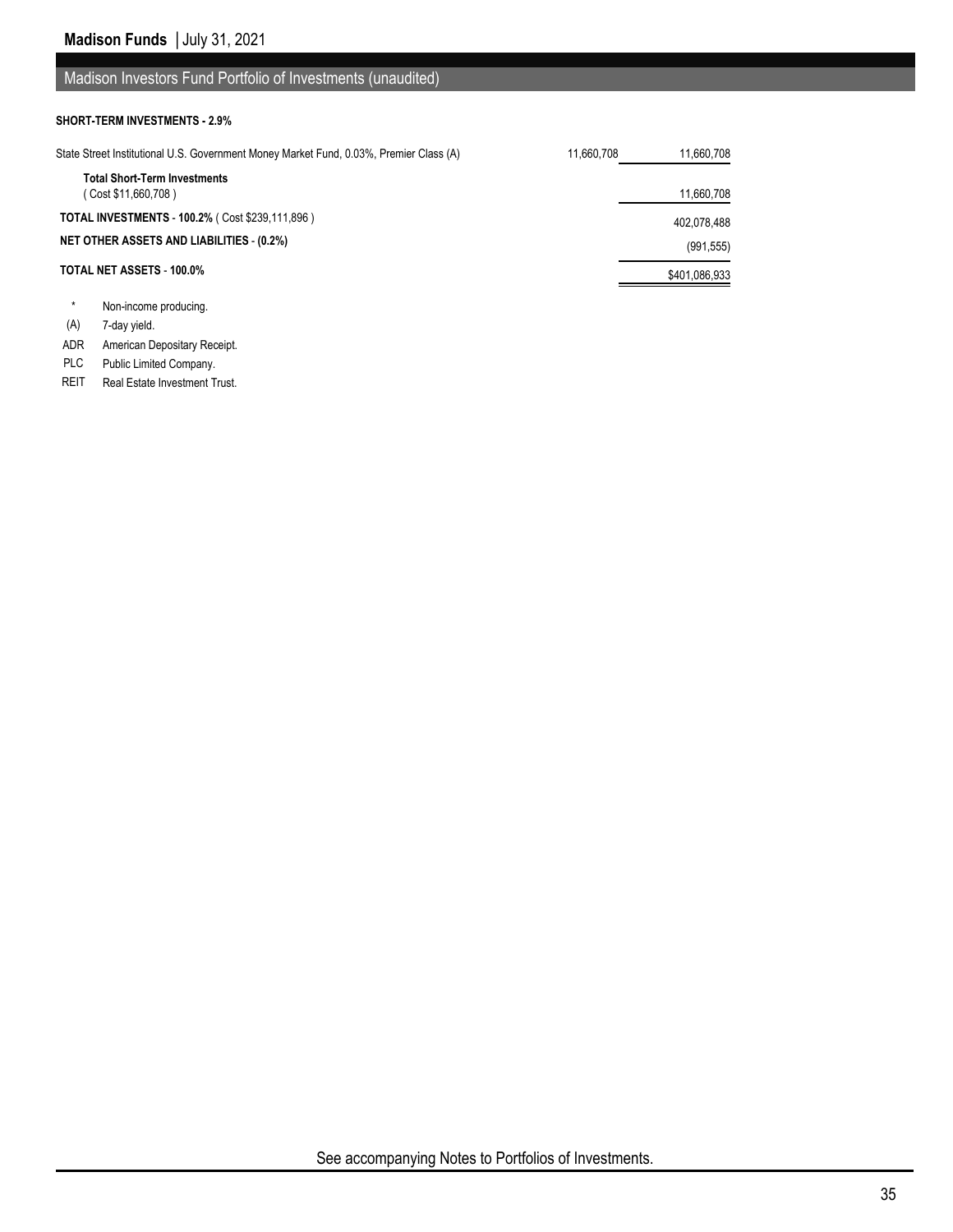## Madison Investors Fund Portfolio of Investments (unaudited)

**SHORT-TERM INVESTMENTS - 2.9%**

| | | |
|---|---|---|
| State Street Institutional U.S. Government Money Market Fund, 0.03%, Premier Class (A) | 11,660,708 | 11,660,708 |
| **Total Short-Term Investments** ( Cost $11,660,708 ) | | 11,660,708 |
| **TOTAL INVESTMENTS - 100.2%** ( Cost $239,111,896 ) | | 402,078,488 |
| **NET OTHER ASSETS AND LIABILITIES - (0.2%)** | | (991,555) |
| **TOTAL NET ASSETS - 100.0%** | | $401,086,933 |

| | |
|---|---|
| * | Non-income producing. |
| (A) | 7-day yield. |
| ADR | American Depositary Receipt. |
| PLC | Public Limited Company. |
| REIT | Real Estate Investment Trust. |

See accompanying Notes to Portfolios of Investments.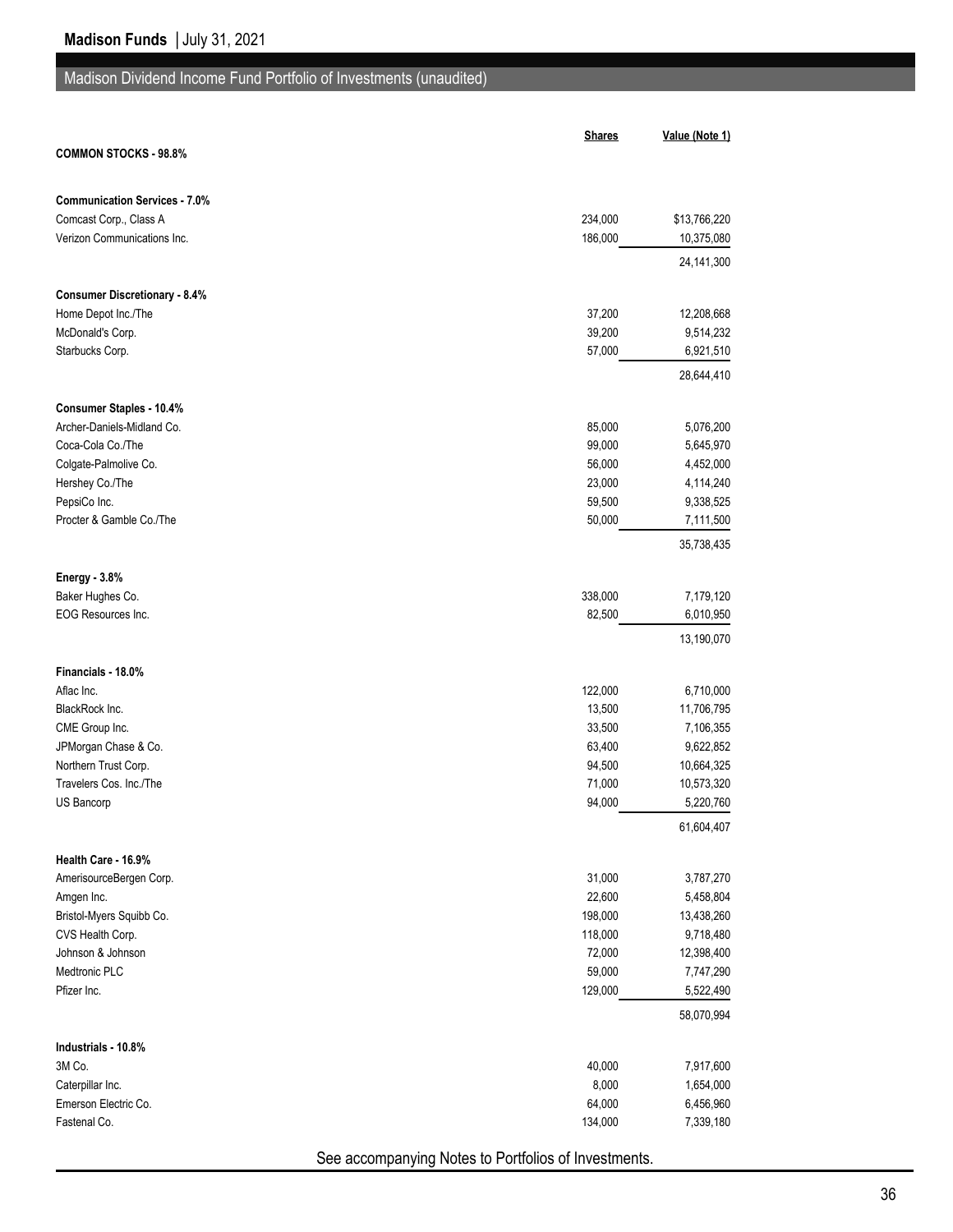## Madison Dividend Income Fund Portfolio of Investments (unaudited)

| | Shares | Value (Note 1) |
|---|---|---|
| **COMMON STOCKS - 98.8%** | | |
| **Communication Services - 7.0%** | | |
| Comcast Corp., Class A | 234,000 | $13,766,220 |
| Verizon Communications Inc. | 186,000 | 10,375,080 |
| | | 24,141,300 |
| **Consumer Discretionary - 8.4%** | | |
| Home Depot Inc./The | 37,200 | 12,208,668 |
| McDonald's Corp. | 39,200 | 9,514,232 |
| Starbucks Corp. | 57,000 | 6,921,510 |
| | | 28,644,410 |
| **Consumer Staples - 10.4%** | | |
| Archer-Daniels-Midland Co. | 85,000 | 5,076,200 |
| Coca-Cola Co./The | 99,000 | 5,645,970 |
| Colgate-Palmolive Co. | 56,000 | 4,452,000 |
| Hershey Co./The | 23,000 | 4,114,240 |
| PepsiCo Inc. | 59,500 | 9,338,525 |
| Procter & Gamble Co./The | 50,000 | 7,111,500 |
| | | 35,738,435 |
| **Energy - 3.8%** | | |
| Baker Hughes Co. | 338,000 | 7,179,120 |
| EOG Resources Inc. | 82,500 | 6,010,950 |
| | | 13,190,070 |
| **Financials - 18.0%** | | |
| Aflac Inc. | 122,000 | 6,710,000 |
| BlackRock Inc. | 13,500 | 11,706,795 |
| CME Group Inc. | 33,500 | 7,106,355 |
| JPMorgan Chase & Co. | 63,400 | 9,622,852 |
| Northern Trust Corp. | 94,500 | 10,664,325 |
| Travelers Cos. Inc./The | 71,000 | 10,573,320 |
| US Bancorp | 94,000 | 5,220,760 |
| | | 61,604,407 |
| **Health Care - 16.9%** | | |
| AmerisourceBergen Corp. | 31,000 | 3,787,270 |
| Amgen Inc. | 22,600 | 5,458,804 |
| Bristol-Myers Squibb Co. | 198,000 | 13,438,260 |
| CVS Health Corp. | 118,000 | 9,718,480 |
| Johnson & Johnson | 72,000 | 12,398,400 |
| Medtronic PLC | 59,000 | 7,747,290 |
| Pfizer Inc. | 129,000 | 5,522,490 |
| | | 58,070,994 |
| **Industrials - 10.8%** | | |
| 3M Co. | 40,000 | 7,917,600 |
| Caterpillar Inc. | 8,000 | 1,654,000 |
| Emerson Electric Co. | 64,000 | 6,456,960 |
| Fastenal Co. | 134,000 | 7,339,180 |

See accompanying Notes to Portfolios of Investments.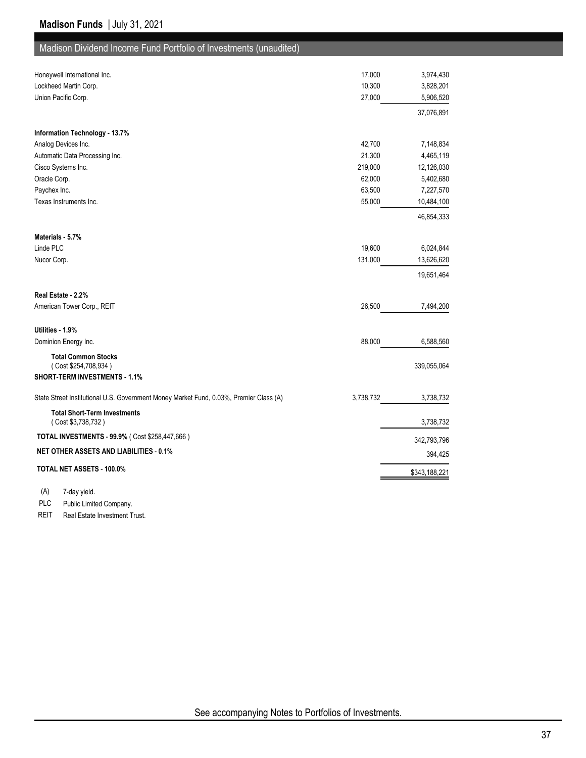## Madison Dividend Income Fund Portfolio of Investments (unaudited)

| | Shares | Value |
|---|---|---|
| Honeywell International Inc. | 17,000 | 3,974,430 |
| Lockheed Martin Corp. | 10,300 | 3,828,201 |
| Union Pacific Corp. | 27,000 | 5,906,520 |
| | | 37,076,891 |
| **Information Technology - 13.7%** | | |
| Analog Devices Inc. | 42,700 | 7,148,834 |
| Automatic Data Processing Inc. | 21,300 | 4,465,119 |
| Cisco Systems Inc. | 219,000 | 12,126,030 |
| Oracle Corp. | 62,000 | 5,402,680 |
| Paychex Inc. | 63,500 | 7,227,570 |
| Texas Instruments Inc. | 55,000 | 10,484,100 |
| | | 46,854,333 |
| **Materials - 5.7%** | | |
| Linde PLC | 19,600 | 6,024,844 |
| Nucor Corp. | 131,000 | 13,626,620 |
| | | 19,651,464 |
| **Real Estate - 2.2%** | | |
| American Tower Corp., REIT | 26,500 | 7,494,200 |
| **Utilities - 1.9%** | | |
| Dominion Energy Inc. | 88,000 | 6,588,560 |
| **Total Common Stocks** ( Cost $254,708,934 ) | | 339,055,064 |
| **SHORT-TERM INVESTMENTS - 1.1%** | | |
| State Street Institutional U.S. Government Money Market Fund, 0.03%, Premier Class (A) | 3,738,732 | 3,738,732 |
| **Total Short-Term Investments** ( Cost $3,738,732 ) | | 3,738,732 |
| **TOTAL INVESTMENTS - 99.9%** ( Cost $258,447,666 ) | | 342,793,796 |
| **NET OTHER ASSETS AND LIABILITIES - 0.1%** | | 394,425 |
| **TOTAL NET ASSETS - 100.0%** | | $343,188,221 |

(A) 7-day yield.

PLC Public Limited Company.

REIT Real Estate Investment Trust.

See accompanying Notes to Portfolios of Investments.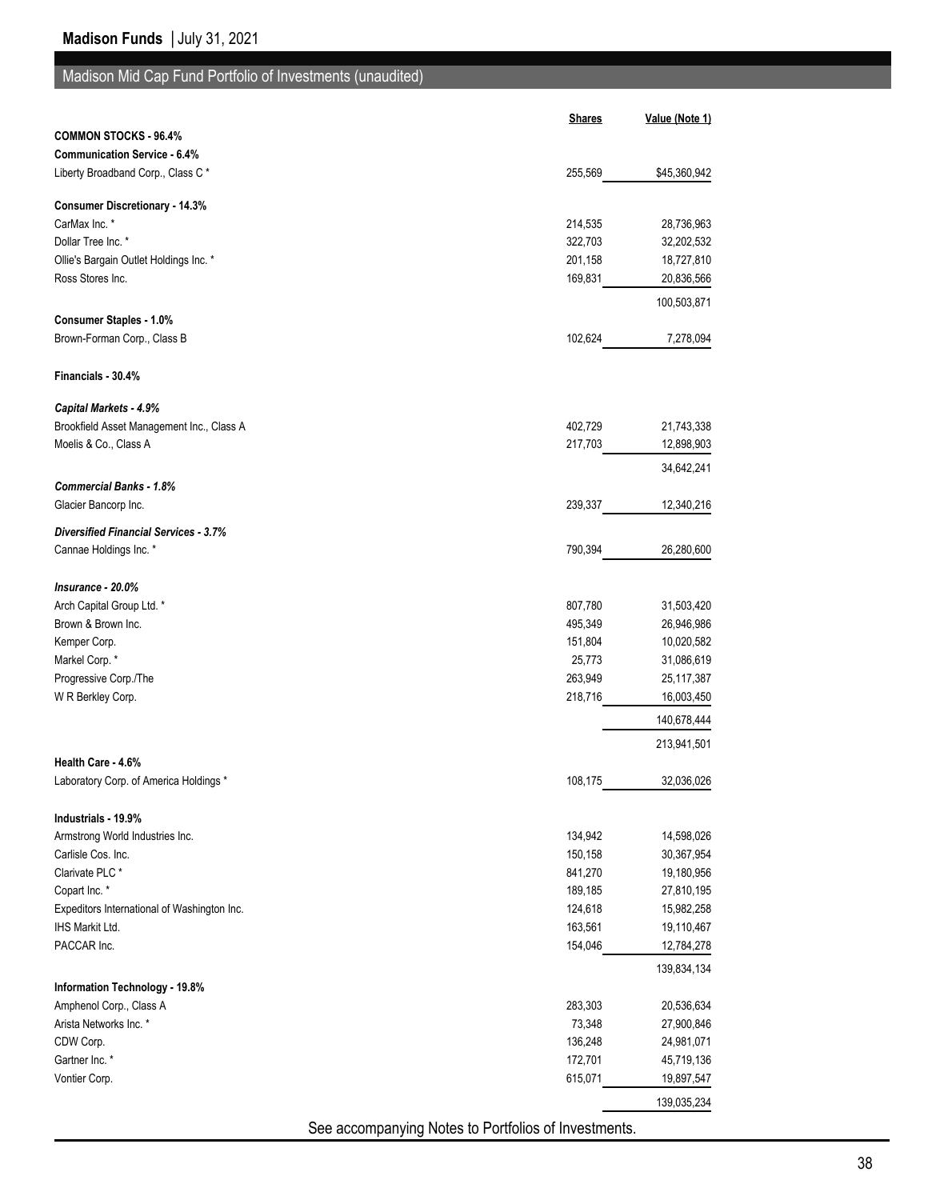## Madison Mid Cap Fund Portfolio of Investments (unaudited)

| | Shares | Value (Note 1) |
|---|---|---|
| **COMMON STOCKS - 96.4%** | | |
| **Communication Service - 6.4%** | | |
| Liberty Broadband Corp., Class C * | 255,569 | $45,360,942 |
| **Consumer Discretionary - 14.3%** | | |
| CarMax Inc. * | 214,535 | 28,736,963 |
| Dollar Tree Inc. * | 322,703 | 32,202,532 |
| Ollie's Bargain Outlet Holdings Inc. * | 201,158 | 18,727,810 |
| Ross Stores Inc. | 169,831 | 20,836,566 |
| | | 100,503,871 |
| **Consumer Staples - 1.0%** | | |
| Brown-Forman Corp., Class B | 102,624 | 7,278,094 |
| **Financials - 30.4%** | | |
| ***Capital Markets - 4.9%*** | | |
| Brookfield Asset Management Inc., Class A | 402,729 | 21,743,338 |
| Moelis & Co., Class A | 217,703 | 12,898,903 |
| | | 34,642,241 |
| ***Commercial Banks - 1.8%*** | | |
| Glacier Bancorp Inc. | 239,337 | 12,340,216 |
| ***Diversified Financial Services - 3.7%*** | | |
| Cannae Holdings Inc. * | 790,394 | 26,280,600 |
| ***Insurance - 20.0%*** | | |
| Arch Capital Group Ltd. * | 807,780 | 31,503,420 |
| Brown & Brown Inc. | 495,349 | 26,946,986 |
| Kemper Corp. | 151,804 | 10,020,582 |
| Markel Corp. * | 25,773 | 31,086,619 |
| Progressive Corp./The | 263,949 | 25,117,387 |
| W R Berkley Corp. | 218,716 | 16,003,450 |
| | | 140,678,444 |
| | | 213,941,501 |
| **Health Care - 4.6%** | | |
| Laboratory Corp. of America Holdings * | 108,175 | 32,036,026 |
| **Industrials - 19.9%** | | |
| Armstrong World Industries Inc. | 134,942 | 14,598,026 |
| Carlisle Cos. Inc. | 150,158 | 30,367,954 |
| Clarivate PLC * | 841,270 | 19,180,956 |
| Copart Inc. * | 189,185 | 27,810,195 |
| Expeditors International of Washington Inc. | 124,618 | 15,982,258 |
| IHS Markit Ltd. | 163,561 | 19,110,467 |
| PACCAR Inc. | 154,046 | 12,784,278 |
| | | 139,834,134 |
| **Information Technology - 19.8%** | | |
| Amphenol Corp., Class A | 283,303 | 20,536,634 |
| Arista Networks Inc. * | 73,348 | 27,900,846 |
| CDW Corp. | 136,248 | 24,981,071 |
| Gartner Inc. * | 172,701 | 45,719,136 |
| Vontier Corp. | 615,071 | 19,897,547 |
| | | 139,035,234 |

See accompanying Notes to Portfolios of Investments.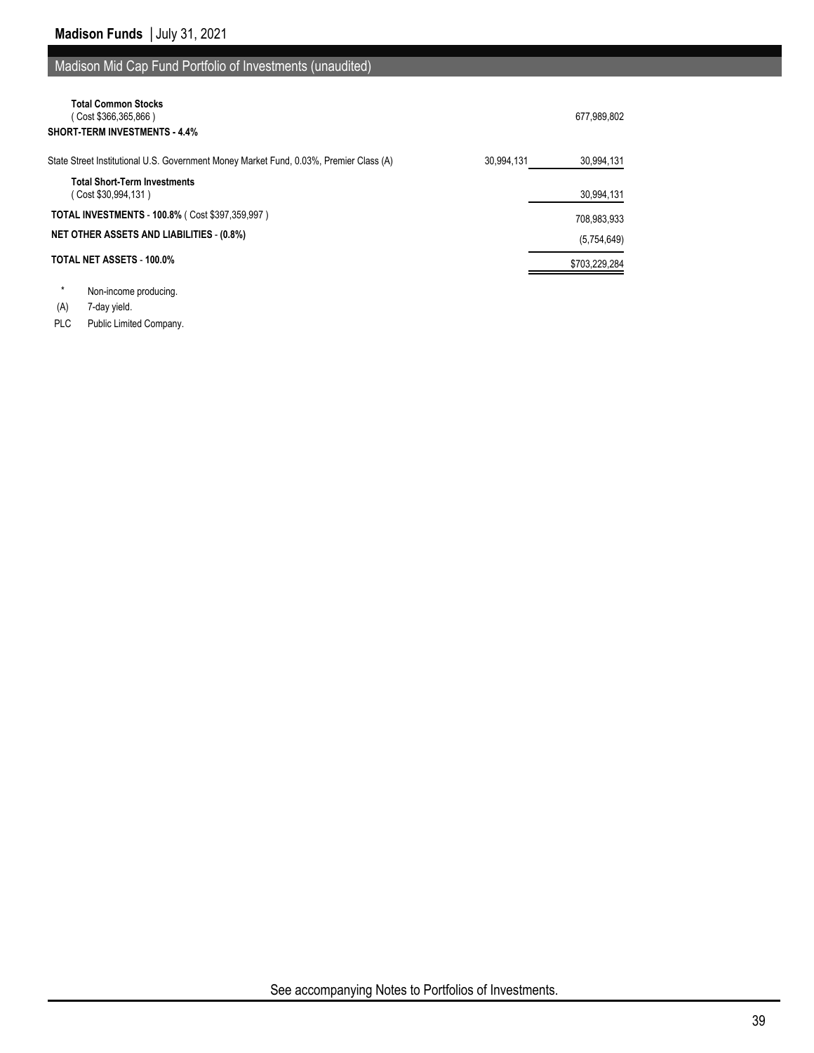## Madison Mid Cap Fund Portfolio of Investments (unaudited)

| | Shares | Value (Note 1) |
|---|---|---|
| **Total Common Stocks** ( Cost $366,365,866 ) | | 677,989,802 |
| **SHORT-TERM INVESTMENTS - 4.4%** | | |
| State Street Institutional U.S. Government Money Market Fund, 0.03%, Premier Class (A) | 30,994,131 | 30,994,131 |
| **Total Short-Term Investments** ( Cost $30,994,131 ) | | 30,994,131 |
| **TOTAL INVESTMENTS - 100.8%** ( Cost $397,359,997 ) | | 708,983,933 |
| **NET OTHER ASSETS AND LIABILITIES - (0.8%)** | | (5,754,649) |
| **TOTAL NET ASSETS - 100.0%** | | $703,229,284 |

\* Non-income producing.

(A) 7-day yield.

PLC Public Limited Company.

See accompanying Notes to Portfolios of Investments.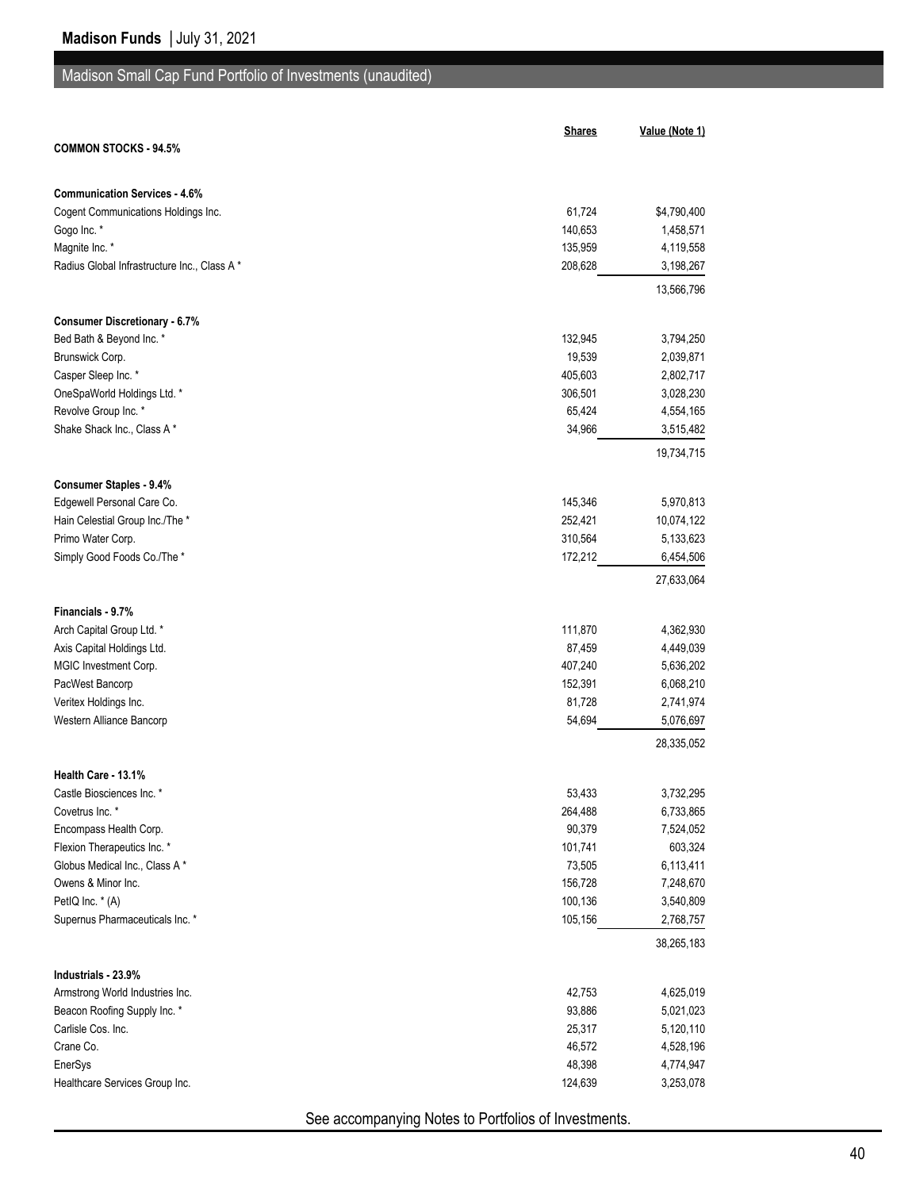## Madison Small Cap Fund Portfolio of Investments (unaudited)

| | Shares | Value (Note 1) |
|---|---|---|
| **COMMON STOCKS - 94.5%** | | |
| | | |
| **Communication Services - 4.6%** | | |
| Cogent Communications Holdings Inc. | 61,724 | $4,790,400 |
| Gogo Inc. * | 140,653 | 1,458,571 |
| Magnite Inc. * | 135,959 | 4,119,558 |
| Radius Global Infrastructure Inc., Class A * | 208,628 | 3,198,267 |
| | | 13,566,796 |
| **Consumer Discretionary - 6.7%** | | |
| Bed Bath & Beyond Inc. * | 132,945 | 3,794,250 |
| Brunswick Corp. | 19,539 | 2,039,871 |
| Casper Sleep Inc. * | 405,603 | 2,802,717 |
| OneSpaWorld Holdings Ltd. * | 306,501 | 3,028,230 |
| Revolve Group Inc. * | 65,424 | 4,554,165 |
| Shake Shack Inc., Class A * | 34,966 | 3,515,482 |
| | | 19,734,715 |
| **Consumer Staples - 9.4%** | | |
| Edgewell Personal Care Co. | 145,346 | 5,970,813 |
| Hain Celestial Group Inc./The * | 252,421 | 10,074,122 |
| Primo Water Corp. | 310,564 | 5,133,623 |
| Simply Good Foods Co./The * | 172,212 | 6,454,506 |
| | | 27,633,064 |
| **Financials - 9.7%** | | |
| Arch Capital Group Ltd. * | 111,870 | 4,362,930 |
| Axis Capital Holdings Ltd. | 87,459 | 4,449,039 |
| MGIC Investment Corp. | 407,240 | 5,636,202 |
| PacWest Bancorp | 152,391 | 6,068,210 |
| Veritex Holdings Inc. | 81,728 | 2,741,974 |
| Western Alliance Bancorp | 54,694 | 5,076,697 |
| | | 28,335,052 |
| **Health Care - 13.1%** | | |
| Castle Biosciences Inc. * | 53,433 | 3,732,295 |
| Covetrus Inc. * | 264,488 | 6,733,865 |
| Encompass Health Corp. | 90,379 | 7,524,052 |
| Flexion Therapeutics Inc. * | 101,741 | 603,324 |
| Globus Medical Inc., Class A * | 73,505 | 6,113,411 |
| Owens & Minor Inc. | 156,728 | 7,248,670 |
| PetIQ Inc. * (A) | 100,136 | 3,540,809 |
| Supernus Pharmaceuticals Inc. * | 105,156 | 2,768,757 |
| | | 38,265,183 |
| **Industrials - 23.9%** | | |
| Armstrong World Industries Inc. | 42,753 | 4,625,019 |
| Beacon Roofing Supply Inc. * | 93,886 | 5,021,023 |
| Carlisle Cos. Inc. | 25,317 | 5,120,110 |
| Crane Co. | 46,572 | 4,528,196 |
| EnerSys | 48,398 | 4,774,947 |
| Healthcare Services Group Inc. | 124,639 | 3,253,078 |

See accompanying Notes to Portfolios of Investments.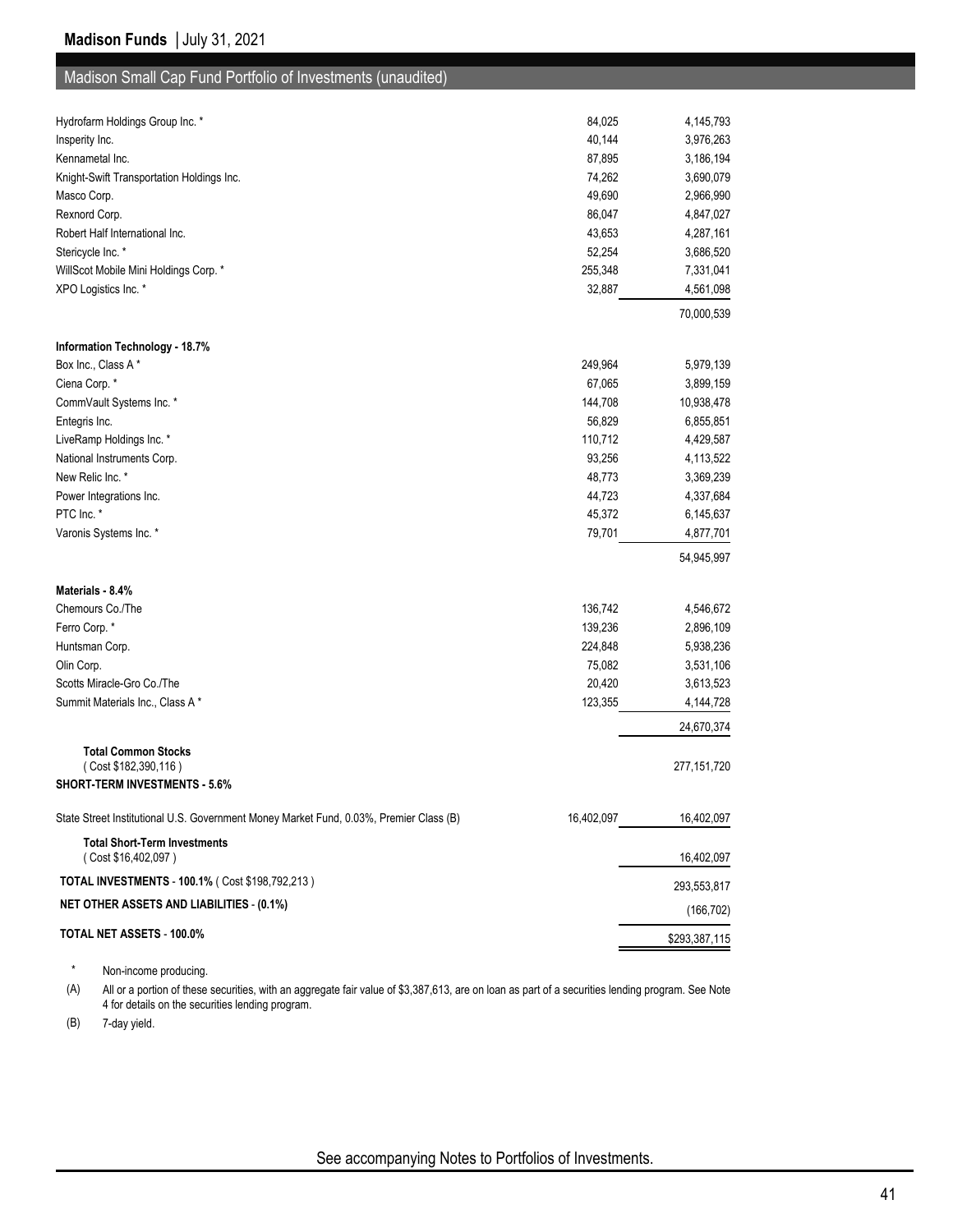## Madison Small Cap Fund Portfolio of Investments (unaudited)

| | Shares | Value |
|---|---|---|
| Hydrofarm Holdings Group Inc. * | 84,025 | 4,145,793 |
| Insperity Inc. | 40,144 | 3,976,263 |
| Kennametal Inc. | 87,895 | 3,186,194 |
| Knight-Swift Transportation Holdings Inc. | 74,262 | 3,690,079 |
| Masco Corp. | 49,690 | 2,966,990 |
| Rexnord Corp. | 86,047 | 4,847,027 |
| Robert Half International Inc. | 43,653 | 4,287,161 |
| Stericycle Inc. * | 52,254 | 3,686,520 |
| WillScot Mobile Mini Holdings Corp. * | 255,348 | 7,331,041 |
| XPO Logistics Inc. * | 32,887 | 4,561,098 |
| | | 70,000,539 |
| **Information Technology - 18.7%** | | |
| Box Inc., Class A * | 249,964 | 5,979,139 |
| Ciena Corp. * | 67,065 | 3,899,159 |
| CommVault Systems Inc. * | 144,708 | 10,938,478 |
| Entegris Inc. | 56,829 | 6,855,851 |
| LiveRamp Holdings Inc. * | 110,712 | 4,429,587 |
| National Instruments Corp. | 93,256 | 4,113,522 |
| New Relic Inc. * | 48,773 | 3,369,239 |
| Power Integrations Inc. | 44,723 | 4,337,684 |
| PTC Inc. * | 45,372 | 6,145,637 |
| Varonis Systems Inc. * | 79,701 | 4,877,701 |
| | | 54,945,997 |
| **Materials - 8.4%** | | |
| Chemours Co./The | 136,742 | 4,546,672 |
| Ferro Corp. * | 139,236 | 2,896,109 |
| Huntsman Corp. | 224,848 | 5,938,236 |
| Olin Corp. | 75,082 | 3,531,106 |
| Scotts Miracle-Gro Co./The | 20,420 | 3,613,523 |
| Summit Materials Inc., Class A * | 123,355 | 4,144,728 |
| | | 24,670,374 |
| **Total Common Stocks** (Cost $182,390,116) | | 277,151,720 |
| **SHORT-TERM INVESTMENTS - 5.6%** | | |
| State Street Institutional U.S. Government Money Market Fund, 0.03%, Premier Class (B) | 16,402,097 | 16,402,097 |
| **Total Short-Term Investments** (Cost $16,402,097) | | 16,402,097 |
| **TOTAL INVESTMENTS** - **100.1%** (Cost $198,792,213) | | 293,553,817 |
| **NET OTHER ASSETS AND LIABILITIES** - **(0.1%)** | | (166,702) |
| **TOTAL NET ASSETS** - **100.0%** | | $293,387,115 |

\* Non-income producing.

(A) All or a portion of these securities, with an aggregate fair value of $3,387,613, are on loan as part of a securities lending program. See Note 4 for details on the securities lending program.

(B) 7-day yield.

See accompanying Notes to Portfolios of Investments.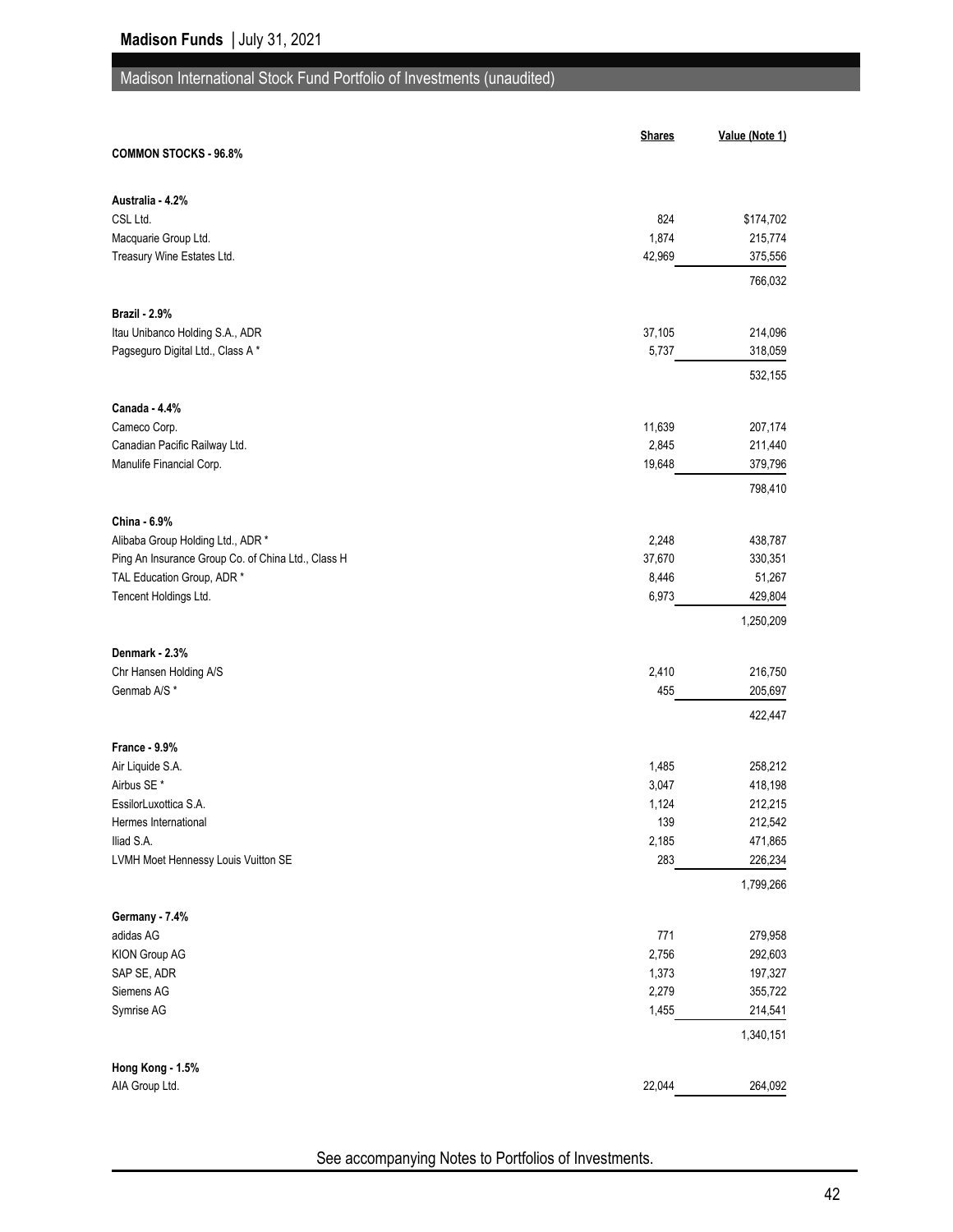## Madison International Stock Fund Portfolio of Investments (unaudited)

| | Shares | Value (Note 1) |
|---|---|---|
| **COMMON STOCKS - 96.8%** | | |
| **Australia - 4.2%** | | |
| CSL Ltd. | 824 | $174,702 |
| Macquarie Group Ltd. | 1,874 | 215,774 |
| Treasury Wine Estates Ltd. | 42,969 | 375,556 |
| | | 766,032 |
| **Brazil - 2.9%** | | |
| Itau Unibanco Holding S.A., ADR | 37,105 | 214,096 |
| Pagseguro Digital Ltd., Class A * | 5,737 | 318,059 |
| | | 532,155 |
| **Canada - 4.4%** | | |
| Cameco Corp. | 11,639 | 207,174 |
| Canadian Pacific Railway Ltd. | 2,845 | 211,440 |
| Manulife Financial Corp. | 19,648 | 379,796 |
| | | 798,410 |
| **China - 6.9%** | | |
| Alibaba Group Holding Ltd., ADR * | 2,248 | 438,787 |
| Ping An Insurance Group Co. of China Ltd., Class H | 37,670 | 330,351 |
| TAL Education Group, ADR * | 8,446 | 51,267 |
| Tencent Holdings Ltd. | 6,973 | 429,804 |
| | | 1,250,209 |
| **Denmark - 2.3%** | | |
| Chr Hansen Holding A/S | 2,410 | 216,750 |
| Genmab A/S * | 455 | 205,697 |
| | | 422,447 |
| **France - 9.9%** | | |
| Air Liquide S.A. | 1,485 | 258,212 |
| Airbus SE * | 3,047 | 418,198 |
| EssilorLuxottica S.A. | 1,124 | 212,215 |
| Hermes International | 139 | 212,542 |
| Iliad S.A. | 2,185 | 471,865 |
| LVMH Moet Hennessy Louis Vuitton SE | 283 | 226,234 |
| | | 1,799,266 |
| **Germany - 7.4%** | | |
| adidas AG | 771 | 279,958 |
| KION Group AG | 2,756 | 292,603 |
| SAP SE, ADR | 1,373 | 197,327 |
| Siemens AG | 2,279 | 355,722 |
| Symrise AG | 1,455 | 214,541 |
| | | 1,340,151 |
| **Hong Kong - 1.5%** | | |
| AIA Group Ltd. | 22,044 | 264,092 |

See accompanying Notes to Portfolios of Investments.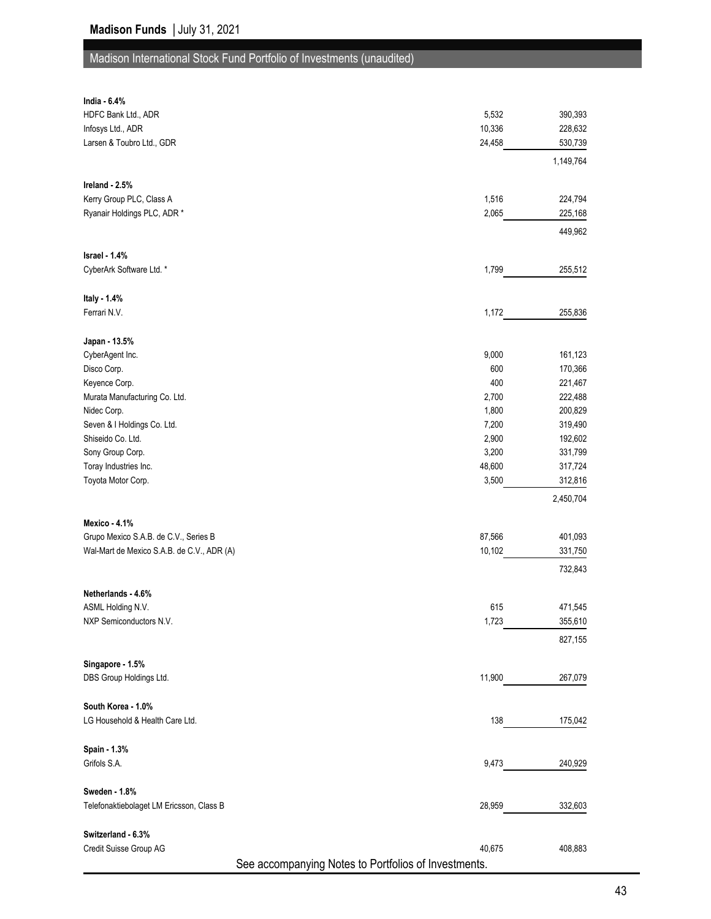## Madison International Stock Fund Portfolio of Investments (unaudited)

| | Shares | Value (Note 2,3) |
|---|---|---|
| **India - 6.4%** | | |
| HDFC Bank Ltd., ADR | 5,532 | 390,393 |
| Infosys Ltd., ADR | 10,336 | 228,632 |
| Larsen & Toubro Ltd., GDR | 24,458 | 530,739 |
| | | 1,149,764 |
| **Ireland - 2.5%** | | |
| Kerry Group PLC, Class A | 1,516 | 224,794 |
| Ryanair Holdings PLC, ADR * | 2,065 | 225,168 |
| | | 449,962 |
| **Israel - 1.4%** | | |
| CyberArk Software Ltd. * | 1,799 | 255,512 |
| **Italy - 1.4%** | | |
| Ferrari N.V. | 1,172 | 255,836 |
| **Japan - 13.5%** | | |
| CyberAgent Inc. | 9,000 | 161,123 |
| Disco Corp. | 600 | 170,366 |
| Keyence Corp. | 400 | 221,467 |
| Murata Manufacturing Co. Ltd. | 2,700 | 222,488 |
| Nidec Corp. | 1,800 | 200,829 |
| Seven & I Holdings Co. Ltd. | 7,200 | 319,490 |
| Shiseido Co. Ltd. | 2,900 | 192,602 |
| Sony Group Corp. | 3,200 | 331,799 |
| Toray Industries Inc. | 48,600 | 317,724 |
| Toyota Motor Corp. | 3,500 | 312,816 |
| | | 2,450,704 |
| **Mexico - 4.1%** | | |
| Grupo Mexico S.A.B. de C.V., Series B | 87,566 | 401,093 |
| Wal-Mart de Mexico S.A.B. de C.V., ADR (A) | 10,102 | 331,750 |
| | | 732,843 |
| **Netherlands - 4.6%** | | |
| ASML Holding N.V. | 615 | 471,545 |
| NXP Semiconductors N.V. | 1,723 | 355,610 |
| | | 827,155 |
| **Singapore - 1.5%** | | |
| DBS Group Holdings Ltd. | 11,900 | 267,079 |
| **South Korea - 1.0%** | | |
| LG Household & Health Care Ltd. | 138 | 175,042 |
| **Spain - 1.3%** | | |
| Grifols S.A. | 9,473 | 240,929 |
| **Sweden - 1.8%** | | |
| Telefonaktiebolaget LM Ericsson, Class B | 28,959 | 332,603 |
| **Switzerland - 6.3%** | | |
| Credit Suisse Group AG | 40,675 | 408,883 |

See accompanying Notes to Portfolios of Investments.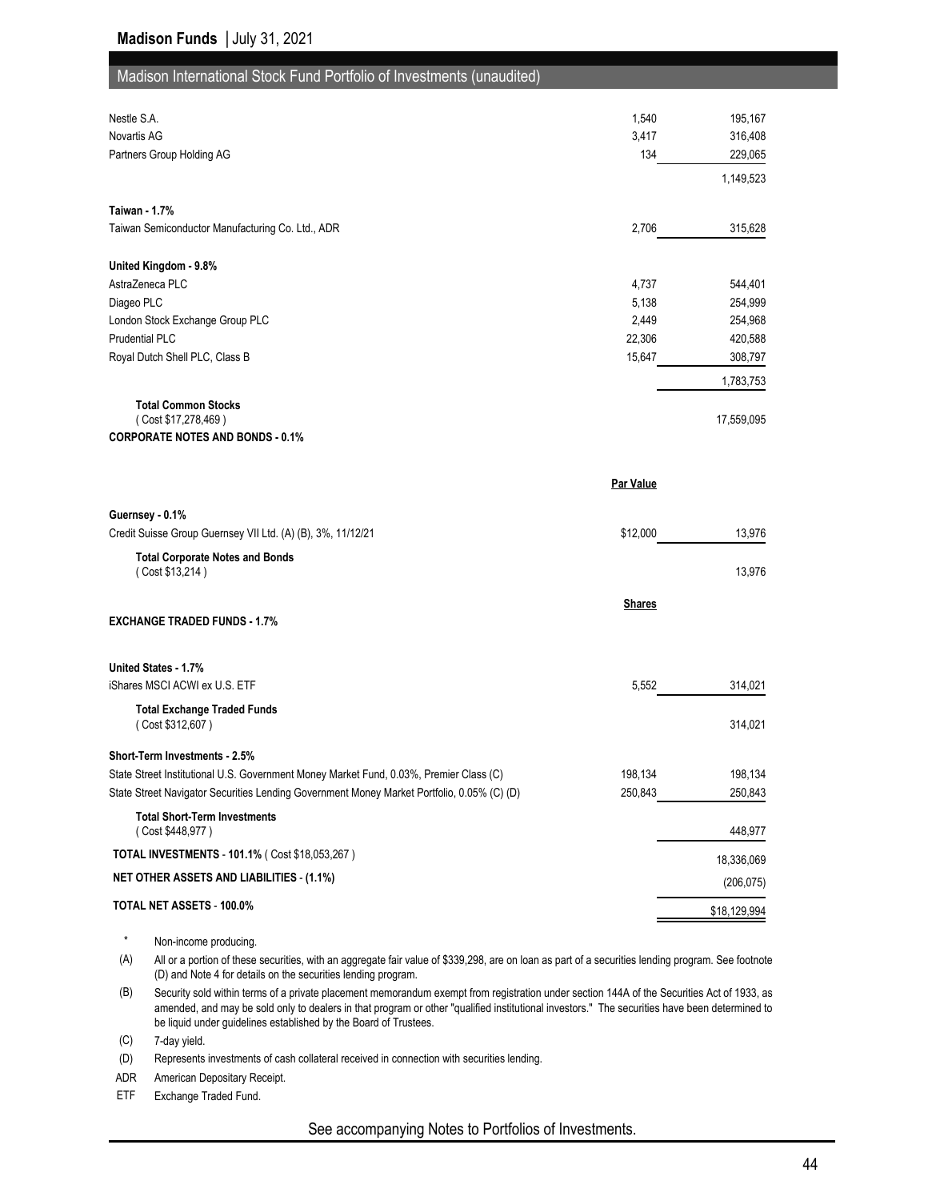## Madison International Stock Fund Portfolio of Investments (unaudited)

| | | |
|---|---|---|
| Nestle S.A. | 1,540 | 195,167 |
| Novartis AG | 3,417 | 316,408 |
| Partners Group Holding AG | 134 | 229,065 |
| | | 1,149,523 |
| **Taiwan - 1.7%** | | |
| Taiwan Semiconductor Manufacturing Co. Ltd., ADR | 2,706 | 315,628 |
| **United Kingdom - 9.8%** | | |
| AstraZeneca PLC | 4,737 | 544,401 |
| Diageo PLC | 5,138 | 254,999 |
| London Stock Exchange Group PLC | 2,449 | 254,968 |
| Prudential PLC | 22,306 | 420,588 |
| Royal Dutch Shell PLC, Class B | 15,647 | 308,797 |
| | | 1,783,753 |
| **Total Common Stocks** ( Cost $17,278,469 ) | | 17,559,095 |
| **CORPORATE NOTES AND BONDS - 0.1%** | | |
| | **Par Value** | |
| **Guernsey - 0.1%** | | |
| Credit Suisse Group Guernsey VII Ltd. (A) (B), 3%, 11/12/21 | $12,000 | 13,976 |
| **Total Corporate Notes and Bonds** ( Cost $13,214 ) | | 13,976 |
| | **Shares** | |
| **EXCHANGE TRADED FUNDS - 1.7%** | | |
| **United States - 1.7%** | | |
| iShares MSCI ACWI ex U.S. ETF | 5,552 | 314,021 |
| **Total Exchange Traded Funds** ( Cost $312,607 ) | | 314,021 |
| **Short-Term Investments - 2.5%** | | |
| State Street Institutional U.S. Government Money Market Fund, 0.03%, Premier Class (C) | 198,134 | 198,134 |
| State Street Navigator Securities Lending Government Money Market Portfolio, 0.05% (C) (D) | 250,843 | 250,843 |
| **Total Short-Term Investments** ( Cost $448,977 ) | | 448,977 |
| **TOTAL INVESTMENTS - 101.1%** ( Cost $18,053,267 ) | | 18,336,069 |
| **NET OTHER ASSETS AND LIABILITIES - (1.1%)** | | (206,075) |
| **TOTAL NET ASSETS - 100.0%** | | $18,129,994 |

\* Non-income producing.

(A) All or a portion of these securities, with an aggregate fair value of $339,298, are on loan as part of a securities lending program. See footnote (D) and Note 4 for details on the securities lending program.

(B) Security sold within terms of a private placement memorandum exempt from registration under section 144A of the Securities Act of 1933, as amended, and may be sold only to dealers in that program or other "qualified institutional investors." The securities have been determined to be liquid under guidelines established by the Board of Trustees.

(C) 7-day yield.

(D) Represents investments of cash collateral received in connection with securities lending.

ADR American Depositary Receipt.

ETF Exchange Traded Fund.

See accompanying Notes to Portfolios of Investments.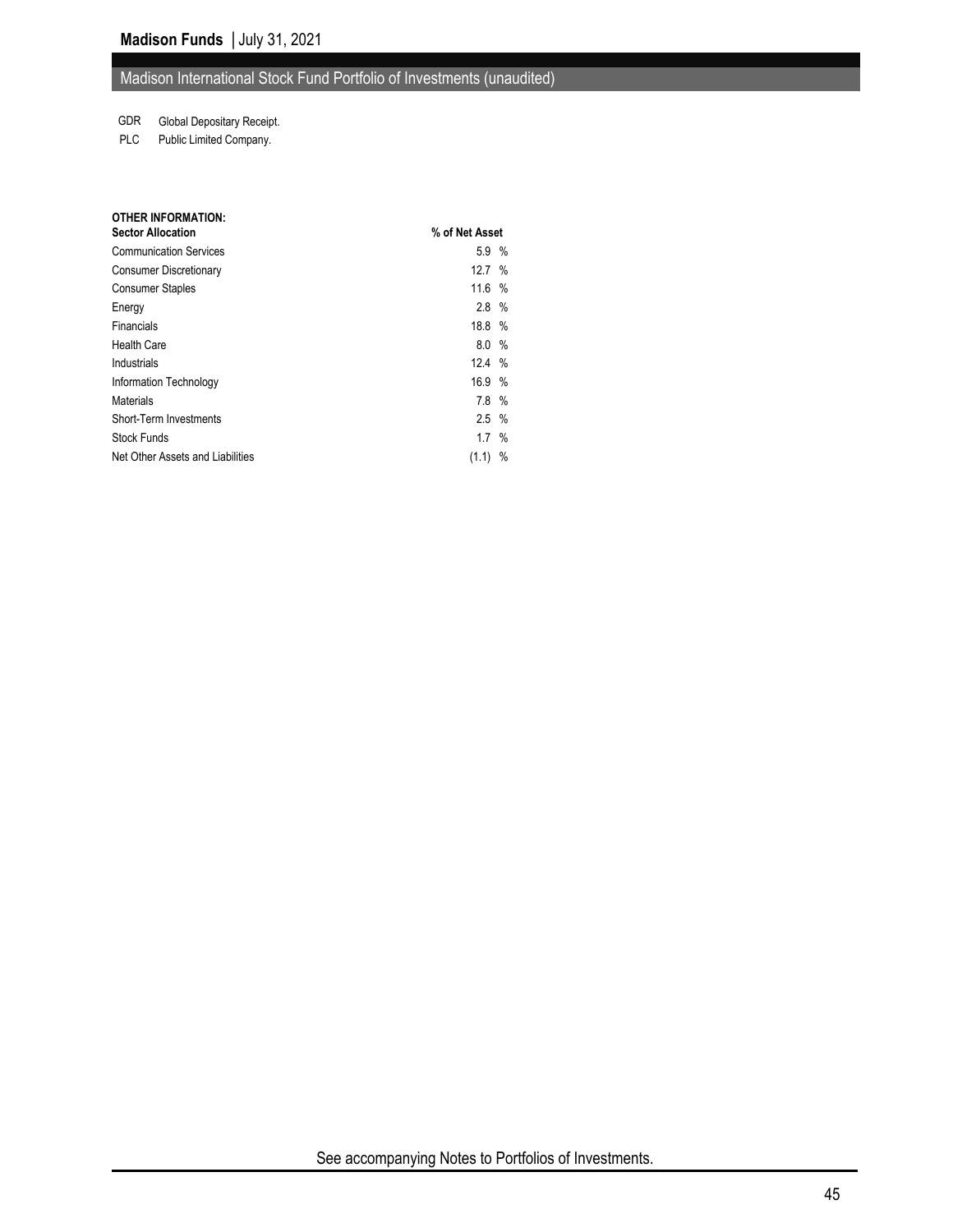## Madison International Stock Fund Portfolio of Investments (unaudited)

GDR Global Depositary Receipt.
PLC Public Limited Company.

**OTHER INFORMATION:**

| **Sector Allocation** | **% of Net Asset** |
|---|---|
| Communication Services | 5.9 % |
| Consumer Discretionary | 12.7 % |
| Consumer Staples | 11.6 % |
| Energy | 2.8 % |
| Financials | 18.8 % |
| Health Care | 8.0 % |
| Industrials | 12.4 % |
| Information Technology | 16.9 % |
| Materials | 7.8 % |
| Short-Term Investments | 2.5 % |
| Stock Funds | 1.7 % |
| Net Other Assets and Liabilities | (1.1) % |

See accompanying Notes to Portfolios of Investments.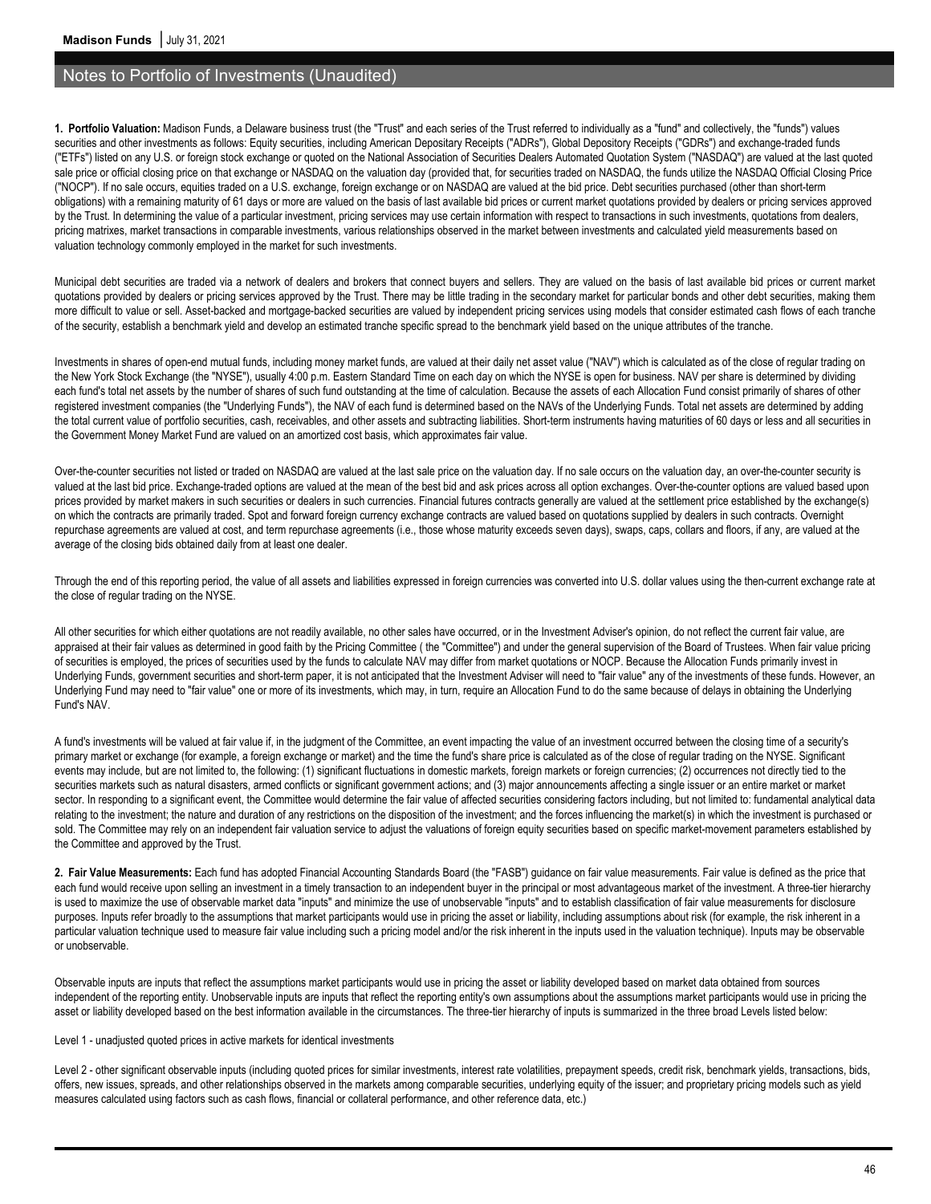# Notes to Portfolio of Investments (Unaudited)

**1. Portfolio Valuation:** Madison Funds, a Delaware business trust (the "Trust" and each series of the Trust referred to individually as a "fund" and collectively, the "funds") values securities and other investments as follows: Equity securities, including American Depositary Receipts ("ADRs"), Global Depository Receipts ("GDRs") and exchange-traded funds ("ETFs") listed on any U.S. or foreign stock exchange or quoted on the National Association of Securities Dealers Automated Quotation System ("NASDAQ") are valued at the last quoted sale price or official closing price on that exchange or NASDAQ on the valuation day (provided that, for securities traded on NASDAQ, the funds utilize the NASDAQ Official Closing Price ("NOCP"). If no sale occurs, equities traded on a U.S. exchange, foreign exchange or on NASDAQ are valued at the bid price. Debt securities purchased (other than short-term obligations) with a remaining maturity of 61 days or more are valued on the basis of last available bid prices or current market quotations provided by dealers or pricing services approved by the Trust. In determining the value of a particular investment, pricing services may use certain information with respect to transactions in such investments, quotations from dealers, pricing matrixes, market transactions in comparable investments, various relationships observed in the market between investments and calculated yield measurements based on valuation technology commonly employed in the market for such investments.

Municipal debt securities are traded via a network of dealers and brokers that connect buyers and sellers. They are valued on the basis of last available bid prices or current market quotations provided by dealers or pricing services approved by the Trust. There may be little trading in the secondary market for particular bonds and other debt securities, making them more difficult to value or sell. Asset-backed and mortgage-backed securities are valued by independent pricing services using models that consider estimated cash flows of each tranche of the security, establish a benchmark yield and develop an estimated tranche specific spread to the benchmark yield based on the unique attributes of the tranche.

Investments in shares of open-end mutual funds, including money market funds, are valued at their daily net asset value ("NAV") which is calculated as of the close of regular trading on the New York Stock Exchange (the "NYSE"), usually 4:00 p.m. Eastern Standard Time on each day on which the NYSE is open for business. NAV per share is determined by dividing each fund's total net assets by the number of shares of such fund outstanding at the time of calculation. Because the assets of each Allocation Fund consist primarily of shares of other registered investment companies (the "Underlying Funds"), the NAV of each fund is determined based on the NAVs of the Underlying Funds. Total net assets are determined by adding the total current value of portfolio securities, cash, receivables, and other assets and subtracting liabilities. Short-term instruments having maturities of 60 days or less and all securities in the Government Money Market Fund are valued on an amortized cost basis, which approximates fair value.

Over-the-counter securities not listed or traded on NASDAQ are valued at the last sale price on the valuation day. If no sale occurs on the valuation day, an over-the-counter security is valued at the last bid price. Exchange-traded options are valued at the mean of the best bid and ask prices across all option exchanges. Over-the-counter options are valued based upon prices provided by market makers in such securities or dealers in such currencies. Financial futures contracts generally are valued at the settlement price established by the exchange(s) on which the contracts are primarily traded. Spot and forward foreign currency exchange contracts are valued based on quotations supplied by dealers in such contracts. Overnight repurchase agreements are valued at cost, and term repurchase agreements (i.e., those whose maturity exceeds seven days), swaps, caps, collars and floors, if any, are valued at the average of the closing bids obtained daily from at least one dealer.

Through the end of this reporting period, the value of all assets and liabilities expressed in foreign currencies was converted into U.S. dollar values using the then-current exchange rate at the close of regular trading on the NYSE.

All other securities for which either quotations are not readily available, no other sales have occurred, or in the Investment Adviser's opinion, do not reflect the current fair value, are appraised at their fair values as determined in good faith by the Pricing Committee ( the "Committee") and under the general supervision of the Board of Trustees. When fair value pricing of securities is employed, the prices of securities used by the funds to calculate NAV may differ from market quotations or NOCP. Because the Allocation Funds primarily invest in Underlying Funds, government securities and short-term paper, it is not anticipated that the Investment Adviser will need to "fair value" any of the investments of these funds. However, an Underlying Fund may need to "fair value" one or more of its investments, which may, in turn, require an Allocation Fund to do the same because of delays in obtaining the Underlying Fund's NAV.

A fund's investments will be valued at fair value if, in the judgment of the Committee, an event impacting the value of an investment occurred between the closing time of a security's primary market or exchange (for example, a foreign exchange or market) and the time the fund's share price is calculated as of the close of regular trading on the NYSE. Significant events may include, but are not limited to, the following: (1) significant fluctuations in domestic markets, foreign markets or foreign currencies; (2) occurrences not directly tied to the securities markets such as natural disasters, armed conflicts or significant government actions; and (3) major announcements affecting a single issuer or an entire market or market sector. In responding to a significant event, the Committee would determine the fair value of affected securities considering factors including, but not limited to: fundamental analytical data relating to the investment; the nature and duration of any restrictions on the disposition of the investment; and the forces influencing the market(s) in which the investment is purchased or sold. The Committee may rely on an independent fair value service to adjust the valuations of foreign equity securities based on specific market-movement parameters established by the Committee and approved by the Trust.

**2. Fair Value Measurements:** Each fund has adopted Financial Accounting Standards Board (the "FASB") guidance on fair value measurements. Fair value is defined as the price that each fund would receive upon selling an investment in a timely transaction to an independent buyer in the principal or most advantageous market of the investment. A three-tier hierarchy is used to maximize the use of observable market data "inputs" and minimize the use of unobservable "inputs" and to establish classification of fair value measurements for disclosure purposes. Inputs refer broadly to the assumptions that market participants would use in pricing the asset or liability, including assumptions about risk (for example, the risk inherent in a particular valuation technique used to measure fair value including such a pricing model and/or the risk inherent in the inputs used in the valuation technique). Inputs may be observable or unobservable.

Observable inputs are inputs that reflect the assumptions market participants would use in pricing the asset or liability developed based on market data obtained from sources independent of the reporting entity. Unobservable inputs are inputs that reflect the reporting entity's own assumptions about the assumptions market participants would use in pricing the asset or liability developed based on the best information available in the circumstances. The three-tier hierarchy of inputs is summarized in the three broad Levels listed below:

Level 1 - unadjusted quoted prices in active markets for identical investments

Level 2 - other significant observable inputs (including quoted prices for similar investments, interest rate volatilities, prepayment speeds, credit risk, benchmark yields, transactions, bids, offers, new issues, spreads, and other relationships observed in the markets among comparable securities, underlying equity of the issuer; and proprietary pricing models such as yield measures calculated using factors such as cash flows, financial or collateral performance, and other reference data, etc.)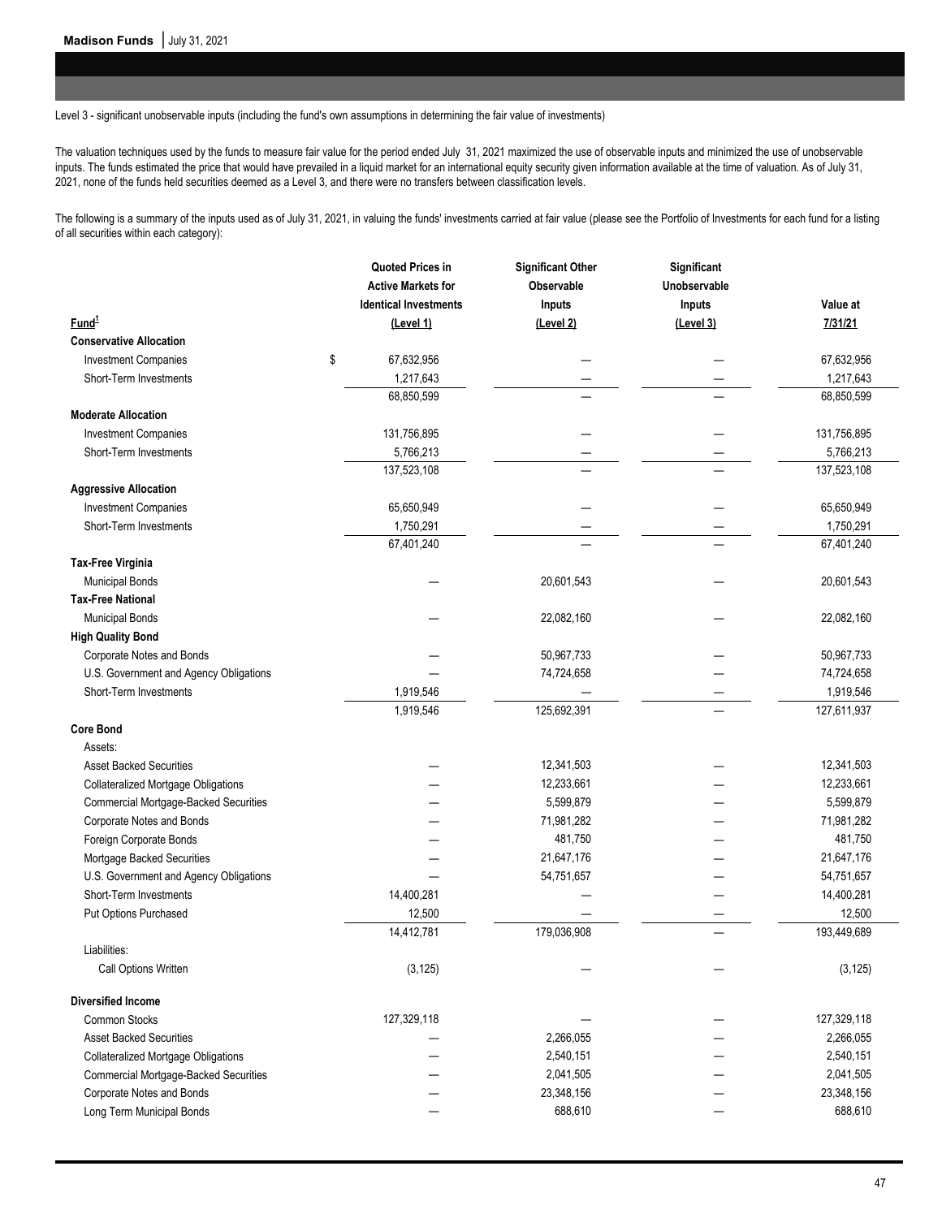Level 3 - significant unobservable inputs (including the fund's own assumptions in determining the fair value of investments)

The valuation techniques used by the funds to measure fair value for the period ended July 31, 2021 maximized the use of observable inputs and minimized the use of unobservable inputs. The funds estimated the price that would have prevailed in a liquid market for an international equity security given information available at the time of valuation. As of July 31, 2021, none of the funds held securities deemed as a Level 3, and there were no transfers between classification levels.

The following is a summary of the inputs used as of July 31, 2021, in valuing the funds' investments carried at fair value (please see the Portfolio of Investments for each fund for a listing of all securities within each category):

| Fund[1] | Quoted Prices in Active Markets for Identical Investments (Level 1) | Significant Other Observable Inputs (Level 2) | Significant Unobservable Inputs (Level 3) | Value at 7/31/21 |
|---|---|---|---|---|
| **Conservative Allocation** | | | | |
| Investment Companies | $ 67,632,956 | — | — | 67,632,956 |
| Short-Term Investments | 1,217,643 | — | — | 1,217,643 |
| | 68,850,599 | — | — | 68,850,599 |
| **Moderate Allocation** | | | | |
| Investment Companies | 131,756,895 | — | — | 131,756,895 |
| Short-Term Investments | 5,766,213 | — | — | 5,766,213 |
| | 137,523,108 | — | — | 137,523,108 |
| **Aggressive Allocation** | | | | |
| Investment Companies | 65,650,949 | — | — | 65,650,949 |
| Short-Term Investments | 1,750,291 | — | — | 1,750,291 |
| | 67,401,240 | — | — | 67,401,240 |
| **Tax-Free Virginia** | | | | |
| Municipal Bonds | — | 20,601,543 | — | 20,601,543 |
| **Tax-Free National** | | | | |
| Municipal Bonds | — | 22,082,160 | — | 22,082,160 |
| **High Quality Bond** | | | | |
| Corporate Notes and Bonds | — | 50,967,733 | — | 50,967,733 |
| U.S. Government and Agency Obligations | — | 74,724,658 | — | 74,724,658 |
| Short-Term Investments | 1,919,546 | — | — | 1,919,546 |
| | 1,919,546 | 125,692,391 | — | 127,611,937 |
| **Core Bond** | | | | |
| Assets: | | | | |
| Asset Backed Securities | — | 12,341,503 | — | 12,341,503 |
| Collateralized Mortgage Obligations | — | 12,233,661 | — | 12,233,661 |
| Commercial Mortgage-Backed Securities | — | 5,599,879 | — | 5,599,879 |
| Corporate Notes and Bonds | — | 71,981,282 | — | 71,981,282 |
| Foreign Corporate Bonds | — | 481,750 | — | 481,750 |
| Mortgage Backed Securities | — | 21,647,176 | — | 21,647,176 |
| U.S. Government and Agency Obligations | — | 54,751,657 | — | 54,751,657 |
| Short-Term Investments | 14,400,281 | — | — | 14,400,281 |
| Put Options Purchased | 12,500 | — | — | 12,500 |
| | 14,412,781 | 179,036,908 | — | 193,449,689 |
| Liabilities: | | | | |
| Call Options Written | (3,125) | — | — | (3,125) |
| **Diversified Income** | | | | |
| Common Stocks | 127,329,118 | — | — | 127,329,118 |
| Asset Backed Securities | — | 2,266,055 | — | 2,266,055 |
| Collateralized Mortgage Obligations | — | 2,540,151 | — | 2,540,151 |
| Commercial Mortgage-Backed Securities | — | 2,041,505 | — | 2,041,505 |
| Corporate Notes and Bonds | — | 23,348,156 | — | 23,348,156 |
| Long Term Municipal Bonds | — | 688,610 | — | 688,610 |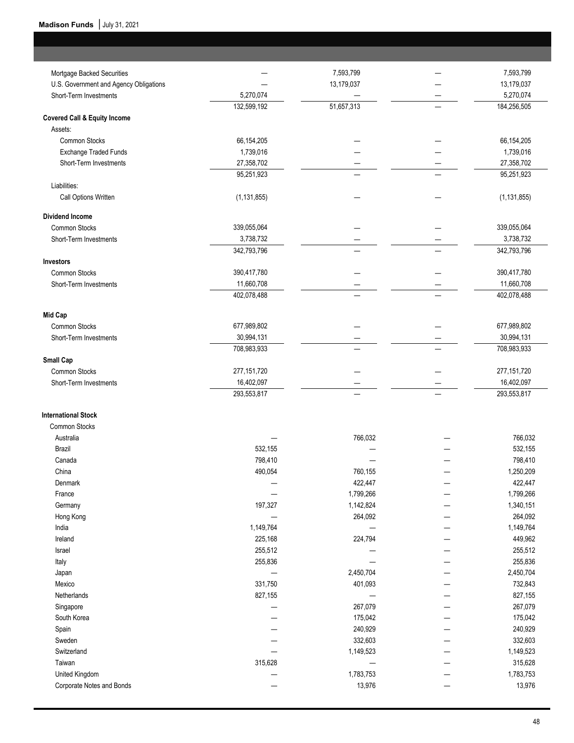| | | | | |
|---|---|---|---|---|
| Mortgage Backed Securities | — | 7,593,799 | — | 7,593,799 |
| U.S. Government and Agency Obligations | — | 13,179,037 | — | 13,179,037 |
| Short-Term Investments | 5,270,074 | — | — | 5,270,074 |
| | 132,599,192 | 51,657,313 | — | 184,256,505 |
| **Covered Call & Equity Income** | | | | |
| Assets: | | | | |
| Common Stocks | 66,154,205 | — | — | 66,154,205 |
| Exchange Traded Funds | 1,739,016 | — | — | 1,739,016 |
| Short-Term Investments | 27,358,702 | — | — | 27,358,702 |
| | 95,251,923 | — | — | 95,251,923 |
| Liabilities: | | | | |
| Call Options Written | (1,131,855) | — | — | (1,131,855) |
| **Dividend Income** | | | | |
| Common Stocks | 339,055,064 | — | — | 339,055,064 |
| Short-Term Investments | 3,738,732 | — | — | 3,738,732 |
| | 342,793,796 | — | — | 342,793,796 |
| **Investors** | | | | |
| Common Stocks | 390,417,780 | — | — | 390,417,780 |
| Short-Term Investments | 11,660,708 | — | — | 11,660,708 |
| | 402,078,488 | — | — | 402,078,488 |
| **Mid Cap** | | | | |
| Common Stocks | 677,989,802 | — | — | 677,989,802 |
| Short-Term Investments | 30,994,131 | — | — | 30,994,131 |
| | 708,983,933 | — | — | 708,983,933 |
| **Small Cap** | | | | |
| Common Stocks | 277,151,720 | — | — | 277,151,720 |
| Short-Term Investments | 16,402,097 | — | — | 16,402,097 |
| | 293,553,817 | — | — | 293,553,817 |
| **International Stock** | | | | |
| Common Stocks | | | | |
| Australia | — | 766,032 | — | 766,032 |
| Brazil | 532,155 | — | — | 532,155 |
| Canada | 798,410 | — | — | 798,410 |
| China | 490,054 | 760,155 | — | 1,250,209 |
| Denmark | — | 422,447 | — | 422,447 |
| France | — | 1,799,266 | — | 1,799,266 |
| Germany | 197,327 | 1,142,824 | — | 1,340,151 |
| Hong Kong | — | 264,092 | — | 264,092 |
| India | 1,149,764 | — | — | 1,149,764 |
| Ireland | 225,168 | 224,794 | — | 449,962 |
| Israel | 255,512 | — | — | 255,512 |
| Italy | 255,836 | — | — | 255,836 |
| Japan | — | 2,450,704 | — | 2,450,704 |
| Mexico | 331,750 | 401,093 | — | 732,843 |
| Netherlands | 827,155 | — | — | 827,155 |
| Singapore | — | 267,079 | — | 267,079 |
| South Korea | — | 175,042 | — | 175,042 |
| Spain | — | 240,929 | — | 240,929 |
| Sweden | — | 332,603 | — | 332,603 |
| Switzerland | — | 1,149,523 | — | 1,149,523 |
| Taiwan | 315,628 | — | — | 315,628 |
| United Kingdom | — | 1,783,753 | — | 1,783,753 |
| Corporate Notes and Bonds | — | 13,976 | — | 13,976 |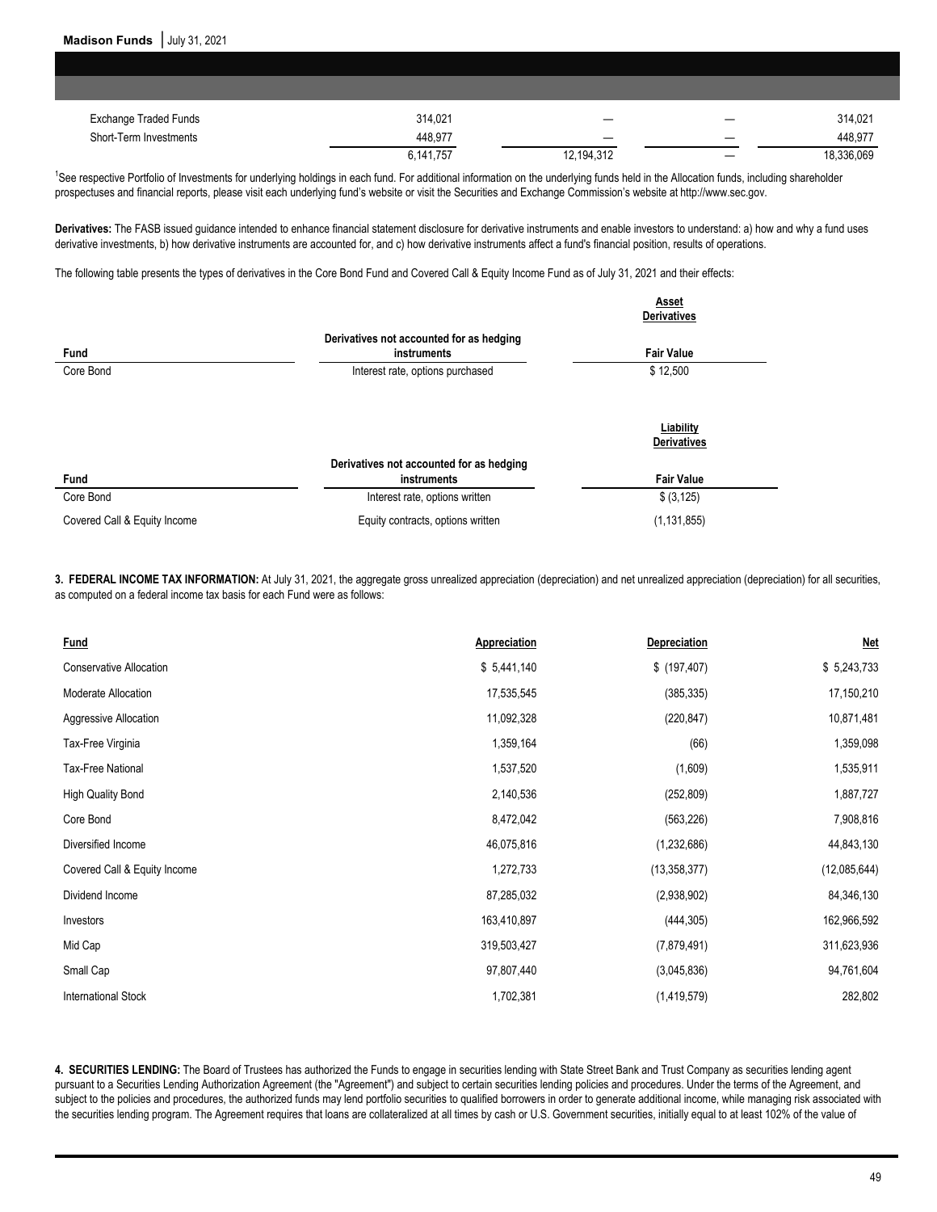| | | | | |
|---|---|---|---|---|
| Exchange Traded Funds | 314,021 | — | — | 314,021 |
| Short-Term Investments | 448,977 | — | — | 448,977 |
| | 6,141,757 | 12,194,312 | — | 18,336,069 |

[1]See respective Portfolio of Investments for underlying holdings in each fund. For additional information on the underlying funds held in the Allocation funds, including shareholder prospectuses and financial reports, please visit each underlying fund's website or visit the Securities and Exchange Commission's website at http://www.sec.gov.

**Derivatives:** The FASB issued guidance intended to enhance financial statement disclosure for derivative instruments and enable investors to understand: a) how and why a fund uses derivative investments, b) how derivative instruments are accounted for, and c) how derivative instruments affect a fund's financial position, results of operations.

The following table presents the types of derivatives in the Core Bond Fund and Covered Call & Equity Income Fund as of July 31, 2021 and their effects:

| | | Asset Derivatives |
|---|---|---|
| **Fund** | **Derivatives not accounted for as hedging instruments** | **Fair Value** |
| Core Bond | Interest rate, options purchased | $ 12,500 |

| | | Liability Derivatives |
|---|---|---|
| **Fund** | **Derivatives not accounted for as hedging instruments** | **Fair Value** |
| Core Bond | Interest rate, options written | $ (3,125) |
| Covered Call & Equity Income | Equity contracts, options written | (1,131,855) |

**3. FEDERAL INCOME TAX INFORMATION:** At July 31, 2021, the aggregate gross unrealized appreciation (depreciation) and net unrealized appreciation (depreciation) for all securities, as computed on a federal income tax basis for each Fund were as follows:

| Fund | Appreciation | Depreciation | Net |
|---|---|---|---|
| Conservative Allocation | $ 5,441,140 | $ (197,407) | $ 5,243,733 |
| Moderate Allocation | 17,535,545 | (385,335) | 17,150,210 |
| Aggressive Allocation | 11,092,328 | (220,847) | 10,871,481 |
| Tax-Free Virginia | 1,359,164 | (66) | 1,359,098 |
| Tax-Free National | 1,537,520 | (1,609) | 1,535,911 |
| High Quality Bond | 2,140,536 | (252,809) | 1,887,727 |
| Core Bond | 8,472,042 | (563,226) | 7,908,816 |
| Diversified Income | 46,075,816 | (1,232,686) | 44,843,130 |
| Covered Call & Equity Income | 1,272,733 | (13,358,377) | (12,085,644) |
| Dividend Income | 87,285,032 | (2,938,902) | 84,346,130 |
| Investors | 163,410,897 | (444,305) | 162,966,592 |
| Mid Cap | 319,503,427 | (7,879,491) | 311,623,936 |
| Small Cap | 97,807,440 | (3,045,836) | 94,761,604 |
| International Stock | 1,702,381 | (1,419,579) | 282,802 |

**4. SECURITIES LENDING:** The Board of Trustees has authorized the Funds to engage in securities lending with State Street Bank and Trust Company as securities lending agent pursuant to a Securities Lending Authorization Agreement (the "Agreement") and subject to certain securities lending policies and procedures. Under the terms of the Agreement, and subject to the policies and procedures, the authorized funds may lend portfolio securities to qualified borrowers in order to generate additional income, while managing risk associated with the securities lending program. The Agreement requires that loans are collateralized at all times by cash or U.S. Government securities, initially equal to at least 102% of the value of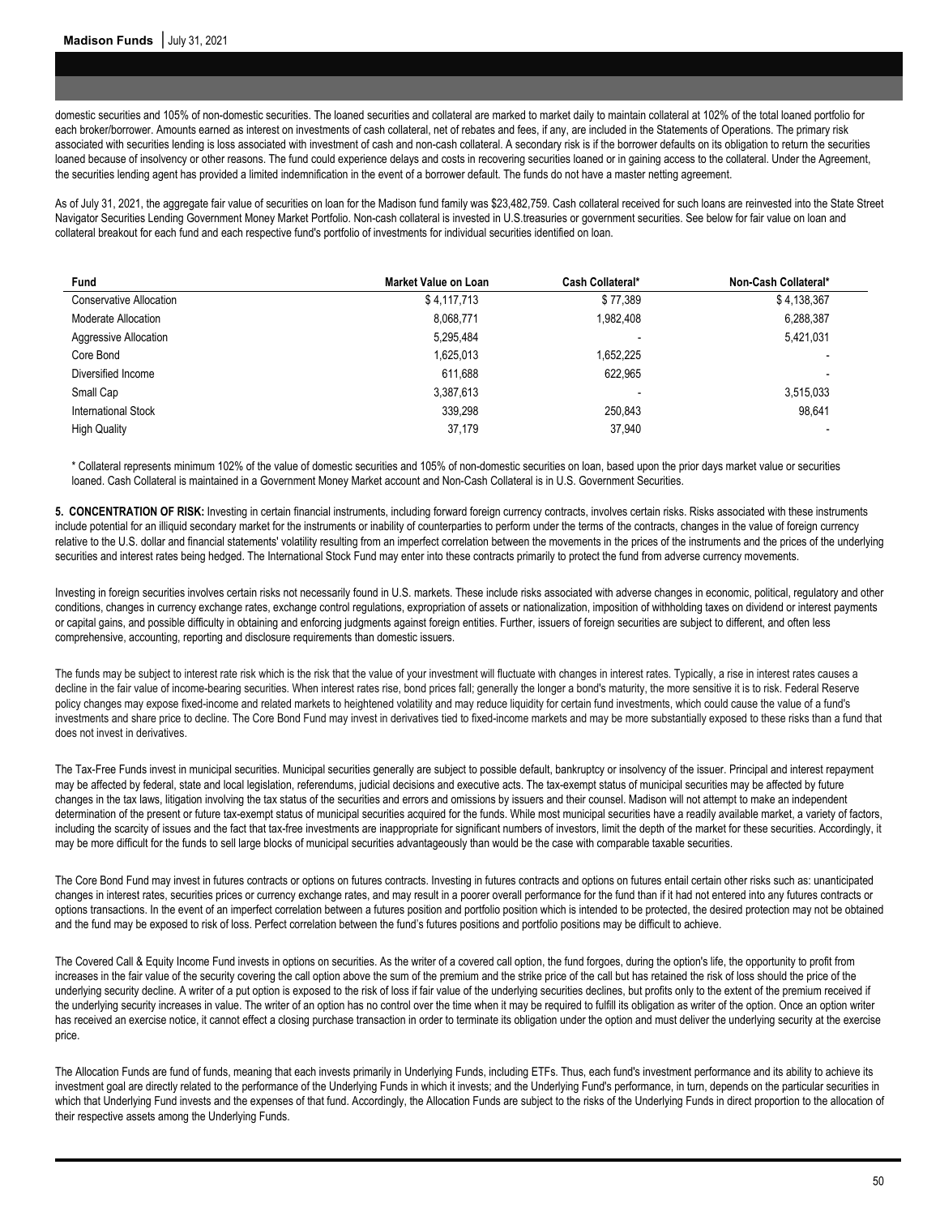domestic securities and 105% of non-domestic securities. The loaned securities and collateral are marked to market daily to maintain collateral at 102% of the total loaned portfolio for each broker/borrower. Amounts earned as interest on investments of cash collateral, net of rebates and fees, if any, are included in the Statements of Operations. The primary risk associated with securities lending is loss associated with investment of cash and non-cash collateral. A secondary risk is if the borrower defaults on its obligation to return the securities loaned because of insolvency or other reasons. The fund could experience delays and costs in recovering securities loaned or in gaining access to the collateral. Under the Agreement, the securities lending agent has provided a limited indemnification in the event of a borrower default. The funds do not have a master netting agreement.

As of July 31, 2021, the aggregate fair value of securities on loan for the Madison fund family was $23,482,759. Cash collateral received for such loans are reinvested into the State Street Navigator Securities Lending Government Money Market Portfolio. Non-cash collateral is invested in U.S.treasuries or government securities. See below for fair value on loan and collateral breakout for each fund and each respective fund's portfolio of investments for individual securities identified on loan.

| Fund | Market Value on Loan | Cash Collateral* | Non-Cash Collateral* |
|---|---|---|---|
| Conservative Allocation | $ 4,117,713 | $ 77,389 | $ 4,138,367 |
| Moderate Allocation | 8,068,771 | 1,982,408 | 6,288,387 |
| Aggressive Allocation | 5,295,484 | - | 5,421,031 |
| Core Bond | 1,625,013 | 1,652,225 | - |
| Diversified Income | 611,688 | 622,965 | - |
| Small Cap | 3,387,613 | - | 3,515,033 |
| International Stock | 339,298 | 250,843 | 98,641 |
| High Quality | 37,179 | 37,940 | - |

* Collateral represents minimum 102% of the value of domestic securities and 105% of non-domestic securities on loan, based upon the prior days market value or securities loaned. Cash Collateral is maintained in a Government Money Market account and Non-Cash Collateral is in U.S. Government Securities.

**5. CONCENTRATION OF RISK:** Investing in certain financial instruments, including forward foreign currency contracts, involves certain risks. Risks associated with these instruments include potential for an illiquid secondary market for the instruments or inability of counterparties to perform under the terms of the contracts, changes in the value of foreign currency relative to the U.S. dollar and financial statements' volatility resulting from an imperfect correlation between the movements in the prices of the instruments and the prices of the underlying securities and interest rates being hedged. The International Stock Fund may enter into these contracts primarily to protect the fund from adverse currency movements.

Investing in foreign securities involves certain risks not necessarily found in U.S. markets. These include risks associated with adverse changes in economic, political, regulatory and other conditions, changes in currency exchange rates, exchange control regulations, expropriation of assets or nationalization, imposition of withholding taxes on dividend or interest payments or capital gains, and possible difficulty in obtaining and enforcing judgments against foreign entities. Further, issuers of foreign securities are subject to different, and often less comprehensive, accounting, reporting and disclosure requirements than domestic issuers.

The funds may be subject to interest rate risk which is the risk that the value of your investment will fluctuate with changes in interest rates. Typically, a rise in interest rates causes a decline in the fair value of income-bearing securities. When interest rates rise, bond prices fall; generally the longer a bond's maturity, the more sensitive it is to risk. Federal Reserve policy changes may expose fixed-income and related markets to heightened volatility and may reduce liquidity for certain fund investments, which could cause the value of a fund's investments and share price to decline. The Core Bond Fund may invest in derivatives tied to fixed-income markets and may be more substantially exposed to these risks than a fund that does not invest in derivatives.

The Tax-Free Funds invest in municipal securities. Municipal securities generally are subject to possible default, bankruptcy or insolvency of the issuer. Principal and interest repayment may be affected by federal, state and local legislation, referendums, judicial decisions and executive acts. The tax-exempt status of municipal securities may be affected by future changes in the tax laws, litigation involving the tax status of the securities and errors and omissions by issuers and their counsel. Madison will not attempt to make an independent determination of the present or future tax-exempt status of municipal securities acquired for the funds. While most municipal securities have a readily available market, a variety of factors, including the scarcity of issues and the fact that tax-free investments are inappropriate for significant numbers of investors, limit the depth of the market for these securities. Accordingly, it may be more difficult for the funds to sell large blocks of municipal securities advantageously than would be the case with comparable taxable securities.

The Core Bond Fund may invest in futures contracts or options on futures contracts. Investing in futures contracts and options on futures entail certain other risks such as: unanticipated changes in interest rates, securities prices or currency exchange rates, and may result in a poorer overall performance for the fund than if it had not entered into any futures contracts or options transactions. In the event of an imperfect correlation between a futures position and portfolio position which is intended to be protected, the desired protection may not be obtained and the fund may be exposed to risk of loss. Perfect correlation between the fund's futures positions and portfolio positions may be difficult to achieve.

The Covered Call & Equity Income Fund invests in options on securities. As the writer of a covered call option, the fund forgoes, during the option's life, the opportunity to profit from increases in the fair value of the security covering the call option above the sum of the premium and the strike price of the call but has retained the risk of loss should the price of the underlying security decline. A writer of a put option is exposed to the risk of loss if fair value of the underlying securities declines, but profits only to the extent of the premium received if the underlying security increases in value. The writer of an option has no control over the time when it may be required to fulfill its obligation as writer of the option. Once an option writer has received an exercise notice, it cannot effect a closing purchase transaction in order to terminate its obligation under the option and must deliver the underlying security at the exercise price.

The Allocation Funds are fund of funds, meaning that each invests primarily in Underlying Funds, including ETFs. Thus, each fund's investment performance and its ability to achieve its investment goal are directly related to the performance of the Underlying Funds in which it invests; and the Underlying Fund's performance, in turn, depends on the particular securities in which that Underlying Fund invests and the expenses of that fund. Accordingly, the Allocation Funds are subject to the risks of the Underlying Funds in direct proportion to the allocation of their respective assets among the Underlying Funds.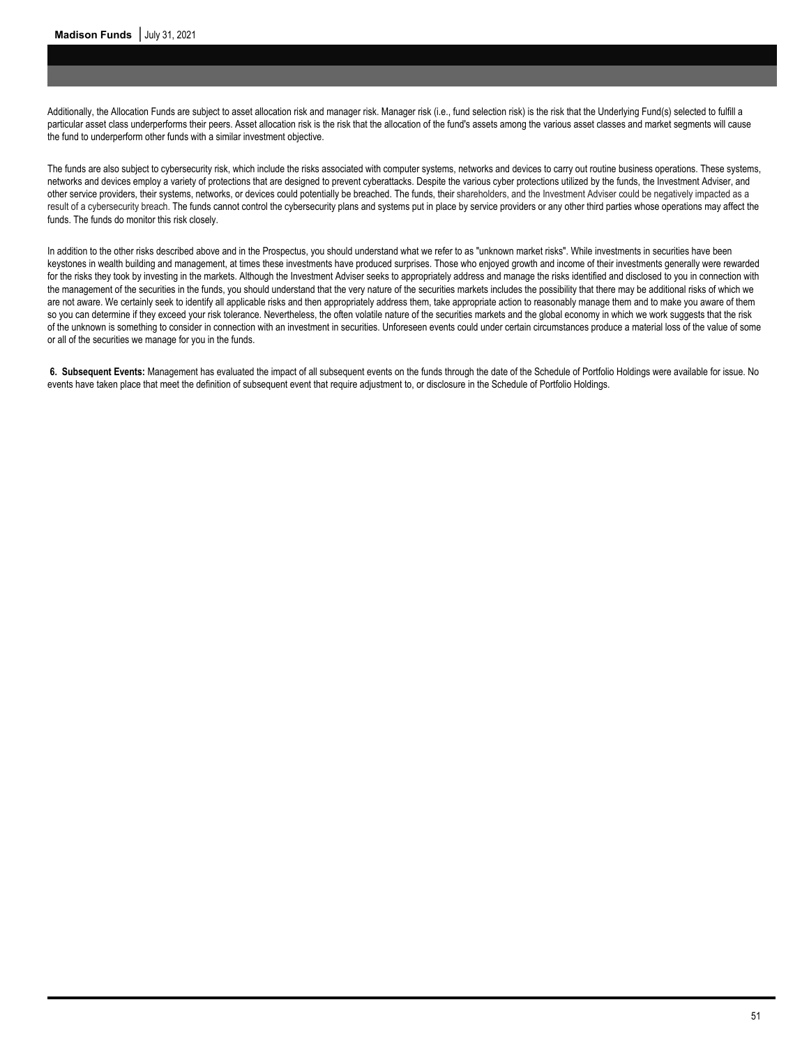Additionally, the Allocation Funds are subject to asset allocation risk and manager risk. Manager risk (i.e., fund selection risk) is the risk that the Underlying Fund(s) selected to fulfill a particular asset class underperforms their peers. Asset allocation risk is the risk that the allocation of the fund's assets among the various asset classes and market segments will cause the fund to underperform other funds with a similar investment objective.

The funds are also subject to cybersecurity risk, which include the risks associated with computer systems, networks and devices to carry out routine business operations. These systems, networks and devices employ a variety of protections that are designed to prevent cyberattacks. Despite the various cyber protections utilized by the funds, the Investment Adviser, and other service providers, their systems, networks, or devices could potentially be breached. The funds, their shareholders, and the Investment Adviser could be negatively impacted as a result of a cybersecurity breach. The funds cannot control the cybersecurity plans and systems put in place by service providers or any other third parties whose operations may affect the funds. The funds do monitor this risk closely.

In addition to the other risks described above and in the Prospectus, you should understand what we refer to as "unknown market risks". While investments in securities have been keystones in wealth building and management, at times these investments have produced surprises. Those who enjoyed growth and income of their investments generally were rewarded for the risks they took by investing in the markets. Although the Investment Adviser seeks to appropriately address and manage the risks identified and disclosed to you in connection with the management of the securities in the funds, you should understand that the very nature of the securities markets includes the possibility that there may be additional risks of which we are not aware. We certainly seek to identify all applicable risks and then appropriately address them, take appropriate action to reasonably manage them and to make you aware of them so you can determine if they exceed your risk tolerance. Nevertheless, the often volatile nature of the securities markets and the global economy in which we work suggests that the risk of the unknown is something to consider in connection with an investment in securities. Unforeseen events could under certain circumstances produce a material loss of the value of some or all of the securities we manage for you in the funds.

**6. Subsequent Events:** Management has evaluated the impact of all subsequent events on the funds through the date of the Schedule of Portfolio Holdings were available for issue. No events have taken place that meet the definition of subsequent event that require adjustment to, or disclosure in the Schedule of Portfolio Holdings.